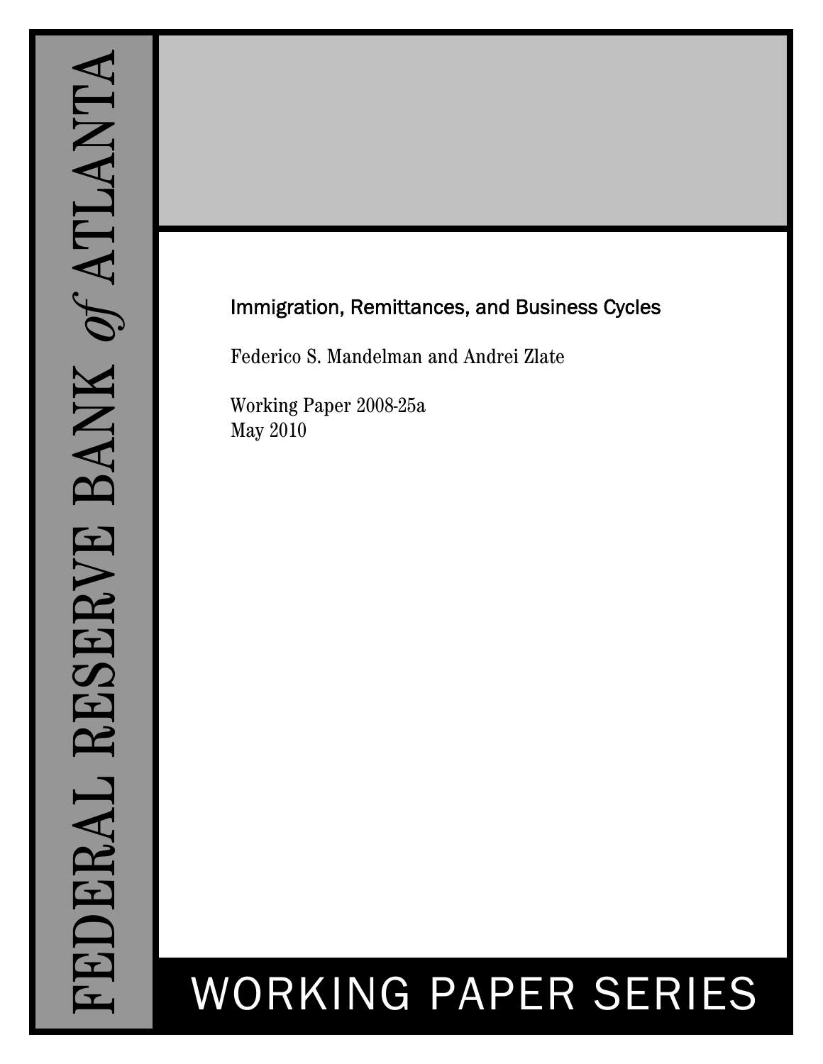FEDERAL RESERVE BANK *of* ATLANTA

# Immigration, Remittances, and Business Cycles

Federico S. Mandelman and Andrei Zlate

Working Paper 2008-25a
May 2010

WORKING PAPER SERIES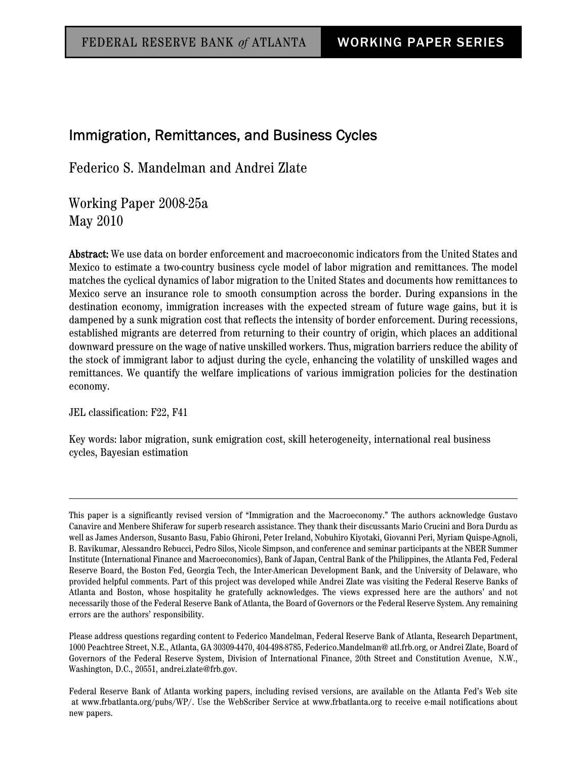FEDERAL RESERVE BANK *of* ATLANTA — WORKING PAPER SERIES

# Immigration, Remittances, and Business Cycles

Federico S. Mandelman and Andrei Zlate

Working Paper 2008-25a
May 2010

**Abstract:** We use data on border enforcement and macroeconomic indicators from the United States and Mexico to estimate a two-country business cycle model of labor migration and remittances. The model matches the cyclical dynamics of labor migration to the United States and documents how remittances to Mexico serve an insurance role to smooth consumption across the border. During expansions in the destination economy, immigration increases with the expected stream of future wage gains, but it is dampened by a sunk migration cost that reflects the intensity of border enforcement. During recessions, established migrants are deterred from returning to their country of origin, which places an additional downward pressure on the wage of native unskilled workers. Thus, migration barriers reduce the ability of the stock of immigrant labor to adjust during the cycle, enhancing the volatility of unskilled wages and remittances. We quantify the welfare implications of various immigration policies for the destination economy.

JEL classification: F22, F41

Key words: labor migration, sunk emigration cost, skill heterogeneity, international real business cycles, Bayesian estimation

---

This paper is a significantly revised version of "Immigration and the Macroeconomy." The authors acknowledge Gustavo Canavire and Menbere Shiferaw for superb research assistance. They thank their discussants Mario Crucini and Bora Durdu as well as James Anderson, Susanto Basu, Fabio Ghironi, Peter Ireland, Nobuhiro Kiyotaki, Giovanni Peri, Myriam Quispe-Agnoli, B. Ravikumar, Alessandro Rebucci, Pedro Silos, Nicole Simpson, and conference and seminar participants at the NBER Summer Institute (International Finance and Macroeconomics), Bank of Japan, Central Bank of the Philippines, the Atlanta Fed, Federal Reserve Board, the Boston Fed, Georgia Tech, the Inter-American Development Bank, and the University of Delaware, who provided helpful comments. Part of this project was developed while Andrei Zlate was visiting the Federal Reserve Banks of Atlanta and Boston, whose hospitality he gratefully acknowledges. The views expressed here are the authors' and not necessarily those of the Federal Reserve Bank of Atlanta, the Board of Governors or the Federal Reserve System. Any remaining errors are the authors' responsibility.

Please address questions regarding content to Federico Mandelman, Federal Reserve Bank of Atlanta, Research Department, 1000 Peachtree Street, N.E., Atlanta, GA 30309-4470, 404-498-8785, Federico.Mandelman@ atl.frb.org, or Andrei Zlate, Board of Governors of the Federal Reserve System, Division of International Finance, 20th Street and Constitution Avenue, N.W., Washington, D.C., 20551, andrei.zlate@frb.gov.

Federal Reserve Bank of Atlanta working papers, including revised versions, are available on the Atlanta Fed's Web site at www.frbatlanta.org/pubs/WP/. Use the WebScriber Service at www.frbatlanta.org to receive e-mail notifications about new papers.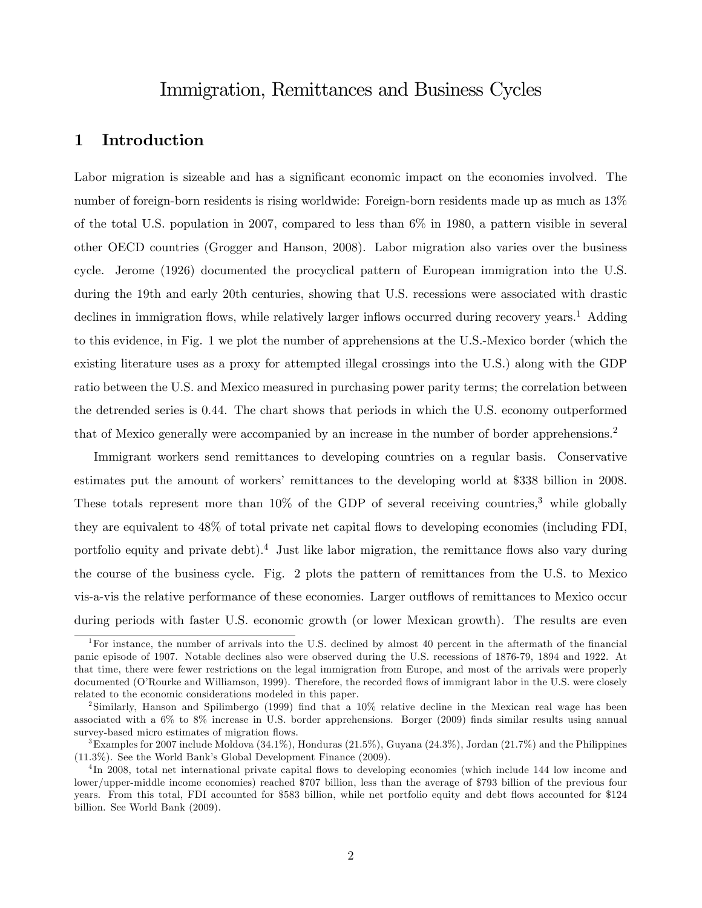# Immigration, Remittances and Business Cycles

## 1 Introduction

Labor migration is sizeable and has a significant economic impact on the economies involved. The number of foreign-born residents is rising worldwide: Foreign-born residents made up as much as 13% of the total U.S. population in 2007, compared to less than 6% in 1980, a pattern visible in several other OECD countries (Grogger and Hanson, 2008). Labor migration also varies over the business cycle. Jerome (1926) documented the procyclical pattern of European immigration into the U.S. during the 19th and early 20th centuries, showing that U.S. recessions were associated with drastic declines in immigration flows, while relatively larger inflows occurred during recovery years.[1] Adding to this evidence, in Fig. 1 we plot the number of apprehensions at the U.S.-Mexico border (which the existing literature uses as a proxy for attempted illegal crossings into the U.S.) along with the GDP ratio between the U.S. and Mexico measured in purchasing power parity terms; the correlation between the detrended series is 0.44. The chart shows that periods in which the U.S. economy outperformed that of Mexico generally were accompanied by an increase in the number of border apprehensions.[2]

Immigrant workers send remittances to developing countries on a regular basis. Conservative estimates put the amount of workers' remittances to the developing world at $338 billion in 2008. These totals represent more than 10% of the GDP of several receiving countries,[3] while globally they are equivalent to 48% of total private net capital flows to developing economies (including FDI, portfolio equity and private debt).[4] Just like labor migration, the remittance flows also vary during the course of the business cycle. Fig. 2 plots the pattern of remittances from the U.S. to Mexico vis-a-vis the relative performance of these economies. Larger outflows of remittances to Mexico occur during periods with faster U.S. economic growth (or lower Mexican growth). The results are even

---

[1] For instance, the number of arrivals into the U.S. declined by almost 40 percent in the aftermath of the financial panic episode of 1907. Notable declines also were observed during the U.S. recessions of 1876-79, 1894 and 1922. At that time, there were fewer restrictions on the legal immigration from Europe, and most of the arrivals were properly documented (O'Rourke and Williamson, 1999). Therefore, the recorded flows of immigrant labor in the U.S. were closely related to the economic considerations modeled in this paper.

[2] Similarly, Hanson and Spilimbergo (1999) find that a 10% relative decline in the Mexican real wage has been associated with a 6% to 8% increase in U.S. border apprehensions. Borger (2009) finds similar results using annual survey-based micro estimates of migration flows.

[3] Examples for 2007 include Moldova (34.1%), Honduras (21.5%), Guyana (24.3%), Jordan (21.7%) and the Philippines (11.3%). See the World Bank's Global Development Finance (2009).

[4] In 2008, total net international private capital flows to developing economies (which include 144 low income and lower/upper-middle income economies) reached $707 billion, less than the average of $793 billion of the previous four years. From this total, FDI accounted for $583 billion, while net portfolio equity and debt flows accounted for $124 billion. See World Bank (2009).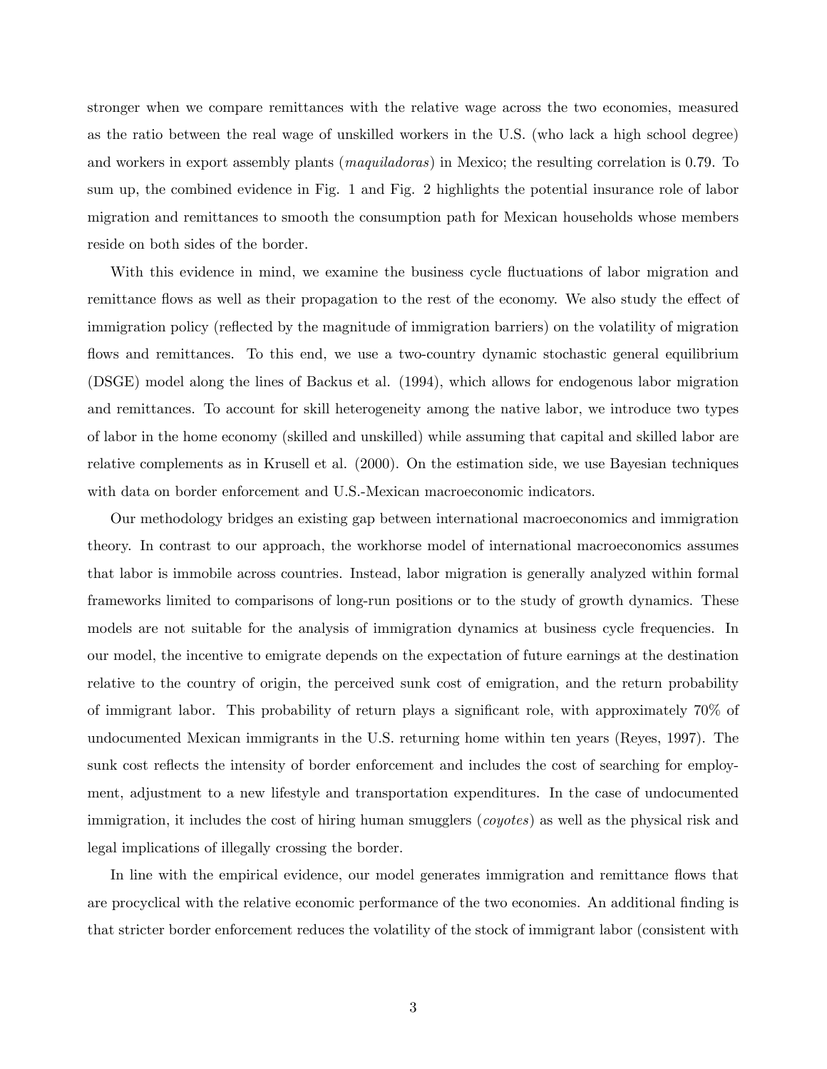stronger when we compare remittances with the relative wage across the two economies, measured as the ratio between the real wage of unskilled workers in the U.S. (who lack a high school degree) and workers in export assembly plants (*maquiladoras*) in Mexico; the resulting correlation is 0.79. To sum up, the combined evidence in Fig. 1 and Fig. 2 highlights the potential insurance role of labor migration and remittances to smooth the consumption path for Mexican households whose members reside on both sides of the border.

With this evidence in mind, we examine the business cycle fluctuations of labor migration and remittance flows as well as their propagation to the rest of the economy. We also study the effect of immigration policy (reflected by the magnitude of immigration barriers) on the volatility of migration flows and remittances. To this end, we use a two-country dynamic stochastic general equilibrium (DSGE) model along the lines of Backus et al. (1994), which allows for endogenous labor migration and remittances. To account for skill heterogeneity among the native labor, we introduce two types of labor in the home economy (skilled and unskilled) while assuming that capital and skilled labor are relative complements as in Krusell et al. (2000). On the estimation side, we use Bayesian techniques with data on border enforcement and U.S.-Mexican macroeconomic indicators.

Our methodology bridges an existing gap between international macroeconomics and immigration theory. In contrast to our approach, the workhorse model of international macroeconomics assumes that labor is immobile across countries. Instead, labor migration is generally analyzed within formal frameworks limited to comparisons of long-run positions or to the study of growth dynamics. These models are not suitable for the analysis of immigration dynamics at business cycle frequencies. In our model, the incentive to emigrate depends on the expectation of future earnings at the destination relative to the country of origin, the perceived sunk cost of emigration, and the return probability of immigrant labor. This probability of return plays a significant role, with approximately 70% of undocumented Mexican immigrants in the U.S. returning home within ten years (Reyes, 1997). The sunk cost reflects the intensity of border enforcement and includes the cost of searching for employment, adjustment to a new lifestyle and transportation expenditures. In the case of undocumented immigration, it includes the cost of hiring human smugglers (*coyotes*) as well as the physical risk and legal implications of illegally crossing the border.

In line with the empirical evidence, our model generates immigration and remittance flows that are procyclical with the relative economic performance of the two economies. An additional finding is that stricter border enforcement reduces the volatility of the stock of immigrant labor (consistent with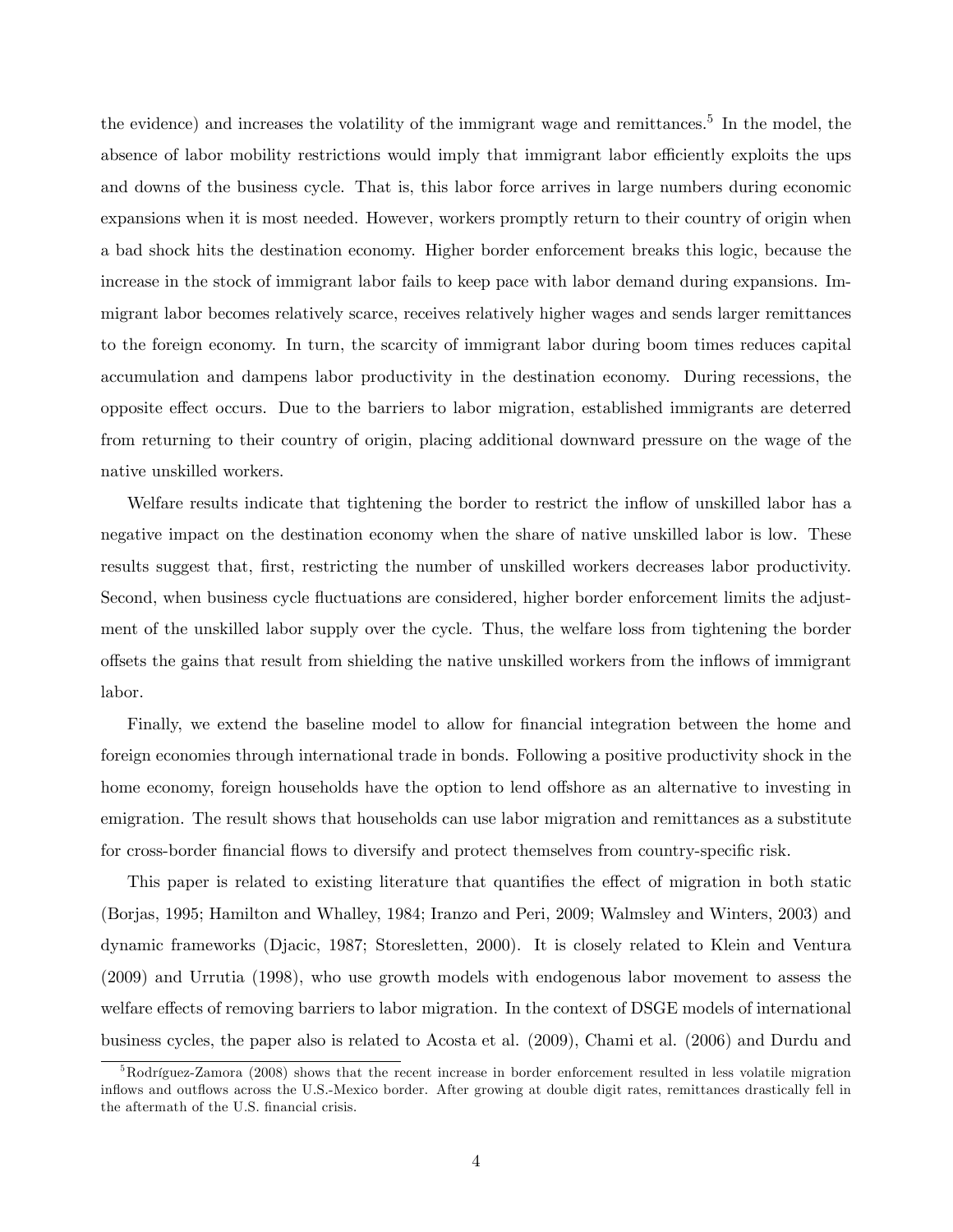the evidence) and increases the volatility of the immigrant wage and remittances.[5] In the model, the absence of labor mobility restrictions would imply that immigrant labor efficiently exploits the ups and downs of the business cycle. That is, this labor force arrives in large numbers during economic expansions when it is most needed. However, workers promptly return to their country of origin when a bad shock hits the destination economy. Higher border enforcement breaks this logic, because the increase in the stock of immigrant labor fails to keep pace with labor demand during expansions. Immigrant labor becomes relatively scarce, receives relatively higher wages and sends larger remittances to the foreign economy. In turn, the scarcity of immigrant labor during boom times reduces capital accumulation and dampens labor productivity in the destination economy. During recessions, the opposite effect occurs. Due to the barriers to labor migration, established immigrants are deterred from returning to their country of origin, placing additional downward pressure on the wage of the native unskilled workers.

Welfare results indicate that tightening the border to restrict the inflow of unskilled labor has a negative impact on the destination economy when the share of native unskilled labor is low. These results suggest that, first, restricting the number of unskilled workers decreases labor productivity. Second, when business cycle fluctuations are considered, higher border enforcement limits the adjustment of the unskilled labor supply over the cycle. Thus, the welfare loss from tightening the border offsets the gains that result from shielding the native unskilled workers from the inflows of immigrant labor.

Finally, we extend the baseline model to allow for financial integration between the home and foreign economies through international trade in bonds. Following a positive productivity shock in the home economy, foreign households have the option to lend offshore as an alternative to investing in emigration. The result shows that households can use labor migration and remittances as a substitute for cross-border financial flows to diversify and protect themselves from country-specific risk.

This paper is related to existing literature that quantifies the effect of migration in both static (Borjas, 1995; Hamilton and Whalley, 1984; Iranzo and Peri, 2009; Walmsley and Winters, 2003) and dynamic frameworks (Djacic, 1987; Storesletten, 2000). It is closely related to Klein and Ventura (2009) and Urrutia (1998), who use growth models with endogenous labor movement to assess the welfare effects of removing barriers to labor migration. In the context of DSGE models of international business cycles, the paper also is related to Acosta et al. (2009), Chami et al. (2006) and Durdu and

[5] Rodríguez-Zamora (2008) shows that the recent increase in border enforcement resulted in less volatile migration inflows and outflows across the U.S.-Mexico border. After growing at double digit rates, remittances drastically fell in the aftermath of the U.S. financial crisis.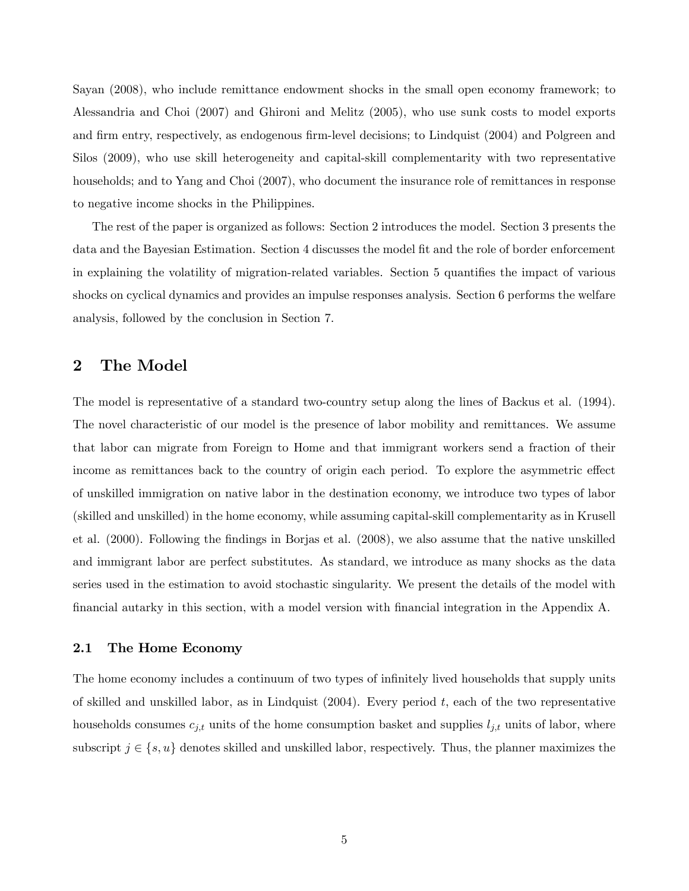Sayan (2008), who include remittance endowment shocks in the small open economy framework; to Alessandria and Choi (2007) and Ghironi and Melitz (2005), who use sunk costs to model exports and firm entry, respectively, as endogenous firm-level decisions; to Lindquist (2004) and Polgreen and Silos (2009), who use skill heterogeneity and capital-skill complementarity with two representative households; and to Yang and Choi (2007), who document the insurance role of remittances in response to negative income shocks in the Philippines.

The rest of the paper is organized as follows: Section 2 introduces the model. Section 3 presents the data and the Bayesian Estimation. Section 4 discusses the model fit and the role of border enforcement in explaining the volatility of migration-related variables. Section 5 quantifies the impact of various shocks on cyclical dynamics and provides an impulse responses analysis. Section 6 performs the welfare analysis, followed by the conclusion in Section 7.

## 2 The Model

The model is representative of a standard two-country setup along the lines of Backus et al. (1994). The novel characteristic of our model is the presence of labor mobility and remittances. We assume that labor can migrate from Foreign to Home and that immigrant workers send a fraction of their income as remittances back to the country of origin each period. To explore the asymmetric effect of unskilled immigration on native labor in the destination economy, we introduce two types of labor (skilled and unskilled) in the home economy, while assuming capital-skill complementarity as in Krusell et al. (2000). Following the findings in Borjas et al. (2008), we also assume that the native unskilled and immigrant labor are perfect substitutes. As standard, we introduce as many shocks as the data series used in the estimation to avoid stochastic singularity. We present the details of the model with financial autarky in this section, with a model version with financial integration in the Appendix A.

### 2.1 The Home Economy

The home economy includes a continuum of two types of infinitely lived households that supply units of skilled and unskilled labor, as in Lindquist (2004). Every period $t$, each of the two representative households consumes $c_{j,t}$ units of the home consumption basket and supplies $l_{j,t}$ units of labor, where subscript $j \in \{s, u\}$ denotes skilled and unskilled labor, respectively. Thus, the planner maximizes the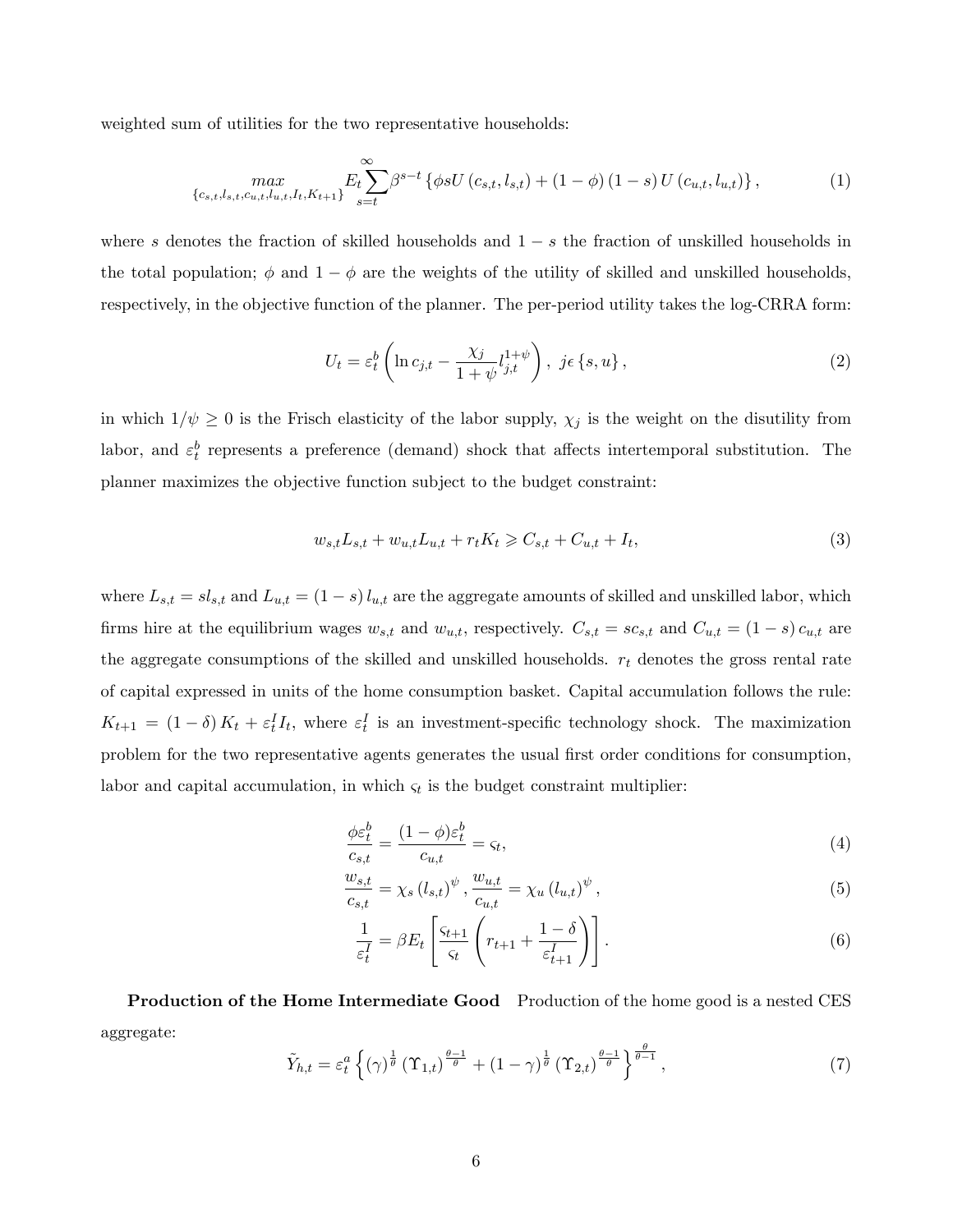weighted sum of utilities for the two representative households:

$$\max_{\{c_{s,t},l_{s,t},c_{u,t},l_{u,t},I_t,K_{t+1}\}} E_t \sum_{s=t}^{\infty} \beta^{s-t} \left\{ \phi s U\left(c_{s,t}, l_{s,t}\right) + (1-\phi)(1-s) U\left(c_{u,t}, l_{u,t}\right) \right\}, \tag{1}$$

where $s$ denotes the fraction of skilled households and $1-s$ the fraction of unskilled households in the total population; $\phi$ and $1-\phi$ are the weights of the utility of skilled and unskilled households, respectively, in the objective function of the planner. The per-period utility takes the log-CRRA form:

$$U_t = \varepsilon_t^b \left( \ln c_{j,t} - \frac{\chi_j}{1+\psi} l_{j,t}^{1+\psi} \right), \; j \epsilon \{s, u\}, \tag{2}$$

in which $1/\psi \geq 0$ is the Frisch elasticity of the labor supply, $\chi_j$ is the weight on the disutility from labor, and $\varepsilon_t^b$ represents a preference (demand) shock that affects intertemporal substitution. The planner maximizes the objective function subject to the budget constraint:

$$w_{s,t} L_{s,t} + w_{u,t} L_{u,t} + r_t K_t \geqslant C_{s,t} + C_{u,t} + I_t, \tag{3}$$

where $L_{s,t} = s l_{s,t}$ and $L_{u,t} = (1-s) l_{u,t}$ are the aggregate amounts of skilled and unskilled labor, which firms hire at the equilibrium wages $w_{s,t}$ and $w_{u,t}$, respectively. $C_{s,t} = s c_{s,t}$ and $C_{u,t} = (1-s) c_{u,t}$ are the aggregate consumptions of the skilled and unskilled households. $r_t$ denotes the gross rental rate of capital expressed in units of the home consumption basket. Capital accumulation follows the rule: $K_{t+1} = (1-\delta) K_t + \varepsilon_t^I I_t$, where $\varepsilon_t^I$ is an investment-specific technology shock. The maximization problem for the two representative agents generates the usual first order conditions for consumption, labor and capital accumulation, in which $\varsigma_t$ is the budget constraint multiplier:

$$\frac{\phi \varepsilon_t^b}{c_{s,t}} = \frac{(1-\phi)\varepsilon_t^b}{c_{u,t}} = \varsigma_t, \tag{4}$$

$$\frac{w_{s,t}}{c_{s,t}} = \chi_s \left(l_{s,t}\right)^{\psi}, \frac{w_{u,t}}{c_{u,t}} = \chi_u \left(l_{u,t}\right)^{\psi}, \tag{5}$$

$$\frac{1}{\varepsilon_t^I} = \beta E_t \left[ \frac{\varsigma_{t+1}}{\varsigma_t} \left( r_{t+1} + \frac{1-\delta}{\varepsilon_{t+1}^I} \right) \right]. \tag{6}$$

**Production of the Home Intermediate Good** Production of the home good is a nested CES aggregate:

$$\tilde{Y}_{h,t} = \varepsilon_t^a \left\{ (\gamma)^{\frac{1}{\theta}} \left(\Upsilon_{1,t}\right)^{\frac{\theta-1}{\theta}} + (1-\gamma)^{\frac{1}{\theta}} \left(\Upsilon_{2,t}\right)^{\frac{\theta-1}{\theta}} \right\}^{\frac{\theta}{\theta-1}}, \tag{7}$$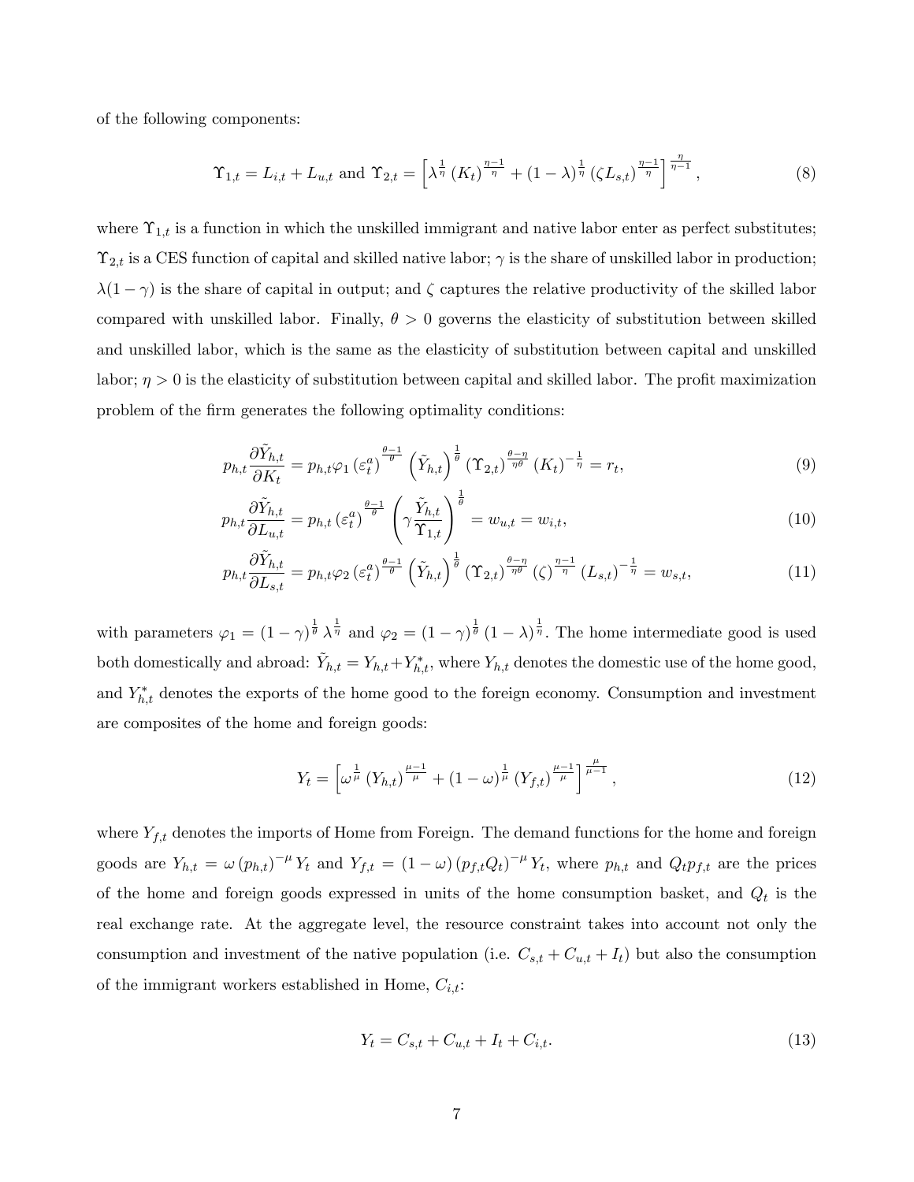of the following components:

$$\Upsilon_{1,t} = L_{i,t} + L_{u,t} \text{ and } \Upsilon_{2,t} = \left[\lambda^{\frac{1}{\eta}} (K_t)^{\frac{\eta-1}{\eta}} + (1-\lambda)^{\frac{1}{\eta}} (\zeta L_{s,t})^{\frac{\eta-1}{\eta}}\right]^{\frac{\eta}{\eta-1}}, \tag{8}$$

where $\Upsilon_{1,t}$ is a function in which the unskilled immigrant and native labor enter as perfect substitutes; $\Upsilon_{2,t}$ is a CES function of capital and skilled native labor; $\gamma$ is the share of unskilled labor in production; $\lambda(1-\gamma)$ is the share of capital in output; and $\zeta$ captures the relative productivity of the skilled labor compared with unskilled labor. Finally, $\theta > 0$ governs the elasticity of substitution between skilled and unskilled labor, which is the same as the elasticity of substitution between capital and unskilled labor; $\eta > 0$ is the elasticity of substitution between capital and skilled labor. The profit maximization problem of the firm generates the following optimality conditions:

$$p_{h,t}\frac{\partial \tilde{Y}_{h,t}}{\partial K_t} = p_{h,t}\varphi_1 (\varepsilon_t^a)^{\frac{\theta-1}{\theta}} \left(\tilde{Y}_{h,t}\right)^{\frac{1}{\theta}} (\Upsilon_{2,t})^{\frac{\theta-\eta}{\eta\theta}} (K_t)^{-\frac{1}{\eta}} = r_t, \tag{9}$$

$$p_{h,t}\frac{\partial \tilde{Y}_{h,t}}{\partial L_{u,t}} = p_{h,t} (\varepsilon_t^a)^{\frac{\theta-1}{\theta}} \left(\gamma \frac{\tilde{Y}_{h,t}}{\Upsilon_{1,t}}\right)^{\frac{1}{\theta}} = w_{u,t} = w_{i,t}, \tag{10}$$

$$p_{h,t}\frac{\partial \tilde{Y}_{h,t}}{\partial L_{s,t}} = p_{h,t}\varphi_2 (\varepsilon_t^a)^{\frac{\theta-1}{\theta}} \left(\tilde{Y}_{h,t}\right)^{\frac{1}{\theta}} (\Upsilon_{2,t})^{\frac{\theta-\eta}{\eta\theta}} (\zeta)^{\frac{\eta-1}{\eta}} (L_{s,t})^{-\frac{1}{\eta}} = w_{s,t}, \tag{11}$$

with parameters $\varphi_1 = (1-\gamma)^{\frac{1}{\theta}} \lambda^{\frac{1}{\eta}}$ and $\varphi_2 = (1-\gamma)^{\frac{1}{\theta}} (1-\lambda)^{\frac{1}{\eta}}$. The home intermediate good is used both domestically and abroad: $\tilde{Y}_{h,t} = Y_{h,t} + Y_{h,t}^*$, where $Y_{h,t}$ denotes the domestic use of the home good, and $Y_{h,t}^*$ denotes the exports of the home good to the foreign economy. Consumption and investment are composites of the home and foreign goods:

$$Y_t = \left[\omega^{\frac{1}{\mu}} (Y_{h,t})^{\frac{\mu-1}{\mu}} + (1-\omega)^{\frac{1}{\mu}} (Y_{f,t})^{\frac{\mu-1}{\mu}}\right]^{\frac{\mu}{\mu-1}}, \tag{12}$$

where $Y_{f,t}$ denotes the imports of Home from Foreign. The demand functions for the home and foreign goods are $Y_{h,t} = \omega (p_{h,t})^{-\mu} Y_t$ and $Y_{f,t} = (1-\omega)(p_{f,t}Q_t)^{-\mu} Y_t$, where $p_{h,t}$ and $Q_t p_{f,t}$ are the prices of the home and foreign goods expressed in units of the home consumption basket, and $Q_t$ is the real exchange rate. At the aggregate level, the resource constraint takes into account not only the consumption and investment of the native population (i.e. $C_{s,t} + C_{u,t} + I_t$) but also the consumption of the immigrant workers established in Home, $C_{i,t}$:

$$Y_t = C_{s,t} + C_{u,t} + I_t + C_{i,t}. \tag{13}$$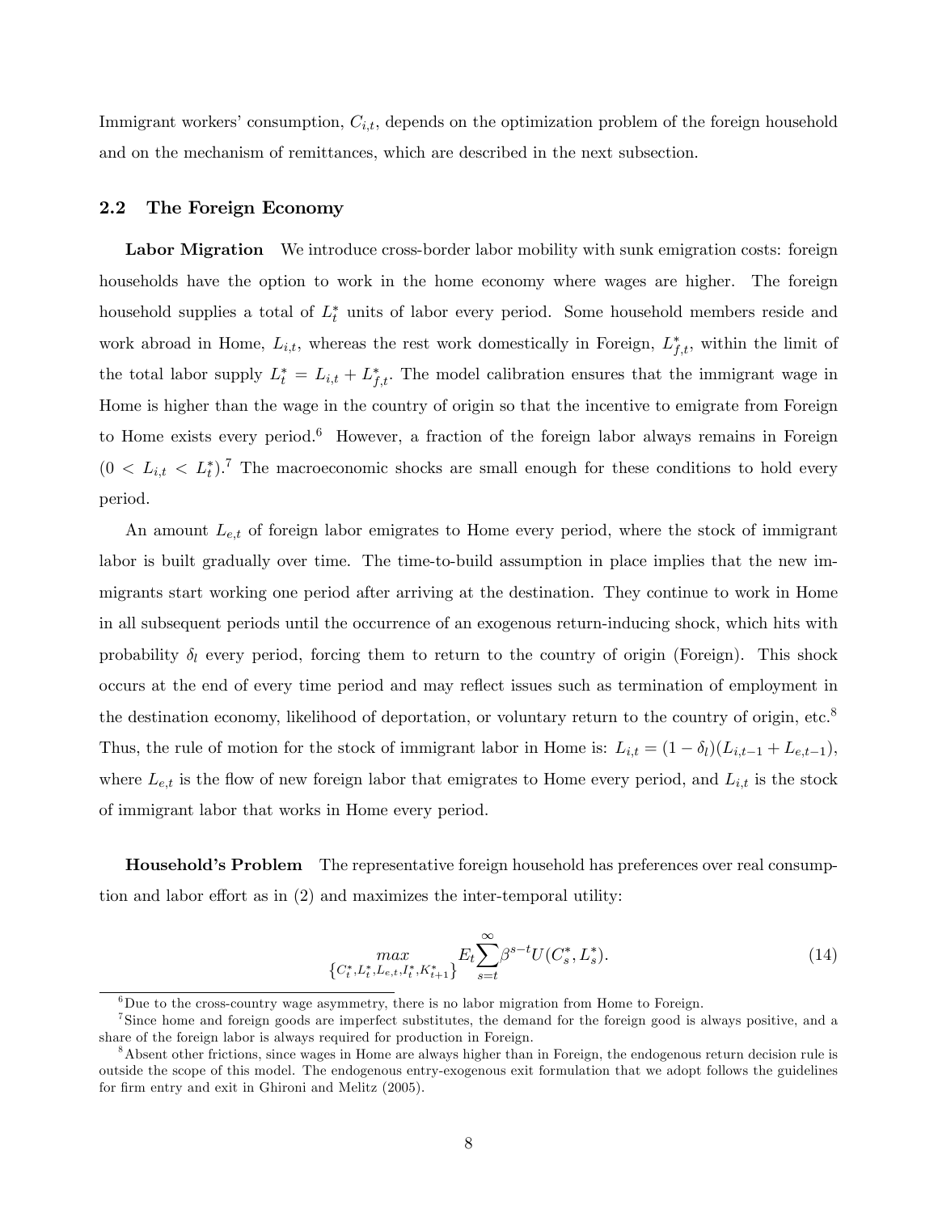Immigrant workers' consumption, $C_{i,t}$, depends on the optimization problem of the foreign household and on the mechanism of remittances, which are described in the next subsection.

## 2.2 The Foreign Economy

**Labor Migration** We introduce cross-border labor mobility with sunk emigration costs: foreign households have the option to work in the home economy where wages are higher. The foreign household supplies a total of $L_t^*$ units of labor every period. Some household members reside and work abroad in Home, $L_{i,t}$, whereas the rest work domestically in Foreign, $L_{f,t}^*$, within the limit of the total labor supply $L_t^* = L_{i,t} + L_{f,t}^*$. The model calibration ensures that the immigrant wage in Home is higher than the wage in the country of origin so that the incentive to emigrate from Foreign to Home exists every period.[6] However, a fraction of the foreign labor always remains in Foreign ($0 < L_{i,t} < L_t^*$).[7] The macroeconomic shocks are small enough for these conditions to hold every period.

An amount $L_{e,t}$ of foreign labor emigrates to Home every period, where the stock of immigrant labor is built gradually over time. The time-to-build assumption in place implies that the new immigrants start working one period after arriving at the destination. They continue to work in Home in all subsequent periods until the occurrence of an exogenous return-inducing shock, which hits with probability $\delta_l$ every period, forcing them to return to the country of origin (Foreign). This shock occurs at the end of every time period and may reflect issues such as termination of employment in the destination economy, likelihood of deportation, or voluntary return to the country of origin, etc.[8] Thus, the rule of motion for the stock of immigrant labor in Home is: $L_{i,t} = (1 - \delta_l)(L_{i,t-1} + L_{e,t-1})$, where $L_{e,t}$ is the flow of new foreign labor that emigrates to Home every period, and $L_{i,t}$ is the stock of immigrant labor that works in Home every period.

**Household's Problem** The representative foreign household has preferences over real consumption and labor effort as in (2) and maximizes the inter-temporal utility:

$$\max_{\{C_t^*, L_t^*, L_{e,t}, I_t^*, K_{t+1}^*\}} E_t \sum_{s=t}^{\infty} \beta^{s-t} U(C_s^*, L_s^*). \tag{14}$$

---

[6] Due to the cross-country wage asymmetry, there is no labor migration from Home to Foreign.

[7] Since home and foreign goods are imperfect substitutes, the demand for the foreign good is always positive, and a share of the foreign labor is always required for production in Foreign.

[8] Absent other frictions, since wages in Home are always higher than in Foreign, the endogenous return decision rule is outside the scope of this model. The endogenous entry-exogenous exit formulation that we adopt follows the guidelines for firm entry and exit in Ghironi and Melitz (2005).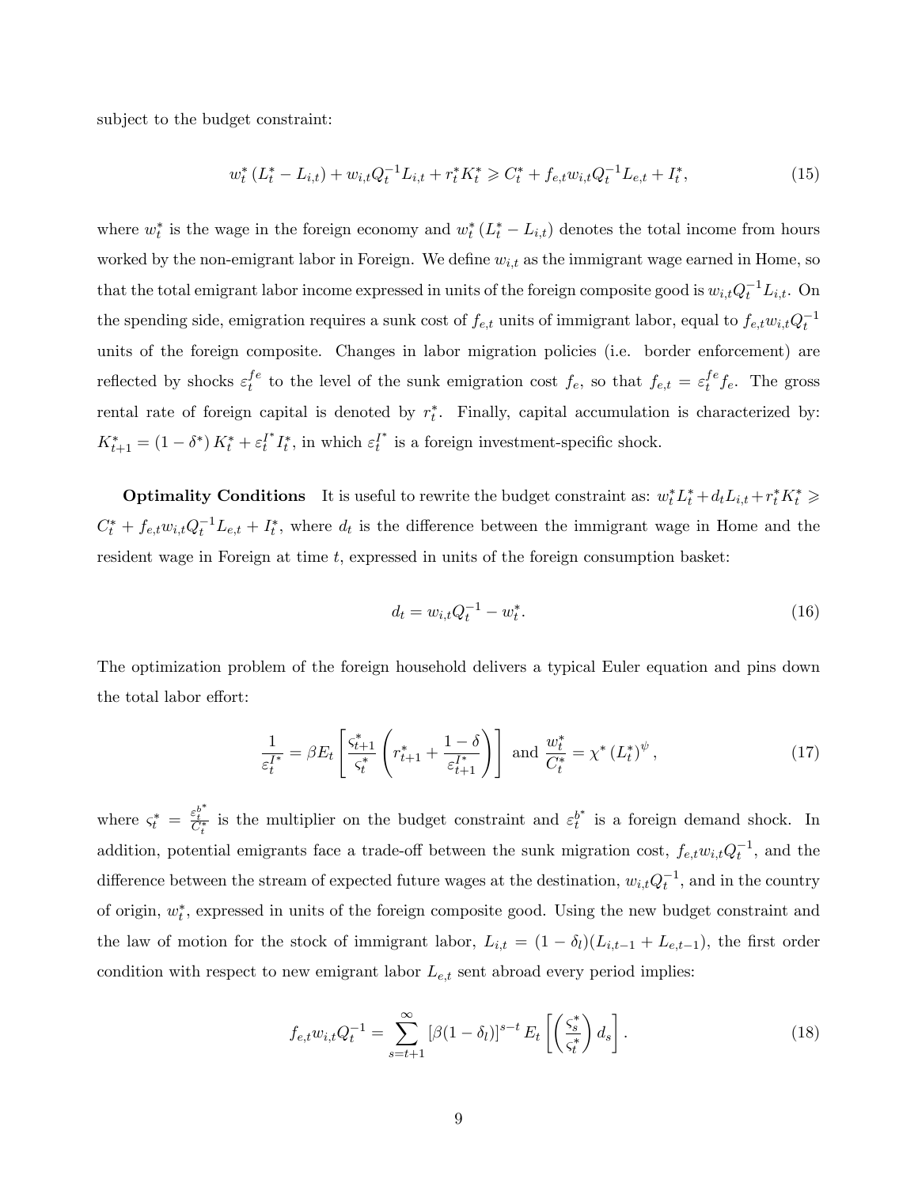subject to the budget constraint:

$$w_t^* \left(L_t^* - L_{i,t}\right) + w_{i,t} Q_t^{-1} L_{i,t} + r_t^* K_t^* \geqslant C_t^* + f_{e,t} w_{i,t} Q_t^{-1} L_{e,t} + I_t^*, \tag{15}$$

where $w_t^*$ is the wage in the foreign economy and $w_t^* \left(L_t^* - L_{i,t}\right)$ denotes the total income from hours worked by the non-emigrant labor in Foreign. We define $w_{i,t}$ as the immigrant wage earned in Home, so that the total emigrant labor income expressed in units of the foreign composite good is $w_{i,t} Q_t^{-1} L_{i,t}$. On the spending side, emigration requires a sunk cost of $f_{e,t}$ units of immigrant labor, equal to $f_{e,t} w_{i,t} Q_t^{-1}$ units of the foreign composite. Changes in labor migration policies (i.e. border enforcement) are reflected by shocks $\varepsilon_t^{fe}$ to the level of the sunk emigration cost $f_e$, so that $f_{e,t} = \varepsilon_t^{fe} f_e$. The gross rental rate of foreign capital is denoted by $r_t^*$. Finally, capital accumulation is characterized by: $K_{t+1}^* = (1 - \delta^*) K_t^* + \varepsilon_t^{I^*} I_t^*$, in which $\varepsilon_t^{I^*}$ is a foreign investment-specific shock.

**Optimality Conditions** It is useful to rewrite the budget constraint as: $w_t^* L_t^* + d_t L_{i,t} + r_t^* K_t^* \geqslant C_t^* + f_{e,t} w_{i,t} Q_t^{-1} L_{e,t} + I_t^*$, where $d_t$ is the difference between the immigrant wage in Home and the resident wage in Foreign at time $t$, expressed in units of the foreign consumption basket:

$$d_t = w_{i,t} Q_t^{-1} - w_t^*. \tag{16}$$

The optimization problem of the foreign household delivers a typical Euler equation and pins down the total labor effort:

$$\frac{1}{\varepsilon_t^{I^*}} = \beta E_t \left[ \frac{\varsigma_{t+1}^*}{\varsigma_t^*} \left( r_{t+1}^* + \frac{1-\delta}{\varepsilon_{t+1}^{I^*}} \right) \right] \text{ and } \frac{w_t^*}{C_t^*} = \chi^* \left(L_t^*\right)^{\psi}, \tag{17}$$

where $\varsigma_t^* = \frac{\varepsilon_t^{b^*}}{C_t^*}$ is the multiplier on the budget constraint and $\varepsilon_t^{b^*}$ is a foreign demand shock. In addition, potential emigrants face a trade-off between the sunk migration cost, $f_{e,t} w_{i,t} Q_t^{-1}$, and the difference between the stream of expected future wages at the destination, $w_{i,t} Q_t^{-1}$, and in the country of origin, $w_t^*$, expressed in units of the foreign composite good. Using the new budget constraint and the law of motion for the stock of immigrant labor, $L_{i,t} = (1 - \delta_l)(L_{i,t-1} + L_{e,t-1})$, the first order condition with respect to new emigrant labor $L_{e,t}$ sent abroad every period implies:

$$f_{e,t} w_{i,t} Q_t^{-1} = \sum_{s=t+1}^{\infty} \left[\beta(1 - \delta_l)\right]^{s-t} E_t \left[ \left( \frac{\varsigma_s^*}{\varsigma_t^*} \right) d_s \right]. \tag{18}$$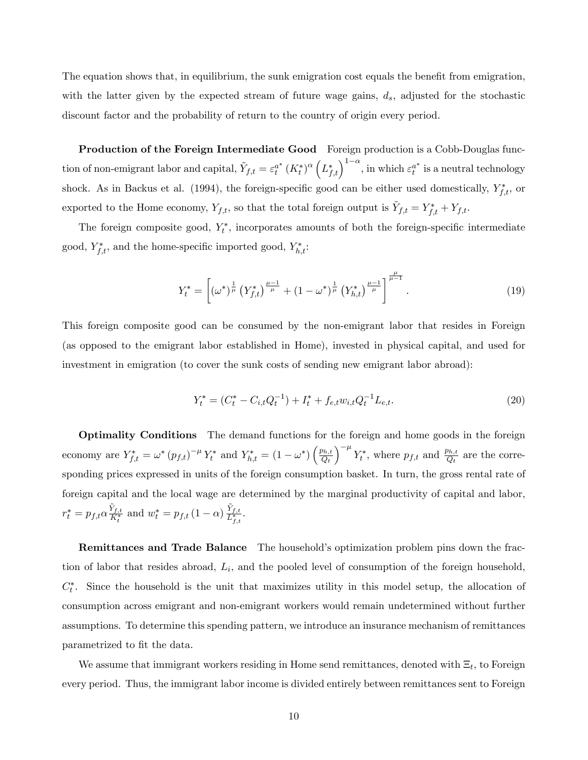The equation shows that, in equilibrium, the sunk emigration cost equals the benefit from emigration, with the latter given by the expected stream of future wage gains, $d_s$, adjusted for the stochastic discount factor and the probability of return to the country of origin every period.

**Production of the Foreign Intermediate Good** Foreign production is a Cobb-Douglas function of non-emigrant labor and capital, $\tilde{Y}_{f,t} = \varepsilon_t^{a^*} (K_t^*)^{\alpha} \left(L_{f,t}^*\right)^{1-\alpha}$, in which $\varepsilon_t^{a^*}$ is a neutral technology shock. As in Backus et al. (1994), the foreign-specific good can be either used domestically, $Y_{f,t}^*$, or exported to the Home economy, $Y_{f,t}$, so that the total foreign output is $\tilde{Y}_{f,t} = Y_{f,t}^* + Y_{f,t}$.

The foreign composite good, $Y_t^*$, incorporates amounts of both the foreign-specific intermediate good, $Y_{f,t}^*$, and the home-specific imported good, $Y_{h,t}^*$:

$$Y_t^* = \left[ (\omega^*)^{\frac{1}{\mu}} \left(Y_{f,t}^*\right)^{\frac{\mu-1}{\mu}} + (1-\omega^*)^{\frac{1}{\mu}} \left(Y_{h,t}^*\right)^{\frac{\mu-1}{\mu}} \right]^{\frac{\mu}{\mu-1}}. \tag{19}$$

This foreign composite good can be consumed by the non-emigrant labor that resides in Foreign (as opposed to the emigrant labor established in Home), invested in physical capital, and used for investment in emigration (to cover the sunk costs of sending new emigrant labor abroad):

$$Y_t^* = (C_t^* - C_{i,t} Q_t^{-1}) + I_t^* + f_{e,t} w_{i,t} Q_t^{-1} L_{e,t}. \tag{20}$$

**Optimality Conditions** The demand functions for the foreign and home goods in the foreign economy are $Y_{f,t}^* = \omega^* \left(p_{f,t}\right)^{-\mu} Y_t^*$ and $Y_{h,t}^* = (1-\omega^*) \left(\frac{p_{h,t}}{Q_t}\right)^{-\mu} Y_t^*$, where $p_{f,t}$ and $\frac{p_{h,t}}{Q_t}$ are the corresponding prices expressed in units of the foreign consumption basket. In turn, the gross rental rate of foreign capital and the local wage are determined by the marginal productivity of capital and labor, $r_t^* = p_{f,t} \alpha \frac{\tilde{Y}_{f,t}}{K_t^*}$ and $w_t^* = p_{f,t} (1-\alpha) \frac{\tilde{Y}_{f,t}}{L_{f,t}^*}$.

**Remittances and Trade Balance** The household's optimization problem pins down the fraction of labor that resides abroad, $L_i$, and the pooled level of consumption of the foreign household, $C_t^*$. Since the household is the unit that maximizes utility in this model setup, the allocation of consumption across emigrant and non-emigrant workers would remain undetermined without further assumptions. To determine this spending pattern, we introduce an insurance mechanism of remittances parametrized to fit the data.

We assume that immigrant workers residing in Home send remittances, denoted with $\Xi_t$, to Foreign every period. Thus, the immigrant labor income is divided entirely between remittances sent to Foreign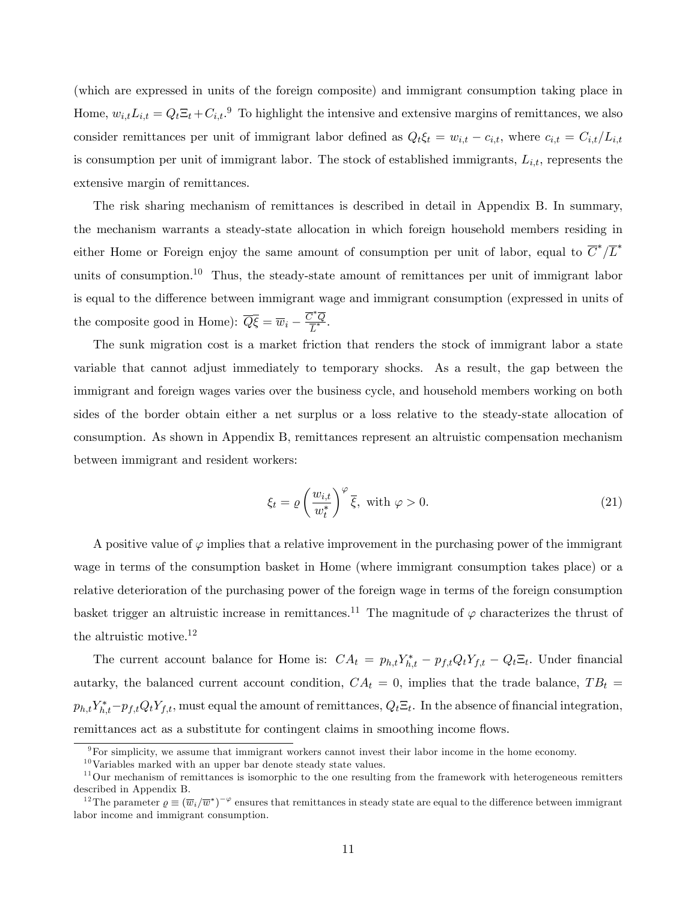(which are expressed in units of the foreign composite) and immigrant consumption taking place in Home, $w_{i,t}L_{i,t} = Q_t\Xi_t + C_{i,t}$.[9] To highlight the intensive and extensive margins of remittances, we also consider remittances per unit of immigrant labor defined as $Q_t\xi_t = w_{i,t} - c_{i,t}$, where $c_{i,t} = C_{i,t}/L_{i,t}$ is consumption per unit of immigrant labor. The stock of established immigrants, $L_{i,t}$, represents the extensive margin of remittances.

The risk sharing mechanism of remittances is described in detail in Appendix B. In summary, the mechanism warrants a steady-state allocation in which foreign household members residing in either Home or Foreign enjoy the same amount of consumption per unit of labor, equal to $\overline{C}^*/\overline{L}^*$ units of consumption.[10] Thus, the steady-state amount of remittances per unit of immigrant labor is equal to the difference between immigrant wage and immigrant consumption (expressed in units of the composite good in Home): $\overline{Q\xi} = \overline{w}_i - \frac{\overline{C}^*\overline{Q}}{\overline{L}^*}$.

The sunk migration cost is a market friction that renders the stock of immigrant labor a state variable that cannot adjust immediately to temporary shocks. As a result, the gap between the immigrant and foreign wages varies over the business cycle, and household members working on both sides of the border obtain either a net surplus or a loss relative to the steady-state allocation of consumption. As shown in Appendix B, remittances represent an altruistic compensation mechanism between immigrant and resident workers:

$$\xi_t = \varrho \left( \frac{w_{i,t}}{w_t^*} \right)^{\varphi} \overline{\xi}, \text{ with } \varphi > 0. \tag{21}$$

A positive value of $\varphi$ implies that a relative improvement in the purchasing power of the immigrant wage in terms of the consumption basket in Home (where immigrant consumption takes place) or a relative deterioration of the purchasing power of the foreign wage in terms of the foreign consumption basket trigger an altruistic increase in remittances.[11] The magnitude of $\varphi$ characterizes the thrust of the altruistic motive.[12]

The current account balance for Home is: $CA_t = p_{h,t}Y_{h,t}^* - p_{f,t}Q_tY_{f,t} - Q_t\Xi_t$. Under financial autarky, the balanced current account condition, $CA_t = 0$, implies that the trade balance, $TB_t = p_{h,t}Y_{h,t}^* - p_{f,t}Q_tY_{f,t}$, must equal the amount of remittances, $Q_t\Xi_t$. In the absence of financial integration, remittances act as a substitute for contingent claims in smoothing income flows.

[9] For simplicity, we assume that immigrant workers cannot invest their labor income in the home economy.

[10] Variables marked with an upper bar denote steady state values.

[11] Our mechanism of remittances is isomorphic to the one resulting from the framework with heterogeneous remitters described in Appendix B.

[12] The parameter $\varrho \equiv (\overline{w}_i/\overline{w}^*)^{-\varphi}$ ensures that remittances in steady state are equal to the difference between immigrant labor income and immigrant consumption.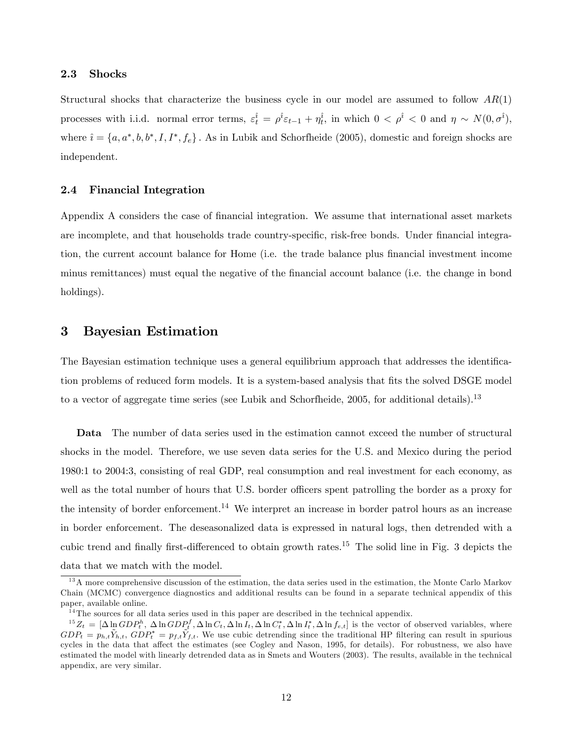### 2.3 Shocks

Structural shocks that characterize the business cycle in our model are assumed to follow $AR(1)$ processes with i.i.d. normal error terms, $\varepsilon_t^{\hat{\imath}} = \rho^{\hat{\imath}} \varepsilon_{t-1} + \eta_t^{\hat{\imath}}$, in which $0 < \rho^{\hat{\imath}} < 0$ and $\eta \sim N(0, \sigma^{\hat{\imath}})$, where $\hat{\imath} = \{a, a^*, b, b^*, I, I^*, f_e\}$. As in Lubik and Schorfheide (2005), domestic and foreign shocks are independent.

### 2.4 Financial Integration

Appendix A considers the case of financial integration. We assume that international asset markets are incomplete, and that households trade country-specific, risk-free bonds. Under financial integration, the current account balance for Home (i.e. the trade balance plus financial investment income minus remittances) must equal the negative of the financial account balance (i.e. the change in bond holdings).

## 3 Bayesian Estimation

The Bayesian estimation technique uses a general equilibrium approach that addresses the identification problems of reduced form models. It is a system-based analysis that fits the solved DSGE model to a vector of aggregate time series (see Lubik and Schorfheide, 2005, for additional details).[13]

**Data** The number of data series used in the estimation cannot exceed the number of structural shocks in the model. Therefore, we use seven data series for the U.S. and Mexico during the period 1980:1 to 2004:3, consisting of real GDP, real consumption and real investment for each economy, as well as the total number of hours that U.S. border officers spent patrolling the border as a proxy for the intensity of border enforcement.[14] We interpret an increase in border patrol hours as an increase in border enforcement. The deseasonalized data is expressed in natural logs, then detrended with a cubic trend and finally first-differenced to obtain growth rates.[15] The solid line in Fig. 3 depicts the data that we match with the model.

[13] A more comprehensive discussion of the estimation, the data series used in the estimation, the Monte Carlo Markov Chain (MCMC) convergence diagnostics and additional results can be found in a separate technical appendix of this paper, available online.

[14] The sources for all data series used in this paper are described in the technical appendix.

[15] $Z_t = [\Delta \ln GDP_t^h, \Delta \ln GDP_t^f, \Delta \ln C_t, \Delta \ln I_t, \Delta \ln C_t^*, \Delta \ln I_t^*, \Delta \ln f_{e,t}]$ is the vector of observed variables, where $GDP_t = p_{h,t}\tilde{Y}_{h,t}$, $GDP_t^* = p_{f,t}\tilde{Y}_{f,t}$. We use cubic detrending since the traditional HP filtering can result in spurious cycles in the data that affect the estimates (see Cogley and Nason, 1995, for details). For robustness, we also have estimated the model with linearly detrended data as in Smets and Wouters (2003). The results, available in the technical appendix, are very similar.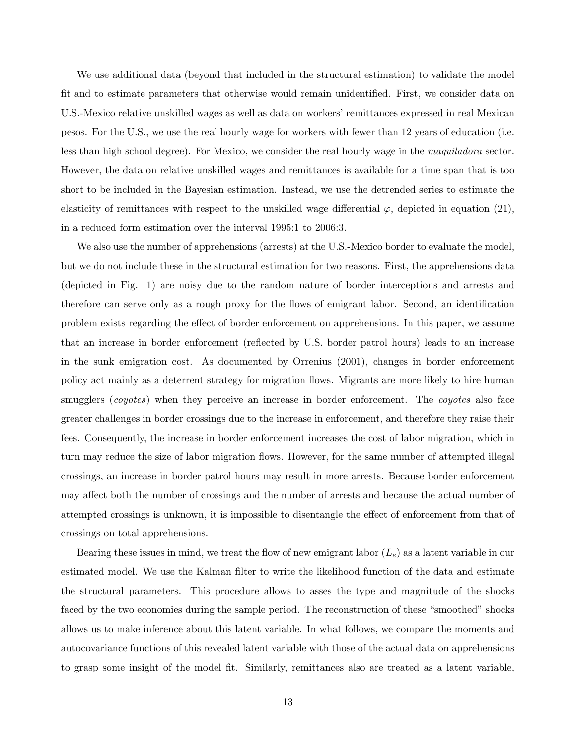We use additional data (beyond that included in the structural estimation) to validate the model fit and to estimate parameters that otherwise would remain unidentified. First, we consider data on U.S.-Mexico relative unskilled wages as well as data on workers' remittances expressed in real Mexican pesos. For the U.S., we use the real hourly wage for workers with fewer than 12 years of education (i.e. less than high school degree). For Mexico, we consider the real hourly wage in the *maquiladora* sector. However, the data on relative unskilled wages and remittances is available for a time span that is too short to be included in the Bayesian estimation. Instead, we use the detrended series to estimate the elasticity of remittances with respect to the unskilled wage differential $\varphi$, depicted in equation (21), in a reduced form estimation over the interval 1995:1 to 2006:3.

We also use the number of apprehensions (arrests) at the U.S.-Mexico border to evaluate the model, but we do not include these in the structural estimation for two reasons. First, the apprehensions data (depicted in Fig. 1) are noisy due to the random nature of border interceptions and arrests and therefore can serve only as a rough proxy for the flows of emigrant labor. Second, an identification problem exists regarding the effect of border enforcement on apprehensions. In this paper, we assume that an increase in border enforcement (reflected by U.S. border patrol hours) leads to an increase in the sunk emigration cost. As documented by Orrenius (2001), changes in border enforcement policy act mainly as a deterrent strategy for migration flows. Migrants are more likely to hire human smugglers (*coyotes*) when they perceive an increase in border enforcement. The *coyotes* also face greater challenges in border crossings due to the increase in enforcement, and therefore they raise their fees. Consequently, the increase in border enforcement increases the cost of labor migration, which in turn may reduce the size of labor migration flows. However, for the same number of attempted illegal crossings, an increase in border patrol hours may result in more arrests. Because border enforcement may affect both the number of crossings and the number of arrests and because the actual number of attempted crossings is unknown, it is impossible to disentangle the effect of enforcement from that of crossings on total apprehensions.

Bearing these issues in mind, we treat the flow of new emigrant labor ($L_e$) as a latent variable in our estimated model. We use the Kalman filter to write the likelihood function of the data and estimate the structural parameters. This procedure allows to asses the type and magnitude of the shocks faced by the two economies during the sample period. The reconstruction of these "smoothed" shocks allows us to make inference about this latent variable. In what follows, we compare the moments and autocovariance functions of this revealed latent variable with those of the actual data on apprehensions to grasp some insight of the model fit. Similarly, remittances also are treated as a latent variable,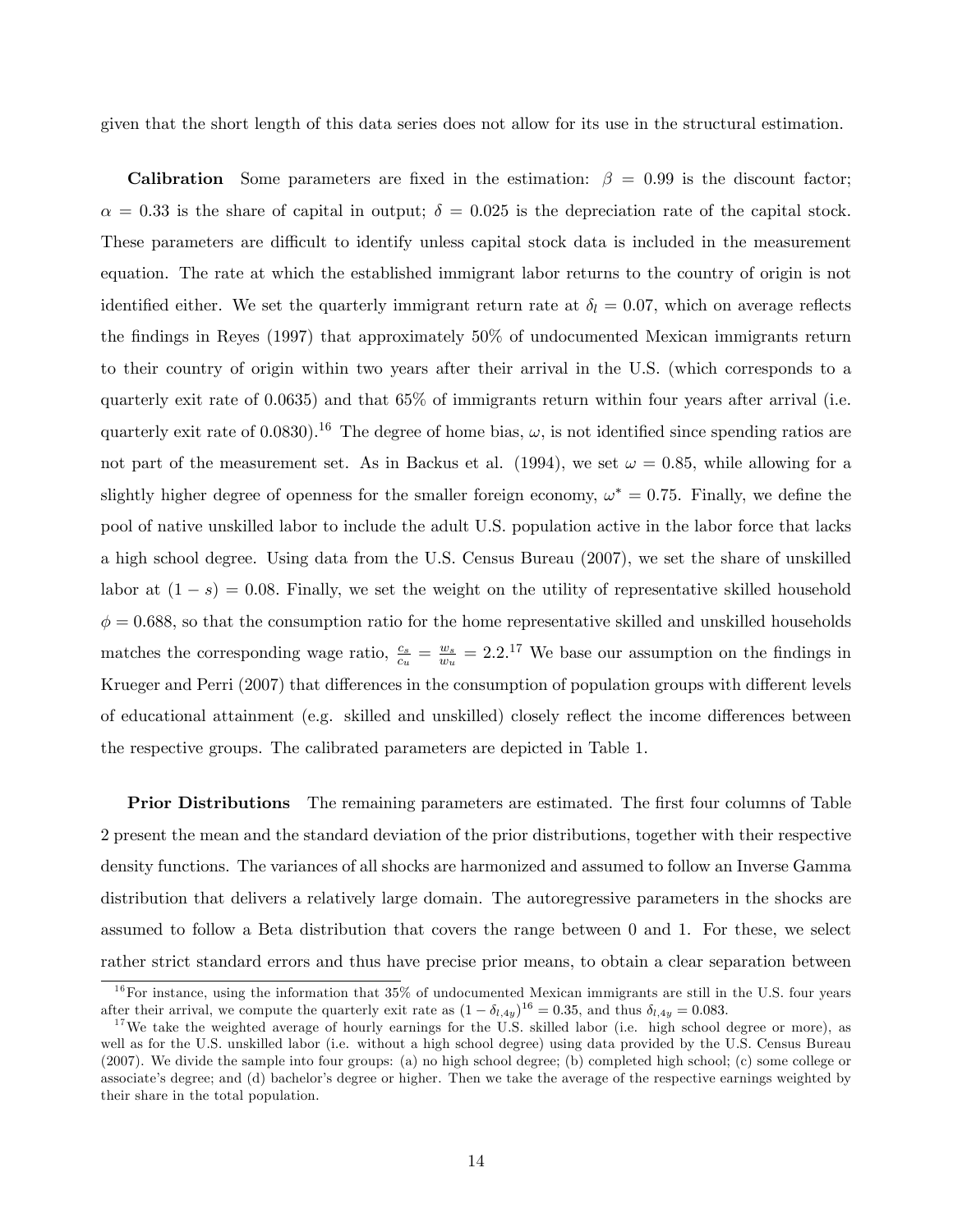given that the short length of this data series does not allow for its use in the structural estimation.

**Calibration** Some parameters are fixed in the estimation: $\beta = 0.99$ is the discount factor; $\alpha = 0.33$ is the share of capital in output; $\delta = 0.025$ is the depreciation rate of the capital stock. These parameters are difficult to identify unless capital stock data is included in the measurement equation. The rate at which the established immigrant labor returns to the country of origin is not identified either. We set the quarterly immigrant return rate at $\delta_l = 0.07$, which on average reflects the findings in Reyes (1997) that approximately 50% of undocumented Mexican immigrants return to their country of origin within two years after their arrival in the U.S. (which corresponds to a quarterly exit rate of 0.0635) and that 65% of immigrants return within four years after arrival (i.e. quarterly exit rate of 0.0830).[16] The degree of home bias, $\omega$, is not identified since spending ratios are not part of the measurement set. As in Backus et al. (1994), we set $\omega = 0.85$, while allowing for a slightly higher degree of openness for the smaller foreign economy, $\omega^* = 0.75$. Finally, we define the pool of native unskilled labor to include the adult U.S. population active in the labor force that lacks a high school degree. Using data from the U.S. Census Bureau (2007), we set the share of unskilled labor at $(1 - s) = 0.08$. Finally, we set the weight on the utility of representative skilled household $\phi = 0.688$, so that the consumption ratio for the home representative skilled and unskilled households matches the corresponding wage ratio, $\frac{c_s}{c_u} = \frac{w_s}{w_u} = 2.2$.[17] We base our assumption on the findings in Krueger and Perri (2007) that differences in the consumption of population groups with different levels of educational attainment (e.g. skilled and unskilled) closely reflect the income differences between the respective groups. The calibrated parameters are depicted in Table 1.

**Prior Distributions** The remaining parameters are estimated. The first four columns of Table 2 present the mean and the standard deviation of the prior distributions, together with their respective density functions. The variances of all shocks are harmonized and assumed to follow an Inverse Gamma distribution that delivers a relatively large domain. The autoregressive parameters in the shocks are assumed to follow a Beta distribution that covers the range between 0 and 1. For these, we select rather strict standard errors and thus have precise prior means, to obtain a clear separation between

[16] For instance, using the information that 35% of undocumented Mexican immigrants are still in the U.S. four years after their arrival, we compute the quarterly exit rate as $(1 - \delta_{l,4y})^{16} = 0.35$, and thus $\delta_{l,4y} = 0.083$.

[17] We take the weighted average of hourly earnings for the U.S. skilled labor (i.e. high school degree or more), as well as for the U.S. unskilled labor (i.e. without a high school degree) using data provided by the U.S. Census Bureau (2007). We divide the sample into four groups: (a) no high school degree; (b) completed high school; (c) some college or associate's degree; and (d) bachelor's degree or higher. Then we take the average of the respective earnings weighted by their share in the total population.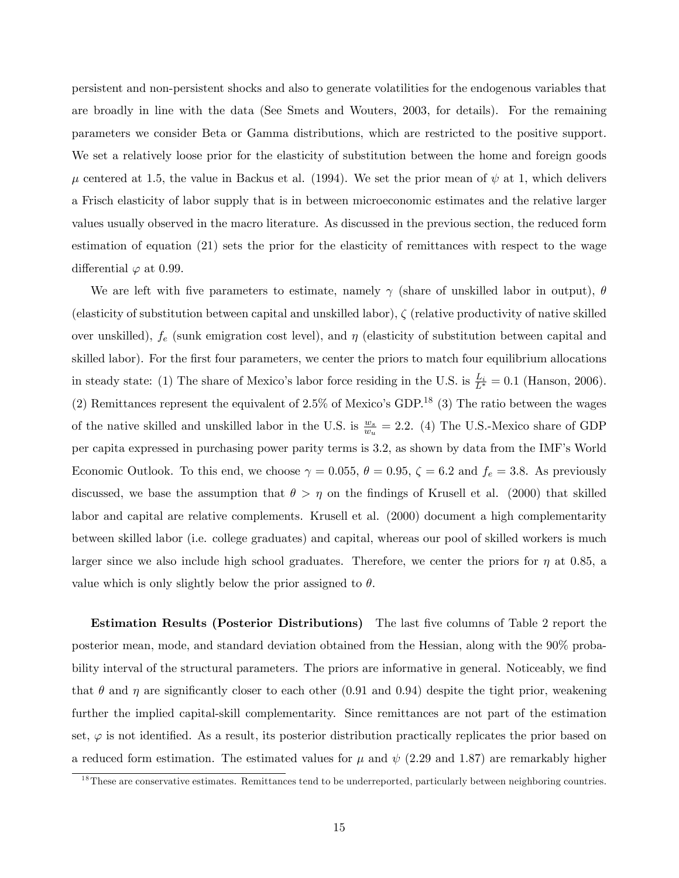persistent and non-persistent shocks and also to generate volatilities for the endogenous variables that are broadly in line with the data (See Smets and Wouters, 2003, for details). For the remaining parameters we consider Beta or Gamma distributions, which are restricted to the positive support. We set a relatively loose prior for the elasticity of substitution between the home and foreign goods $\mu$ centered at 1.5, the value in Backus et al. (1994). We set the prior mean of $\psi$ at 1, which delivers a Frisch elasticity of labor supply that is in between microeconomic estimates and the relative larger values usually observed in the macro literature. As discussed in the previous section, the reduced form estimation of equation (21) sets the prior for the elasticity of remittances with respect to the wage differential $\varphi$ at 0.99.

We are left with five parameters to estimate, namely $\gamma$ (share of unskilled labor in output), $\theta$ (elasticity of substitution between capital and unskilled labor), $\zeta$ (relative productivity of native skilled over unskilled), $f_e$ (sunk emigration cost level), and $\eta$ (elasticity of substitution between capital and skilled labor). For the first four parameters, we center the priors to match four equilibrium allocations in steady state: (1) The share of Mexico's labor force residing in the U.S. is $\frac{L_i}{L^*} = 0.1$ (Hanson, 2006). (2) Remittances represent the equivalent of 2.5% of Mexico's GDP.[18] (3) The ratio between the wages of the native skilled and unskilled labor in the U.S. is $\frac{w_s}{w_u} = 2.2$. (4) The U.S.-Mexico share of GDP per capita expressed in purchasing power parity terms is 3.2, as shown by data from the IMF's World Economic Outlook. To this end, we choose $\gamma = 0.055$, $\theta = 0.95$, $\zeta = 6.2$ and $f_e = 3.8$. As previously discussed, we base the assumption that $\theta > \eta$ on the findings of Krusell et al. (2000) that skilled labor and capital are relative complements. Krusell et al. (2000) document a high complementarity between skilled labor (i.e. college graduates) and capital, whereas our pool of skilled workers is much larger since we also include high school graduates. Therefore, we center the priors for $\eta$ at 0.85, a value which is only slightly below the prior assigned to $\theta$.

**Estimation Results (Posterior Distributions)** The last five columns of Table 2 report the posterior mean, mode, and standard deviation obtained from the Hessian, along with the 90% probability interval of the structural parameters. The priors are informative in general. Noticeably, we find that $\theta$ and $\eta$ are significantly closer to each other (0.91 and 0.94) despite the tight prior, weakening further the implied capital-skill complementarity. Since remittances are not part of the estimation set, $\varphi$ is not identified. As a result, its posterior distribution practically replicates the prior based on a reduced form estimation. The estimated values for $\mu$ and $\psi$ (2.29 and 1.87) are remarkably higher

[18] These are conservative estimates. Remittances tend to be underreported, particularly between neighboring countries.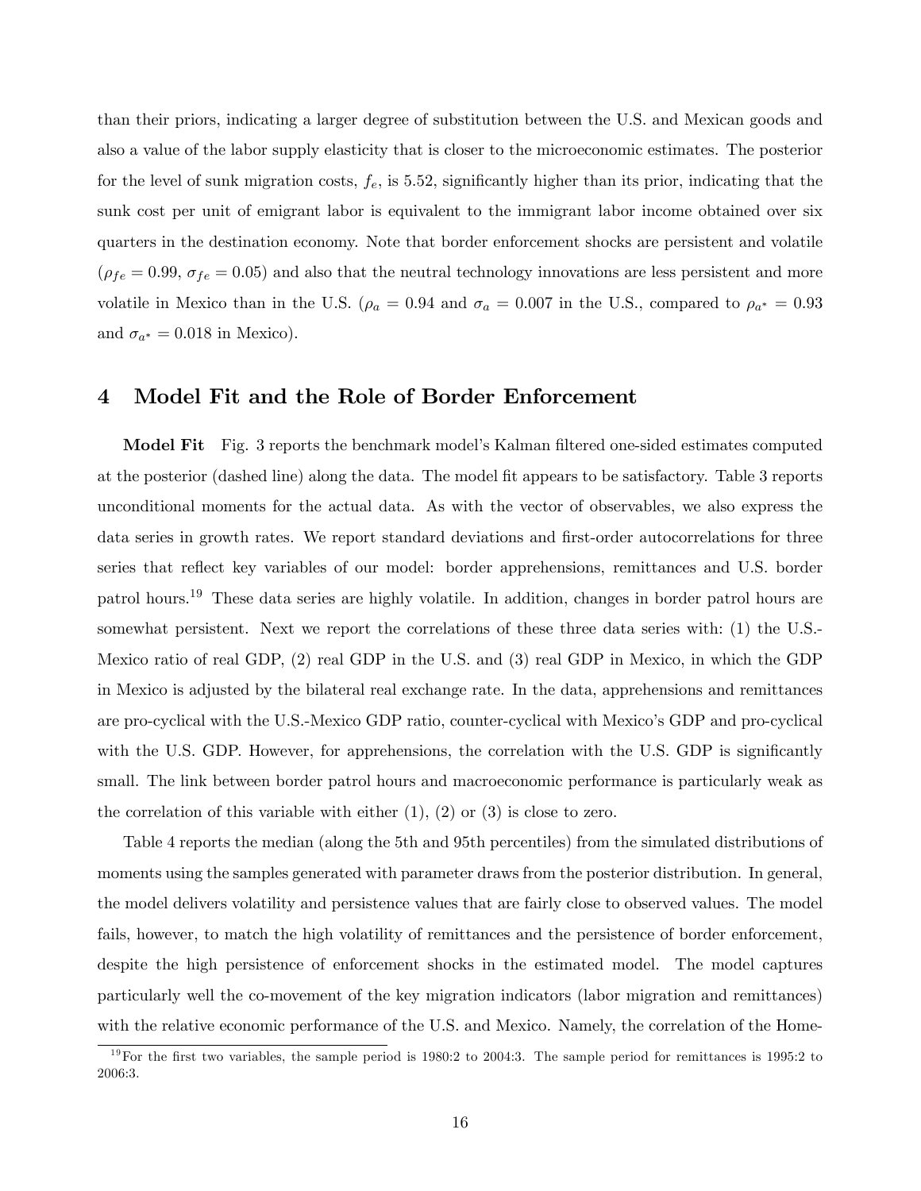than their priors, indicating a larger degree of substitution between the U.S. and Mexican goods and also a value of the labor supply elasticity that is closer to the microeconomic estimates. The posterior for the level of sunk migration costs, $f_e$, is 5.52, significantly higher than its prior, indicating that the sunk cost per unit of emigrant labor is equivalent to the immigrant labor income obtained over six quarters in the destination economy. Note that border enforcement shocks are persistent and volatile ($\rho_{fe} = 0.99$, $\sigma_{fe} = 0.05$) and also that the neutral technology innovations are less persistent and more volatile in Mexico than in the U.S. ($\rho_a = 0.94$ and $\sigma_a = 0.007$ in the U.S., compared to $\rho_{a^*} = 0.93$ and $\sigma_{a^*} = 0.018$ in Mexico).

# 4 Model Fit and the Role of Border Enforcement

**Model Fit** Fig. 3 reports the benchmark model's Kalman filtered one-sided estimates computed at the posterior (dashed line) along the data. The model fit appears to be satisfactory. Table 3 reports unconditional moments for the actual data. As with the vector of observables, we also express the data series in growth rates. We report standard deviations and first-order autocorrelations for three series that reflect key variables of our model: border apprehensions, remittances and U.S. border patrol hours.[19] These data series are highly volatile. In addition, changes in border patrol hours are somewhat persistent. Next we report the correlations of these three data series with: (1) the U.S.-Mexico ratio of real GDP, (2) real GDP in the U.S. and (3) real GDP in Mexico, in which the GDP in Mexico is adjusted by the bilateral real exchange rate. In the data, apprehensions and remittances are pro-cyclical with the U.S.-Mexico GDP ratio, counter-cyclical with Mexico's GDP and pro-cyclical with the U.S. GDP. However, for apprehensions, the correlation with the U.S. GDP is significantly small. The link between border patrol hours and macroeconomic performance is particularly weak as the correlation of this variable with either (1), (2) or (3) is close to zero.

Table 4 reports the median (along the 5th and 95th percentiles) from the simulated distributions of moments using the samples generated with parameter draws from the posterior distribution. In general, the model delivers volatility and persistence values that are fairly close to observed values. The model fails, however, to match the high volatility of remittances and the persistence of border enforcement, despite the high persistence of enforcement shocks in the estimated model. The model captures particularly well the co-movement of the key migration indicators (labor migration and remittances) with the relative economic performance of the U.S. and Mexico. Namely, the correlation of the Home-

[19] For the first two variables, the sample period is 1980:2 to 2004:3. The sample period for remittances is 1995:2 to 2006:3.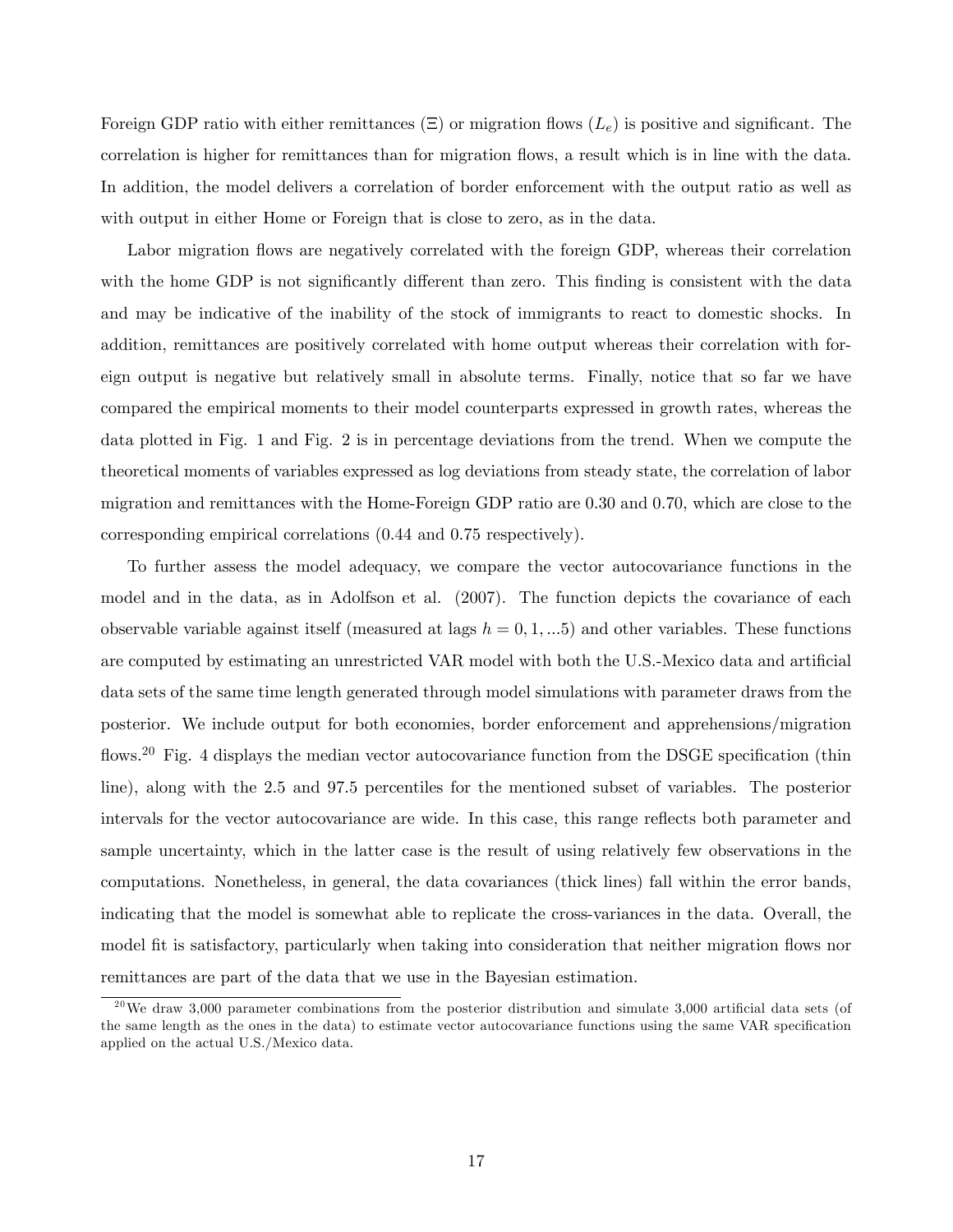Foreign GDP ratio with either remittances ($\Xi$) or migration flows ($L_e$) is positive and significant. The correlation is higher for remittances than for migration flows, a result which is in line with the data. In addition, the model delivers a correlation of border enforcement with the output ratio as well as with output in either Home or Foreign that is close to zero, as in the data.

Labor migration flows are negatively correlated with the foreign GDP, whereas their correlation with the home GDP is not significantly different than zero. This finding is consistent with the data and may be indicative of the inability of the stock of immigrants to react to domestic shocks. In addition, remittances are positively correlated with home output whereas their correlation with foreign output is negative but relatively small in absolute terms. Finally, notice that so far we have compared the empirical moments to their model counterparts expressed in growth rates, whereas the data plotted in Fig. 1 and Fig. 2 is in percentage deviations from the trend. When we compute the theoretical moments of variables expressed as log deviations from steady state, the correlation of labor migration and remittances with the Home-Foreign GDP ratio are 0.30 and 0.70, which are close to the corresponding empirical correlations (0.44 and 0.75 respectively).

To further assess the model adequacy, we compare the vector autocovariance functions in the model and in the data, as in Adolfson et al. (2007). The function depicts the covariance of each observable variable against itself (measured at lags $h = 0, 1, ...5$) and other variables. These functions are computed by estimating an unrestricted VAR model with both the U.S.-Mexico data and artificial data sets of the same time length generated through model simulations with parameter draws from the posterior. We include output for both economies, border enforcement and apprehensions/migration flows.[20] Fig. 4 displays the median vector autocovariance function from the DSGE specification (thin line), along with the 2.5 and 97.5 percentiles for the mentioned subset of variables. The posterior intervals for the vector autocovariance are wide. In this case, this range reflects both parameter and sample uncertainty, which in the latter case is the result of using relatively few observations in the computations. Nonetheless, in general, the data covariances (thick lines) fall within the error bands, indicating that the model is somewhat able to replicate the cross-variances in the data. Overall, the model fit is satisfactory, particularly when taking into consideration that neither migration flows nor remittances are part of the data that we use in the Bayesian estimation.

[20] We draw 3,000 parameter combinations from the posterior distribution and simulate 3,000 artificial data sets (of the same length as the ones in the data) to estimate vector autocovariance functions using the same VAR specification applied on the actual U.S./Mexico data.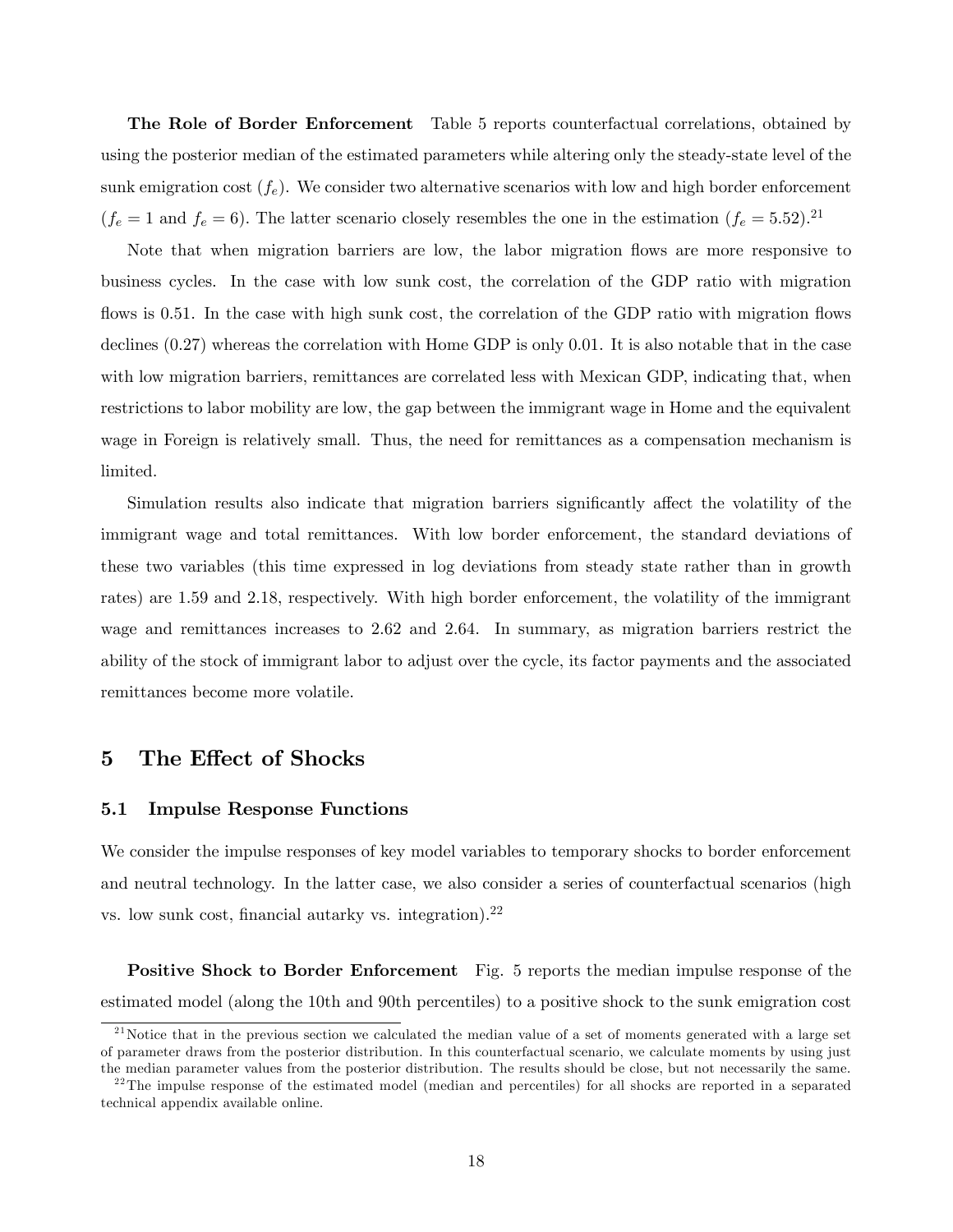**The Role of Border Enforcement** Table 5 reports counterfactual correlations, obtained by using the posterior median of the estimated parameters while altering only the steady-state level of the sunk emigration cost ($f_e$). We consider two alternative scenarios with low and high border enforcement ($f_e = 1$ and $f_e = 6$). The latter scenario closely resembles the one in the estimation ($f_e = 5.52$).[21]

Note that when migration barriers are low, the labor migration flows are more responsive to business cycles. In the case with low sunk cost, the correlation of the GDP ratio with migration flows is 0.51. In the case with high sunk cost, the correlation of the GDP ratio with migration flows declines (0.27) whereas the correlation with Home GDP is only 0.01. It is also notable that in the case with low migration barriers, remittances are correlated less with Mexican GDP, indicating that, when restrictions to labor mobility are low, the gap between the immigrant wage in Home and the equivalent wage in Foreign is relatively small. Thus, the need for remittances as a compensation mechanism is limited.

Simulation results also indicate that migration barriers significantly affect the volatility of the immigrant wage and total remittances. With low border enforcement, the standard deviations of these two variables (this time expressed in log deviations from steady state rather than in growth rates) are 1.59 and 2.18, respectively. With high border enforcement, the volatility of the immigrant wage and remittances increases to 2.62 and 2.64. In summary, as migration barriers restrict the ability of the stock of immigrant labor to adjust over the cycle, its factor payments and the associated remittances become more volatile.

# 5 The Effect of Shocks

## 5.1 Impulse Response Functions

We consider the impulse responses of key model variables to temporary shocks to border enforcement and neutral technology. In the latter case, we also consider a series of counterfactual scenarios (high vs. low sunk cost, financial autarky vs. integration).[22]

**Positive Shock to Border Enforcement** Fig. 5 reports the median impulse response of the estimated model (along the 10th and 90th percentiles) to a positive shock to the sunk emigration cost

[21] Notice that in the previous section we calculated the median value of a set of moments generated with a large set of parameter draws from the posterior distribution. In this counterfactual scenario, we calculate moments by using just the median parameter values from the posterior distribution. The results should be close, but not necessarily the same.

[22] The impulse response of the estimated model (median and percentiles) for all shocks are reported in a separated technical appendix available online.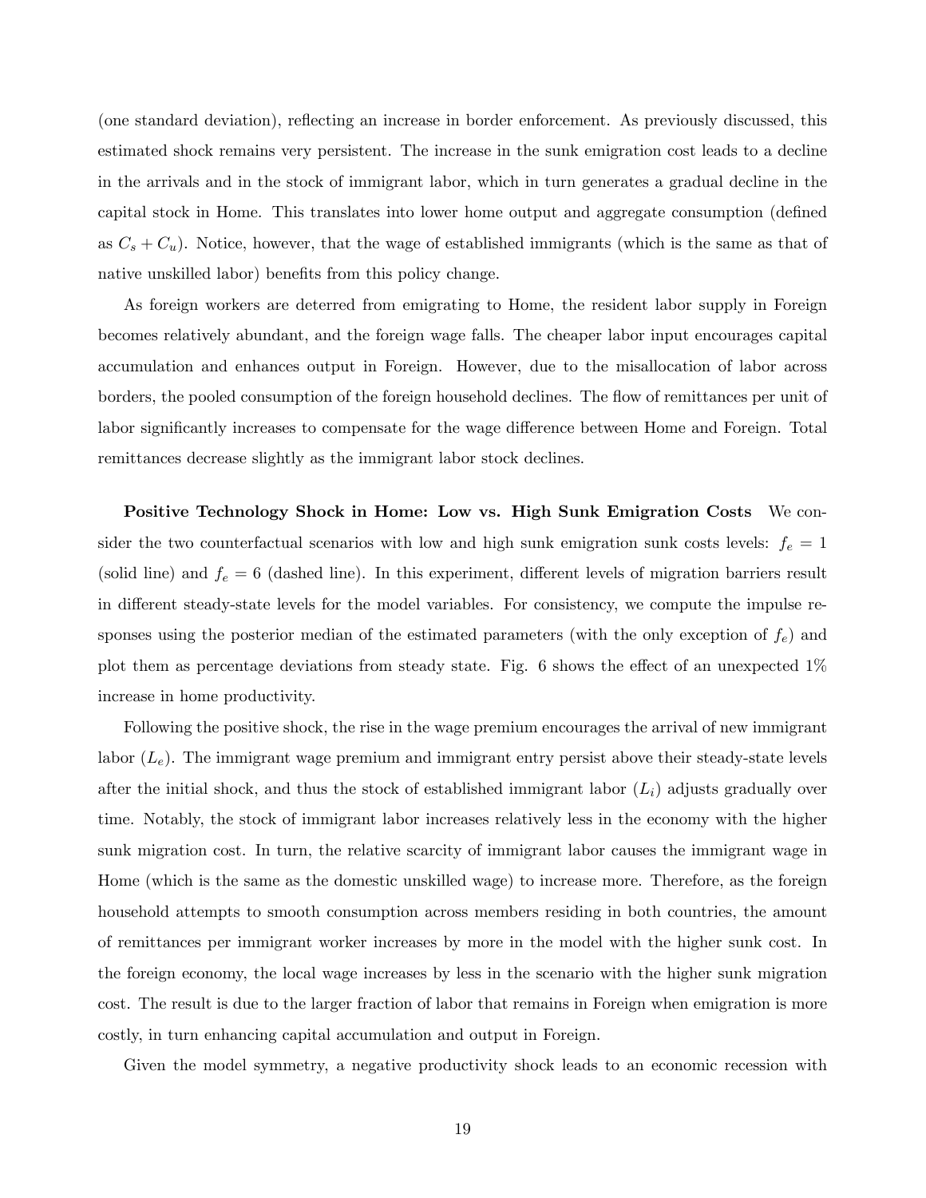(one standard deviation), reflecting an increase in border enforcement. As previously discussed, this estimated shock remains very persistent. The increase in the sunk emigration cost leads to a decline in the arrivals and in the stock of immigrant labor, which in turn generates a gradual decline in the capital stock in Home. This translates into lower home output and aggregate consumption (defined as $C_s + C_u$). Notice, however, that the wage of established immigrants (which is the same as that of native unskilled labor) benefits from this policy change.

As foreign workers are deterred from emigrating to Home, the resident labor supply in Foreign becomes relatively abundant, and the foreign wage falls. The cheaper labor input encourages capital accumulation and enhances output in Foreign. However, due to the misallocation of labor across borders, the pooled consumption of the foreign household declines. The flow of remittances per unit of labor significantly increases to compensate for the wage difference between Home and Foreign. Total remittances decrease slightly as the immigrant labor stock declines.

**Positive Technology Shock in Home: Low vs. High Sunk Emigration Costs** We consider the two counterfactual scenarios with low and high sunk emigration sunk costs levels: $f_e = 1$ (solid line) and $f_e = 6$ (dashed line). In this experiment, different levels of migration barriers result in different steady-state levels for the model variables. For consistency, we compute the impulse responses using the posterior median of the estimated parameters (with the only exception of $f_e$) and plot them as percentage deviations from steady state. Fig. 6 shows the effect of an unexpected 1% increase in home productivity.

Following the positive shock, the rise in the wage premium encourages the arrival of new immigrant labor ($L_e$). The immigrant wage premium and immigrant entry persist above their steady-state levels after the initial shock, and thus the stock of established immigrant labor ($L_i$) adjusts gradually over time. Notably, the stock of immigrant labor increases relatively less in the economy with the higher sunk migration cost. In turn, the relative scarcity of immigrant labor causes the immigrant wage in Home (which is the same as the domestic unskilled wage) to increase more. Therefore, as the foreign household attempts to smooth consumption across members residing in both countries, the amount of remittances per immigrant worker increases by more in the model with the higher sunk cost. In the foreign economy, the local wage increases by less in the scenario with the higher sunk migration cost. The result is due to the larger fraction of labor that remains in Foreign when emigration is more costly, in turn enhancing capital accumulation and output in Foreign.

Given the model symmetry, a negative productivity shock leads to an economic recession with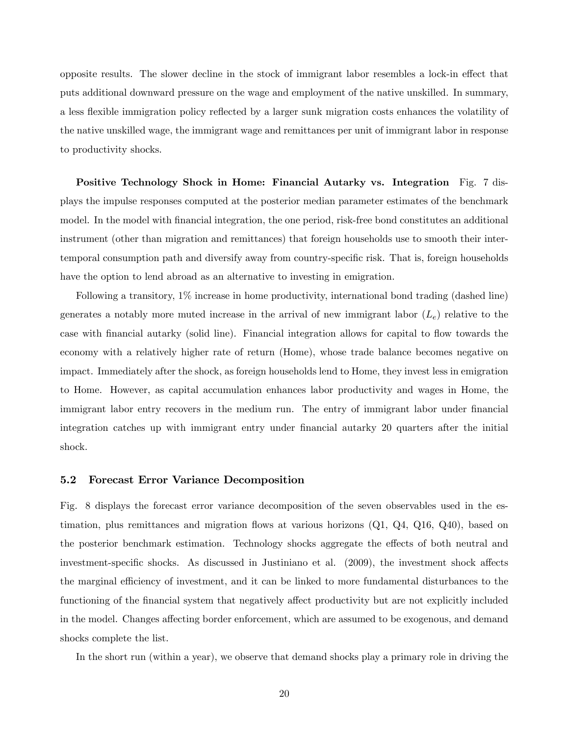opposite results. The slower decline in the stock of immigrant labor resembles a lock-in effect that puts additional downward pressure on the wage and employment of the native unskilled. In summary, a less flexible immigration policy reflected by a larger sunk migration costs enhances the volatility of the native unskilled wage, the immigrant wage and remittances per unit of immigrant labor in response to productivity shocks.

**Positive Technology Shock in Home: Financial Autarky vs. Integration** Fig. 7 displays the impulse responses computed at the posterior median parameter estimates of the benchmark model. In the model with financial integration, the one period, risk-free bond constitutes an additional instrument (other than migration and remittances) that foreign households use to smooth their intertemporal consumption path and diversify away from country-specific risk. That is, foreign households have the option to lend abroad as an alternative to investing in emigration.

Following a transitory, 1% increase in home productivity, international bond trading (dashed line) generates a notably more muted increase in the arrival of new immigrant labor ($L_e$) relative to the case with financial autarky (solid line). Financial integration allows for capital to flow towards the economy with a relatively higher rate of return (Home), whose trade balance becomes negative on impact. Immediately after the shock, as foreign households lend to Home, they invest less in emigration to Home. However, as capital accumulation enhances labor productivity and wages in Home, the immigrant labor entry recovers in the medium run. The entry of immigrant labor under financial integration catches up with immigrant entry under financial autarky 20 quarters after the initial shock.

### 5.2 Forecast Error Variance Decomposition

Fig. 8 displays the forecast error variance decomposition of the seven observables used in the estimation, plus remittances and migration flows at various horizons (Q1, Q4, Q16, Q40), based on the posterior benchmark estimation. Technology shocks aggregate the effects of both neutral and investment-specific shocks. As discussed in Justiniano et al. (2009), the investment shock affects the marginal efficiency of investment, and it can be linked to more fundamental disturbances to the functioning of the financial system that negatively affect productivity but are not explicitly included in the model. Changes affecting border enforcement, which are assumed to be exogenous, and demand shocks complete the list.

In the short run (within a year), we observe that demand shocks play a primary role in driving the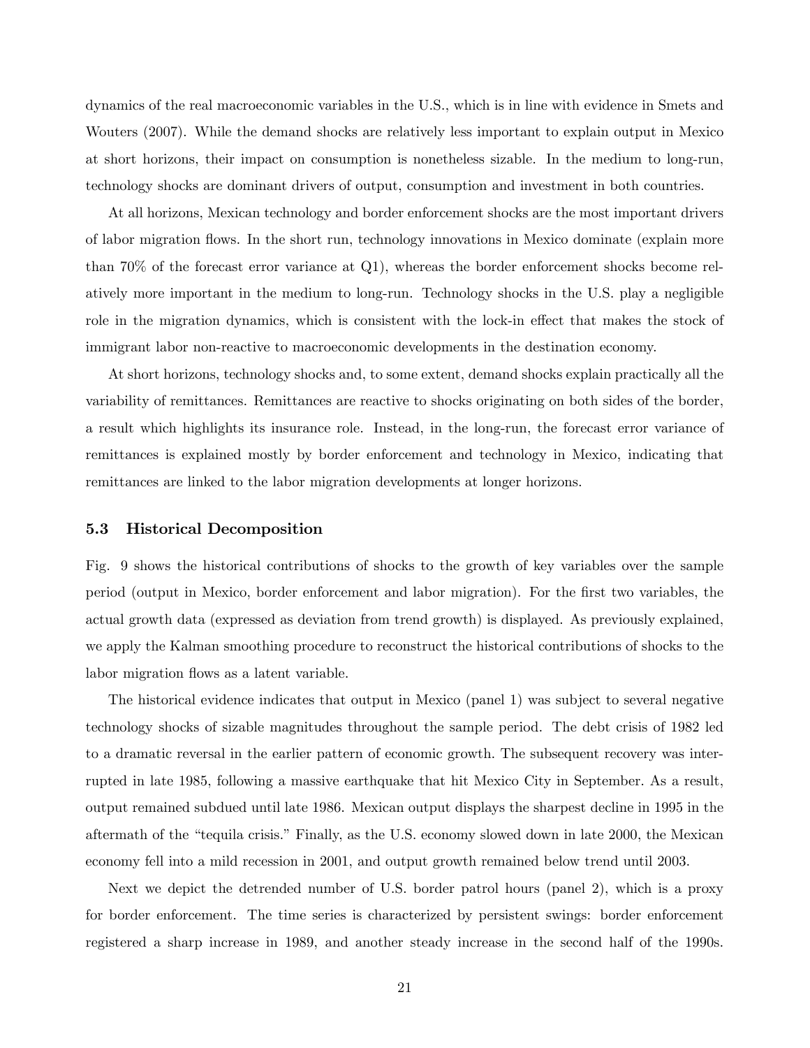dynamics of the real macroeconomic variables in the U.S., which is in line with evidence in Smets and Wouters (2007). While the demand shocks are relatively less important to explain output in Mexico at short horizons, their impact on consumption is nonetheless sizable. In the medium to long-run, technology shocks are dominant drivers of output, consumption and investment in both countries.

At all horizons, Mexican technology and border enforcement shocks are the most important drivers of labor migration flows. In the short run, technology innovations in Mexico dominate (explain more than 70% of the forecast error variance at Q1), whereas the border enforcement shocks become relatively more important in the medium to long-run. Technology shocks in the U.S. play a negligible role in the migration dynamics, which is consistent with the lock-in effect that makes the stock of immigrant labor non-reactive to macroeconomic developments in the destination economy.

At short horizons, technology shocks and, to some extent, demand shocks explain practically all the variability of remittances. Remittances are reactive to shocks originating on both sides of the border, a result which highlights its insurance role. Instead, in the long-run, the forecast error variance of remittances is explained mostly by border enforcement and technology in Mexico, indicating that remittances are linked to the labor migration developments at longer horizons.

### 5.3 Historical Decomposition

Fig. 9 shows the historical contributions of shocks to the growth of key variables over the sample period (output in Mexico, border enforcement and labor migration). For the first two variables, the actual growth data (expressed as deviation from trend growth) is displayed. As previously explained, we apply the Kalman smoothing procedure to reconstruct the historical contributions of shocks to the labor migration flows as a latent variable.

The historical evidence indicates that output in Mexico (panel 1) was subject to several negative technology shocks of sizable magnitudes throughout the sample period. The debt crisis of 1982 led to a dramatic reversal in the earlier pattern of economic growth. The subsequent recovery was interrupted in late 1985, following a massive earthquake that hit Mexico City in September. As a result, output remained subdued until late 1986. Mexican output displays the sharpest decline in 1995 in the aftermath of the "tequila crisis." Finally, as the U.S. economy slowed down in late 2000, the Mexican economy fell into a mild recession in 2001, and output growth remained below trend until 2003.

Next we depict the detrended number of U.S. border patrol hours (panel 2), which is a proxy for border enforcement. The time series is characterized by persistent swings: border enforcement registered a sharp increase in 1989, and another steady increase in the second half of the 1990s.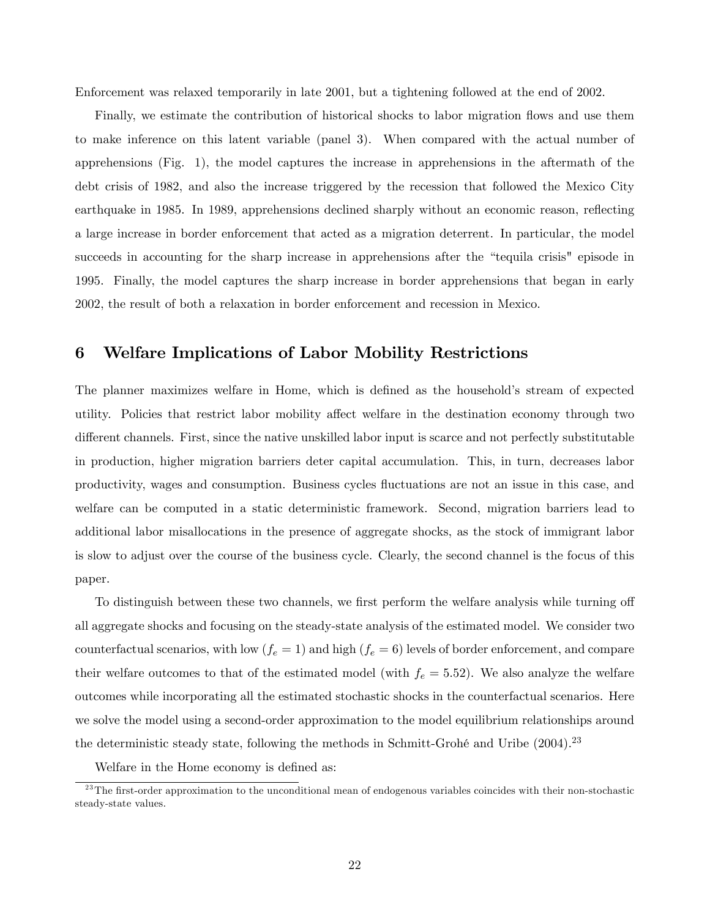Enforcement was relaxed temporarily in late 2001, but a tightening followed at the end of 2002.

Finally, we estimate the contribution of historical shocks to labor migration flows and use them to make inference on this latent variable (panel 3). When compared with the actual number of apprehensions (Fig. 1), the model captures the increase in apprehensions in the aftermath of the debt crisis of 1982, and also the increase triggered by the recession that followed the Mexico City earthquake in 1985. In 1989, apprehensions declined sharply without an economic reason, reflecting a large increase in border enforcement that acted as a migration deterrent. In particular, the model succeeds in accounting for the sharp increase in apprehensions after the "tequila crisis" episode in 1995. Finally, the model captures the sharp increase in border apprehensions that began in early 2002, the result of both a relaxation in border enforcement and recession in Mexico.

## 6 Welfare Implications of Labor Mobility Restrictions

The planner maximizes welfare in Home, which is defined as the household's stream of expected utility. Policies that restrict labor mobility affect welfare in the destination economy through two different channels. First, since the native unskilled labor input is scarce and not perfectly substitutable in production, higher migration barriers deter capital accumulation. This, in turn, decreases labor productivity, wages and consumption. Business cycles fluctuations are not an issue in this case, and welfare can be computed in a static deterministic framework. Second, migration barriers lead to additional labor misallocations in the presence of aggregate shocks, as the stock of immigrant labor is slow to adjust over the course of the business cycle. Clearly, the second channel is the focus of this paper.

To distinguish between these two channels, we first perform the welfare analysis while turning off all aggregate shocks and focusing on the steady-state analysis of the estimated model. We consider two counterfactual scenarios, with low ($f_e = 1$) and high ($f_e = 6$) levels of border enforcement, and compare their welfare outcomes to that of the estimated model (with $f_e = 5.52$). We also analyze the welfare outcomes while incorporating all the estimated stochastic shocks in the counterfactual scenarios. Here we solve the model using a second-order approximation to the model equilibrium relationships around the deterministic steady state, following the methods in Schmitt-Grohé and Uribe (2004).[23]

Welfare in the Home economy is defined as:

[23] The first-order approximation to the unconditional mean of endogenous variables coincides with their non-stochastic steady-state values.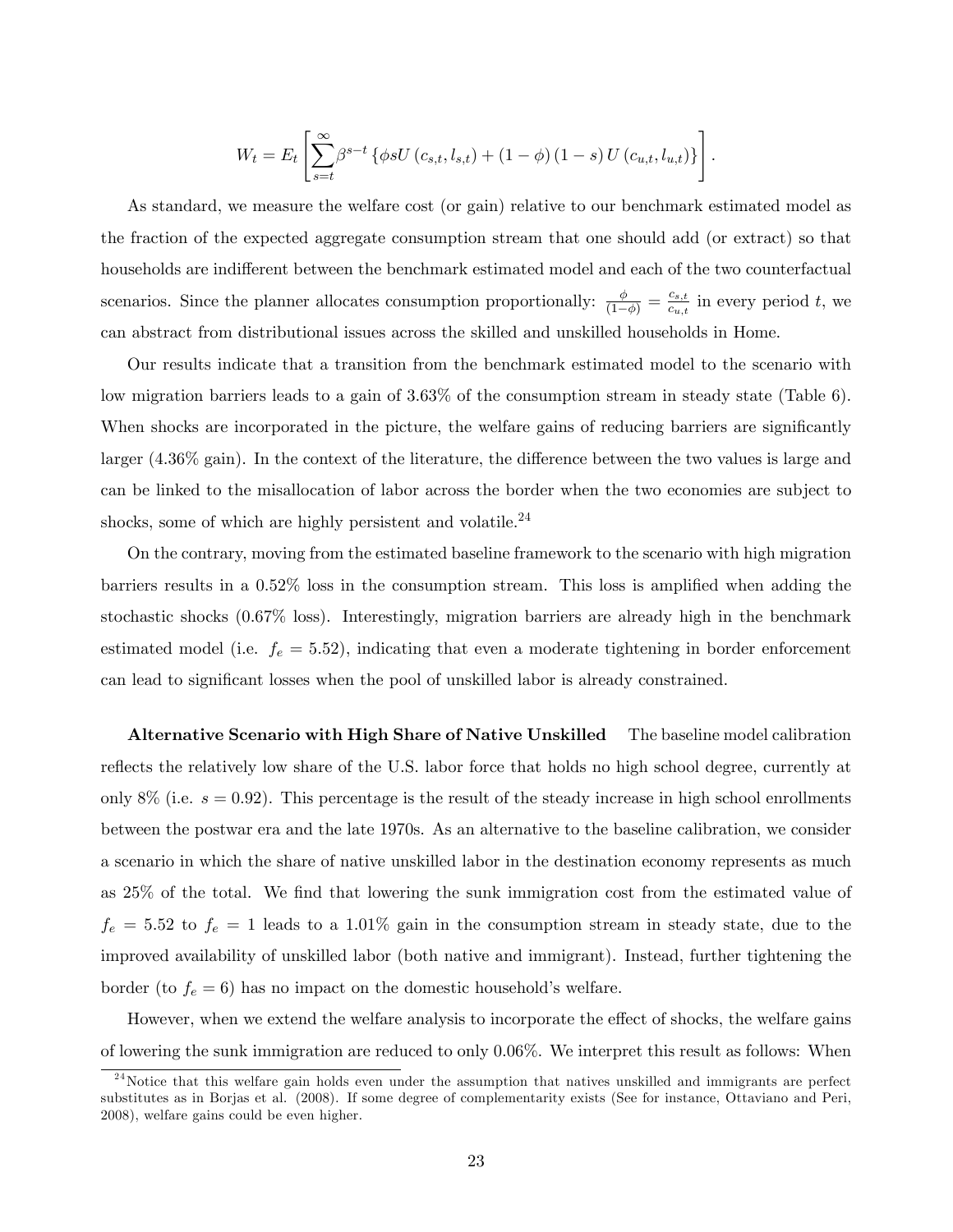$$W_t = E_t \left[ \sum_{s=t}^{\infty} \beta^{s-t} \left\{ \phi s U \left( c_{s,t}, l_{s,t} \right) + (1-\phi)(1-s) U \left( c_{u,t}, l_{u,t} \right) \right\} \right].$$

As standard, we measure the welfare cost (or gain) relative to our benchmark estimated model as the fraction of the expected aggregate consumption stream that one should add (or extract) so that households are indifferent between the benchmark estimated model and each of the two counterfactual scenarios. Since the planner allocates consumption proportionally: $\frac{\phi}{(1-\phi)} = \frac{c_{s,t}}{c_{u,t}}$ in every period $t$, we can abstract from distributional issues across the skilled and unskilled households in Home.

Our results indicate that a transition from the benchmark estimated model to the scenario with low migration barriers leads to a gain of 3.63% of the consumption stream in steady state (Table 6). When shocks are incorporated in the picture, the welfare gains of reducing barriers are significantly larger (4.36% gain). In the context of the literature, the difference between the two values is large and can be linked to the misallocation of labor across the border when the two economies are subject to shocks, some of which are highly persistent and volatile.[24]

On the contrary, moving from the estimated baseline framework to the scenario with high migration barriers results in a 0.52% loss in the consumption stream. This loss is amplified when adding the stochastic shocks (0.67% loss). Interestingly, migration barriers are already high in the benchmark estimated model (i.e. $f_e = 5.52$), indicating that even a moderate tightening in border enforcement can lead to significant losses when the pool of unskilled labor is already constrained.

**Alternative Scenario with High Share of Native Unskilled** The baseline model calibration reflects the relatively low share of the U.S. labor force that holds no high school degree, currently at only 8% (i.e. $s = 0.92$). This percentage is the result of the steady increase in high school enrollments between the postwar era and the late 1970s. As an alternative to the baseline calibration, we consider a scenario in which the share of native unskilled labor in the destination economy represents as much as 25% of the total. We find that lowering the sunk immigration cost from the estimated value of $f_e = 5.52$ to $f_e = 1$ leads to a 1.01% gain in the consumption stream in steady state, due to the improved availability of unskilled labor (both native and immigrant). Instead, further tightening the border (to $f_e = 6$) has no impact on the domestic household's welfare.

However, when we extend the welfare analysis to incorporate the effect of shocks, the welfare gains of lowering the sunk immigration are reduced to only 0.06%. We interpret this result as follows: When

[24] Notice that this welfare gain holds even under the assumption that natives unskilled and immigrants are perfect substitutes as in Borjas et al. (2008). If some degree of complementarity exists (See for instance, Ottaviano and Peri, 2008), welfare gains could be even higher.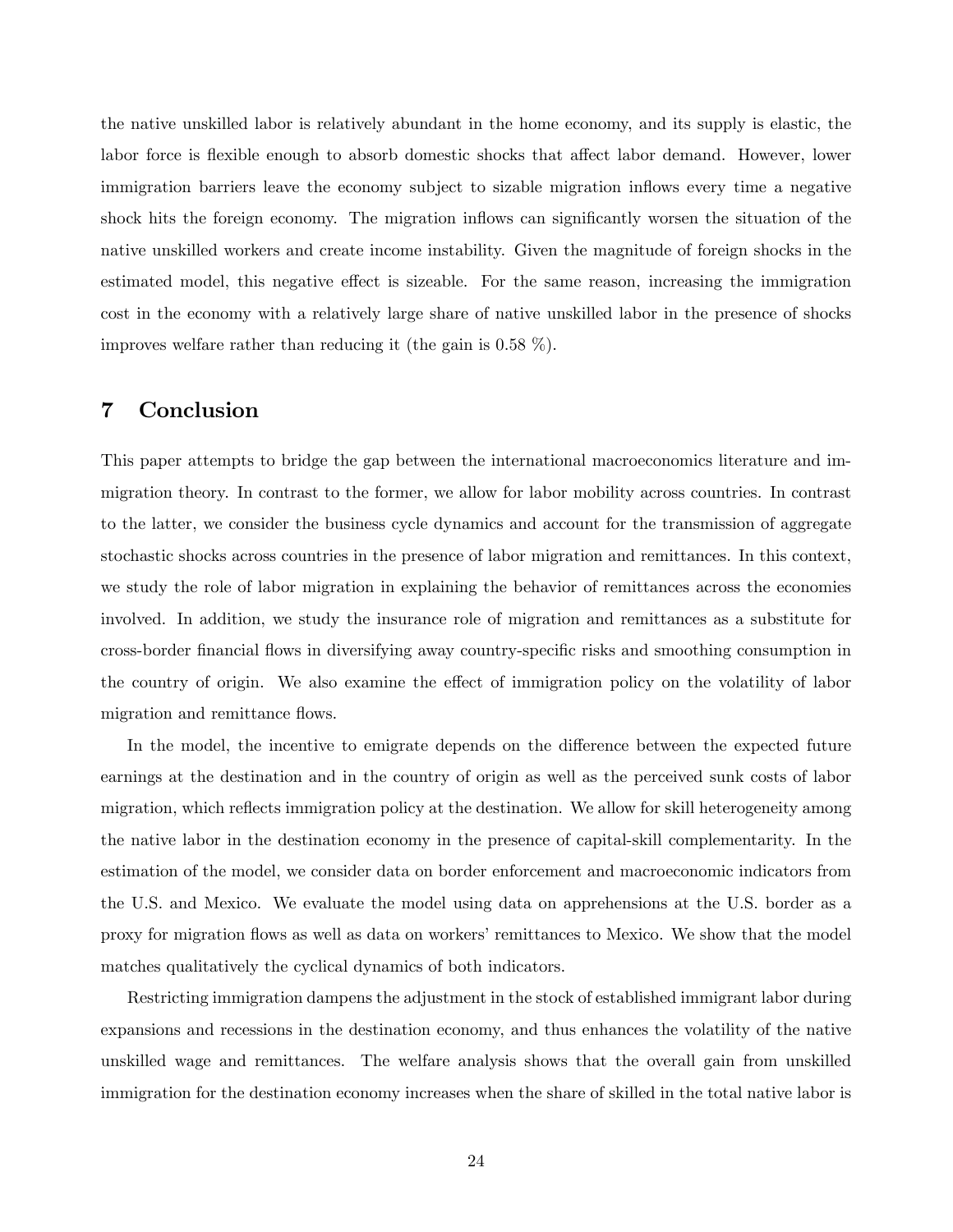the native unskilled labor is relatively abundant in the home economy, and its supply is elastic, the labor force is flexible enough to absorb domestic shocks that affect labor demand. However, lower immigration barriers leave the economy subject to sizable migration inflows every time a negative shock hits the foreign economy. The migration inflows can significantly worsen the situation of the native unskilled workers and create income instability. Given the magnitude of foreign shocks in the estimated model, this negative effect is sizeable. For the same reason, increasing the immigration cost in the economy with a relatively large share of native unskilled labor in the presence of shocks improves welfare rather than reducing it (the gain is 0.58 %).

## 7 Conclusion

This paper attempts to bridge the gap between the international macroeconomics literature and immigration theory. In contrast to the former, we allow for labor mobility across countries. In contrast to the latter, we consider the business cycle dynamics and account for the transmission of aggregate stochastic shocks across countries in the presence of labor migration and remittances. In this context, we study the role of labor migration in explaining the behavior of remittances across the economies involved. In addition, we study the insurance role of migration and remittances as a substitute for cross-border financial flows in diversifying away country-specific risks and smoothing consumption in the country of origin. We also examine the effect of immigration policy on the volatility of labor migration and remittance flows.

In the model, the incentive to emigrate depends on the difference between the expected future earnings at the destination and in the country of origin as well as the perceived sunk costs of labor migration, which reflects immigration policy at the destination. We allow for skill heterogeneity among the native labor in the destination economy in the presence of capital-skill complementarity. In the estimation of the model, we consider data on border enforcement and macroeconomic indicators from the U.S. and Mexico. We evaluate the model using data on apprehensions at the U.S. border as a proxy for migration flows as well as data on workers' remittances to Mexico. We show that the model matches qualitatively the cyclical dynamics of both indicators.

Restricting immigration dampens the adjustment in the stock of established immigrant labor during expansions and recessions in the destination economy, and thus enhances the volatility of the native unskilled wage and remittances. The welfare analysis shows that the overall gain from unskilled immigration for the destination economy increases when the share of skilled in the total native labor is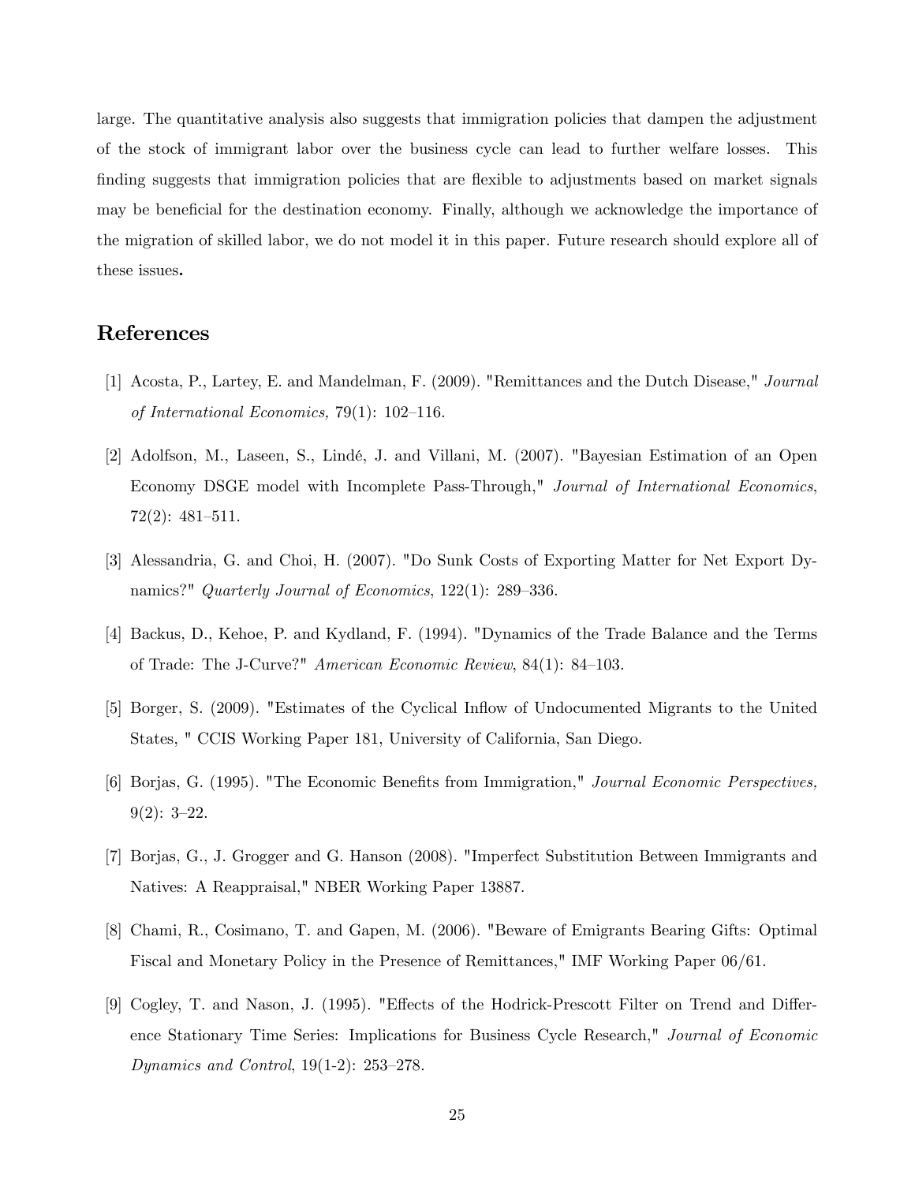large. The quantitative analysis also suggests that immigration policies that dampen the adjustment of the stock of immigrant labor over the business cycle can lead to further welfare losses. This finding suggests that immigration policies that are flexible to adjustments based on market signals may be beneficial for the destination economy. Finally, although we acknowledge the importance of the migration of skilled labor, we do not model it in this paper. Future research should explore all of these issues**.**

## References

[1] Acosta, P., Lartey, E. and Mandelman, F. (2009). "Remittances and the Dutch Disease," *Journal of International Economics,* 79(1): 102–116.

[2] Adolfson, M., Laseen, S., Lindé, J. and Villani, M. (2007). "Bayesian Estimation of an Open Economy DSGE model with Incomplete Pass-Through," *Journal of International Economics*, 72(2): 481–511.

[3] Alessandria, G. and Choi, H. (2007). "Do Sunk Costs of Exporting Matter for Net Export Dynamics?" *Quarterly Journal of Economics*, 122(1): 289–336.

[4] Backus, D., Kehoe, P. and Kydland, F. (1994). "Dynamics of the Trade Balance and the Terms of Trade: The J-Curve?" *American Economic Review*, 84(1): 84–103.

[5] Borger, S. (2009). "Estimates of the Cyclical Inflow of Undocumented Migrants to the United States, " CCIS Working Paper 181, University of California, San Diego.

[6] Borjas, G. (1995). "The Economic Benefits from Immigration," *Journal Economic Perspectives,* 9(2): 3–22.

[7] Borjas, G., J. Grogger and G. Hanson (2008). "Imperfect Substitution Between Immigrants and Natives: A Reappraisal," NBER Working Paper 13887.

[8] Chami, R., Cosimano, T. and Gapen, M. (2006). "Beware of Emigrants Bearing Gifts: Optimal Fiscal and Monetary Policy in the Presence of Remittances," IMF Working Paper 06/61.

[9] Cogley, T. and Nason, J. (1995). "Effects of the Hodrick-Prescott Filter on Trend and Difference Stationary Time Series: Implications for Business Cycle Research," *Journal of Economic Dynamics and Control*, 19(1-2): 253–278.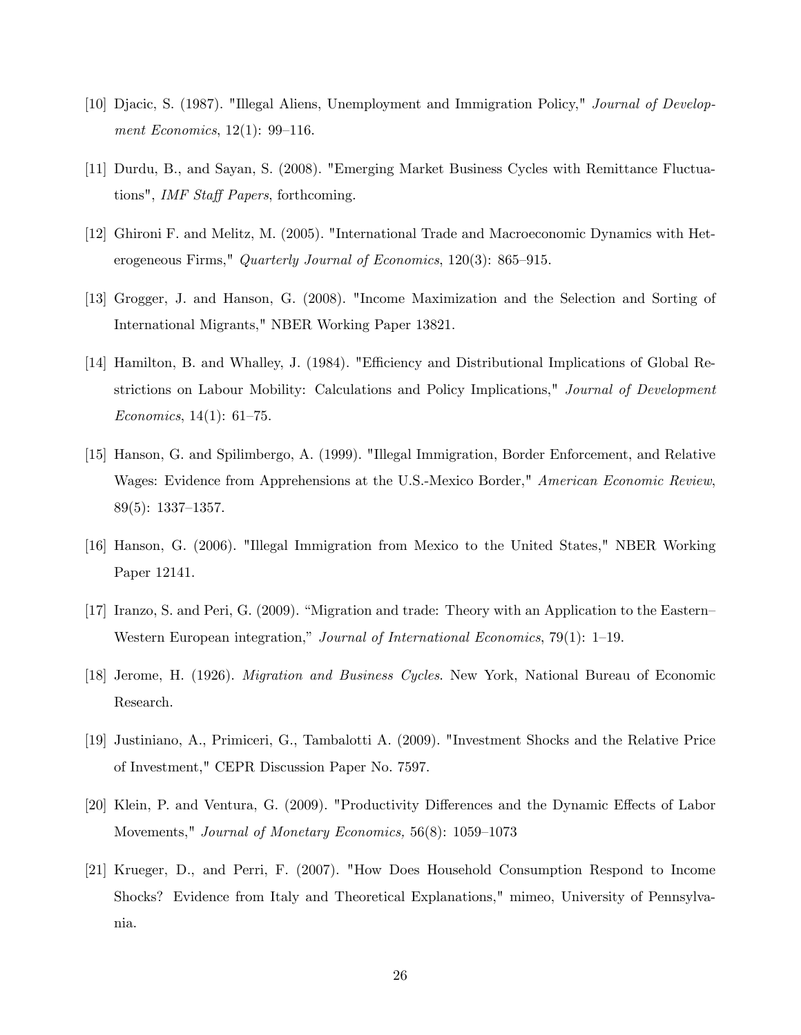[10] Djacic, S. (1987). "Illegal Aliens, Unemployment and Immigration Policy," *Journal of Development Economics*, 12(1): 99–116.

[11] Durdu, B., and Sayan, S. (2008). "Emerging Market Business Cycles with Remittance Fluctuations", *IMF Staff Papers*, forthcoming.

[12] Ghironi F. and Melitz, M. (2005). "International Trade and Macroeconomic Dynamics with Heterogeneous Firms," *Quarterly Journal of Economics*, 120(3): 865–915.

[13] Grogger, J. and Hanson, G. (2008). "Income Maximization and the Selection and Sorting of International Migrants," NBER Working Paper 13821.

[14] Hamilton, B. and Whalley, J. (1984). "Efficiency and Distributional Implications of Global Restrictions on Labour Mobility: Calculations and Policy Implications," *Journal of Development Economics*, 14(1): 61–75.

[15] Hanson, G. and Spilimbergo, A. (1999). "Illegal Immigration, Border Enforcement, and Relative Wages: Evidence from Apprehensions at the U.S.-Mexico Border," *American Economic Review*, 89(5): 1337–1357.

[16] Hanson, G. (2006). "Illegal Immigration from Mexico to the United States," NBER Working Paper 12141.

[17] Iranzo, S. and Peri, G. (2009). "Migration and trade: Theory with an Application to the Eastern–Western European integration," *Journal of International Economics*, 79(1): 1–19.

[18] Jerome, H. (1926). *Migration and Business Cycles*. New York, National Bureau of Economic Research.

[19] Justiniano, A., Primiceri, G., Tambalotti A. (2009). "Investment Shocks and the Relative Price of Investment," CEPR Discussion Paper No. 7597.

[20] Klein, P. and Ventura, G. (2009). "Productivity Differences and the Dynamic Effects of Labor Movements," *Journal of Monetary Economics,* 56(8): 1059–1073

[21] Krueger, D., and Perri, F. (2007). "How Does Household Consumption Respond to Income Shocks? Evidence from Italy and Theoretical Explanations," mimeo, University of Pennsylvania.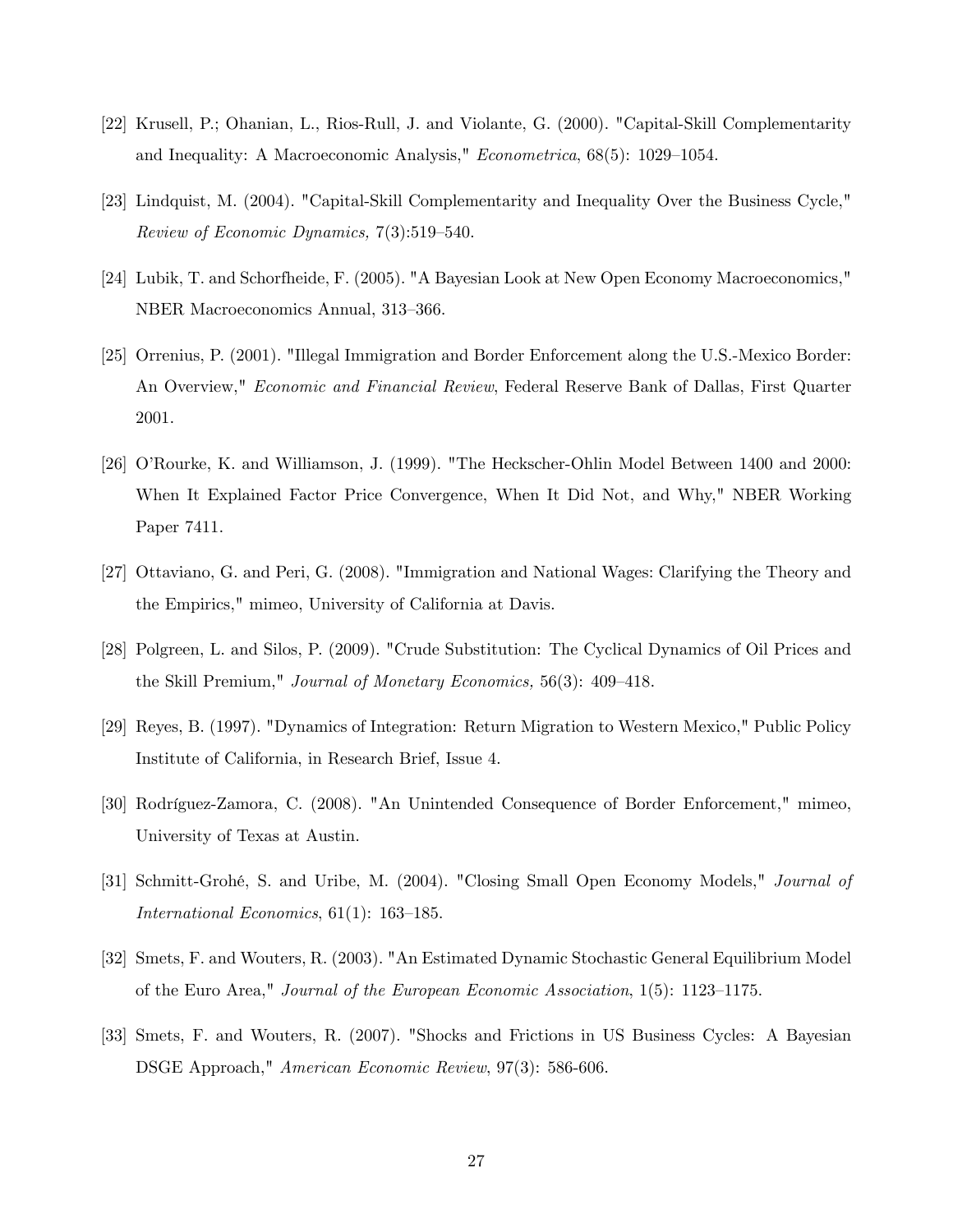[22] Krusell, P.; Ohanian, L., Rios-Rull, J. and Violante, G. (2000). "Capital-Skill Complementarity and Inequality: A Macroeconomic Analysis," *Econometrica*, 68(5): 1029–1054.

[23] Lindquist, M. (2004). "Capital-Skill Complementarity and Inequality Over the Business Cycle," *Review of Economic Dynamics,* 7(3):519–540.

[24] Lubik, T. and Schorfheide, F. (2005). "A Bayesian Look at New Open Economy Macroeconomics," NBER Macroeconomics Annual, 313–366.

[25] Orrenius, P. (2001). "Illegal Immigration and Border Enforcement along the U.S.-Mexico Border: An Overview," *Economic and Financial Review*, Federal Reserve Bank of Dallas, First Quarter 2001.

[26] O'Rourke, K. and Williamson, J. (1999). "The Heckscher-Ohlin Model Between 1400 and 2000: When It Explained Factor Price Convergence, When It Did Not, and Why," NBER Working Paper 7411.

[27] Ottaviano, G. and Peri, G. (2008). "Immigration and National Wages: Clarifying the Theory and the Empirics," mimeo, University of California at Davis.

[28] Polgreen, L. and Silos, P. (2009). "Crude Substitution: The Cyclical Dynamics of Oil Prices and the Skill Premium," *Journal of Monetary Economics,* 56(3): 409–418.

[29] Reyes, B. (1997). "Dynamics of Integration: Return Migration to Western Mexico," Public Policy Institute of California, in Research Brief, Issue 4.

[30] Rodríguez-Zamora, C. (2008). "An Unintended Consequence of Border Enforcement," mimeo, University of Texas at Austin.

[31] Schmitt-Grohé, S. and Uribe, M. (2004). "Closing Small Open Economy Models," *Journal of International Economics*, 61(1): 163–185.

[32] Smets, F. and Wouters, R. (2003). "An Estimated Dynamic Stochastic General Equilibrium Model of the Euro Area," *Journal of the European Economic Association*, 1(5): 1123–1175.

[33] Smets, F. and Wouters, R. (2007). "Shocks and Frictions in US Business Cycles: A Bayesian DSGE Approach," *American Economic Review*, 97(3): 586-606.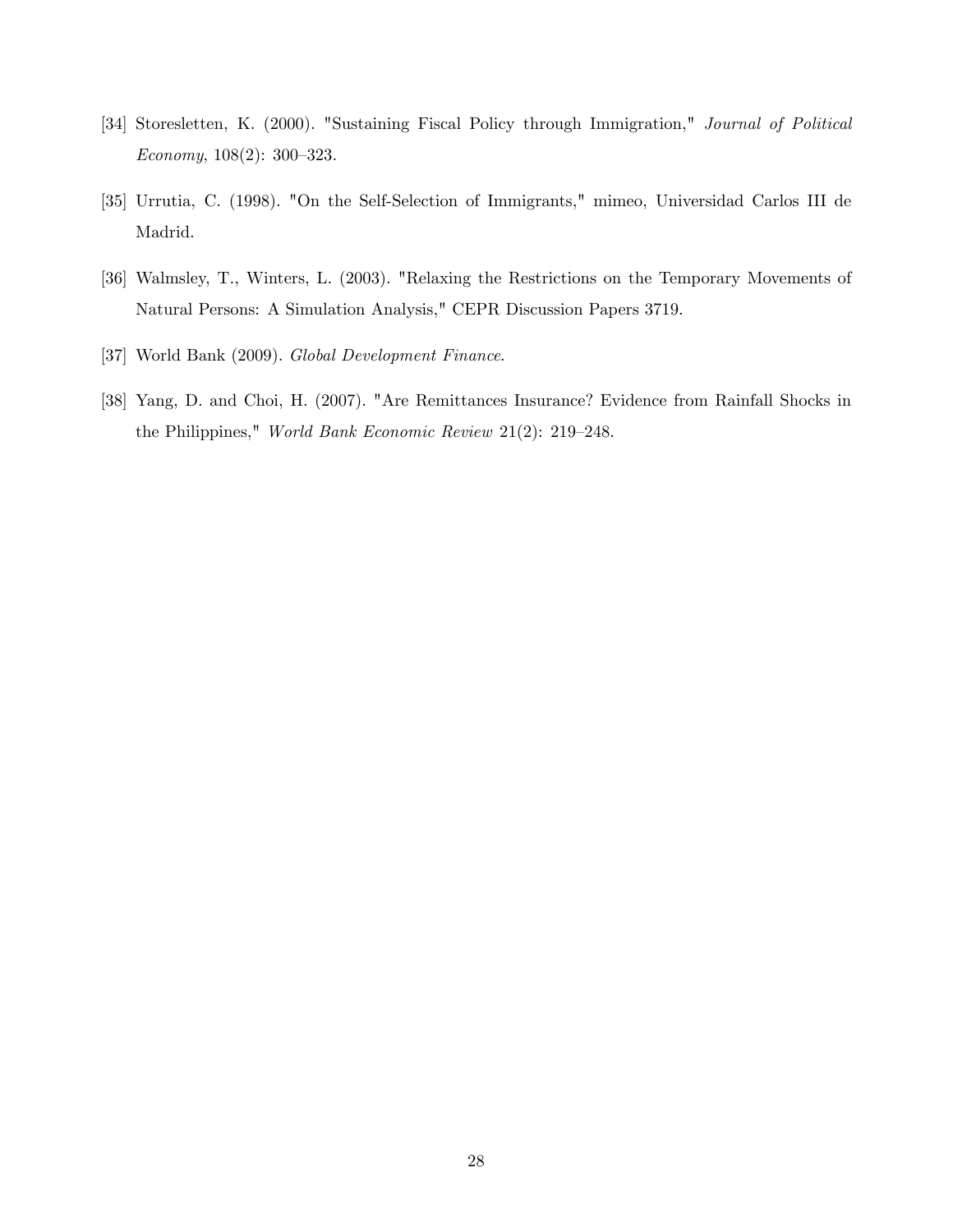[34] Storesletten, K. (2000). "Sustaining Fiscal Policy through Immigration," *Journal of Political Economy*, 108(2): 300–323.

[35] Urrutia, C. (1998). "On the Self-Selection of Immigrants," mimeo, Universidad Carlos III de Madrid.

[36] Walmsley, T., Winters, L. (2003). "Relaxing the Restrictions on the Temporary Movements of Natural Persons: A Simulation Analysis," CEPR Discussion Papers 3719.

[37] World Bank (2009). *Global Development Finance*.

[38] Yang, D. and Choi, H. (2007). "Are Remittances Insurance? Evidence from Rainfall Shocks in the Philippines," *World Bank Economic Review* 21(2): 219–248.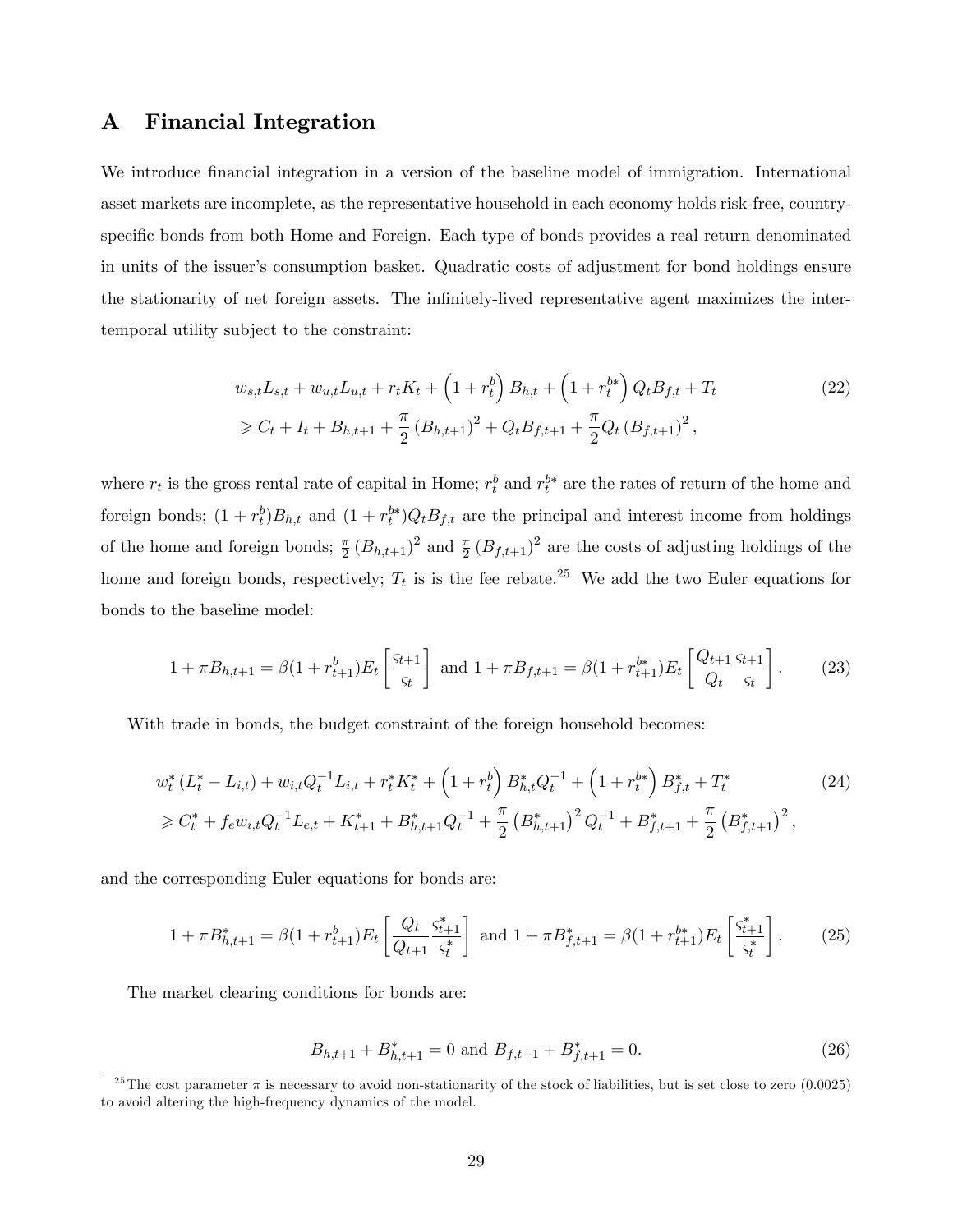# A Financial Integration

We introduce financial integration in a version of the baseline model of immigration. International asset markets are incomplete, as the representative household in each economy holds risk-free, country-specific bonds from both Home and Foreign. Each type of bonds provides a real return denominated in units of the issuer's consumption basket. Quadratic costs of adjustment for bond holdings ensure the stationarity of net foreign assets. The infinitely-lived representative agent maximizes the intertemporal utility subject to the constraint:

$$
\begin{aligned}
& w_{s,t}L_{s,t} + w_{u,t}L_{u,t} + r_t K_t + \left(1 + r_t^b\right) B_{h,t} + \left(1 + r_t^{b*}\right) Q_t B_{f,t} + T_t \\
& \geqslant C_t + I_t + B_{h,t+1} + \frac{\pi}{2}\left(B_{h,t+1}\right)^2 + Q_t B_{f,t+1} + \frac{\pi}{2} Q_t \left(B_{f,t+1}\right)^2,
\end{aligned} \tag{22}
$$

where $r_t$ is the gross rental rate of capital in Home; $r_t^b$ and $r_t^{b*}$ are the rates of return of the home and foreign bonds; $(1 + r_t^b)B_{h,t}$ and $(1 + r_t^{b*})Q_t B_{f,t}$ are the principal and interest income from holdings of the home and foreign bonds; $\frac{\pi}{2}\left(B_{h,t+1}\right)^2$ and $\frac{\pi}{2}\left(B_{f,t+1}\right)^2$ are the costs of adjusting holdings of the home and foreign bonds, respectively; $T_t$ is is the fee rebate.[25] We add the two Euler equations for bonds to the baseline model:

$$
1 + \pi B_{h,t+1} = \beta(1 + r_{t+1}^b) E_t\left[\frac{\varsigma_{t+1}}{\varsigma_t}\right] \text{ and } 1 + \pi B_{f,t+1} = \beta(1 + r_{t+1}^{b*}) E_t\left[\frac{Q_{t+1}}{Q_t}\frac{\varsigma_{t+1}}{\varsigma_t}\right]. \tag{23}
$$

With trade in bonds, the budget constraint of the foreign household becomes:

$$
\begin{aligned}
& w_t^*\left(L_t^* - L_{i,t}\right) + w_{i,t}Q_t^{-1}L_{i,t} + r_t^* K_t^* + \left(1 + r_t^b\right) B_{h,t}^* Q_t^{-1} + \left(1 + r_t^{b*}\right) B_{f,t}^* + T_t^* \\
& \geqslant C_t^* + f_e w_{i,t} Q_t^{-1} L_{e,t} + K_{t+1}^* + B_{h,t+1}^* Q_t^{-1} + \frac{\pi}{2}\left(B_{h,t+1}^*\right)^2 Q_t^{-1} + B_{f,t+1}^* + \frac{\pi}{2}\left(B_{f,t+1}^*\right)^2,
\end{aligned} \tag{24}
$$

and the corresponding Euler equations for bonds are:

$$
1 + \pi B_{h,t+1}^* = \beta(1 + r_{t+1}^b) E_t\left[\frac{Q_t}{Q_{t+1}}\frac{\varsigma_{t+1}^*}{\varsigma_t^*}\right] \text{ and } 1 + \pi B_{f,t+1}^* = \beta(1 + r_{t+1}^{b*}) E_t\left[\frac{\varsigma_{t+1}^*}{\varsigma_t^*}\right]. \tag{25}
$$

The market clearing conditions for bonds are:

$$
B_{h,t+1} + B_{h,t+1}^* = 0 \text{ and } B_{f,t+1} + B_{f,t+1}^* = 0. \tag{26}
$$

[25] The cost parameter $\pi$ is necessary to avoid non-stationarity of the stock of liabilities, but is set close to zero (0.0025) to avoid altering the high-frequency dynamics of the model.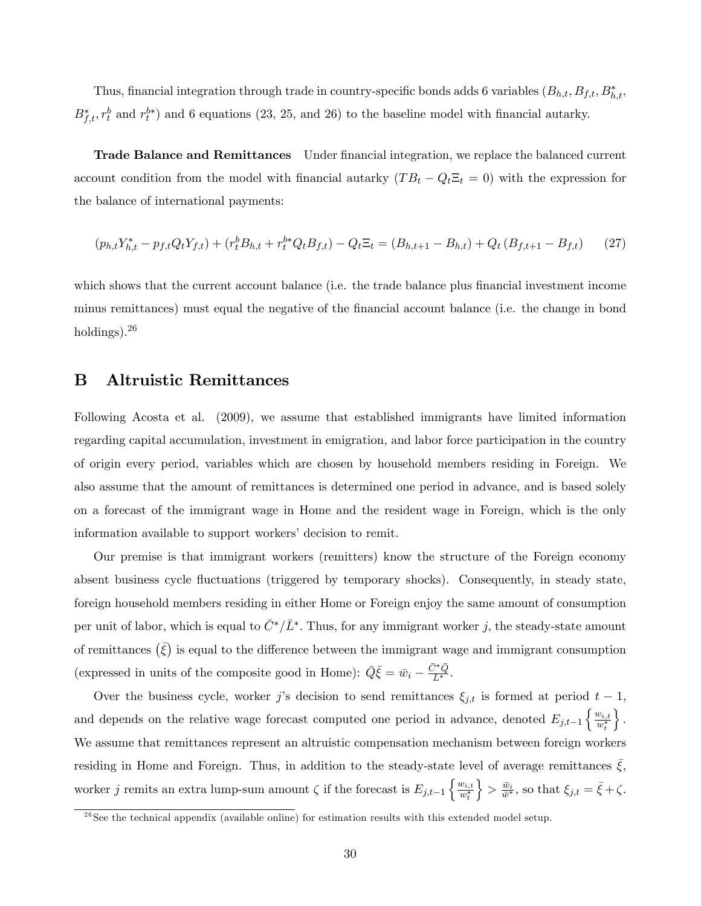Thus, financial integration through trade in country-specific bonds adds 6 variables ($B_{h,t}$, $B_{f,t}$, $B^*_{h,t}$, $B^*_{f,t}$, $r^b_t$ and $r^{b*}_t$) and 6 equations (23, 25, and 26) to the baseline model with financial autarky.

**Trade Balance and Remittances** Under financial integration, we replace the balanced current account condition from the model with financial autarky ($TB_t - Q_t \Xi_t = 0$) with the expression for the balance of international payments:

$$(p_{h,t} Y^*_{h,t} - p_{f,t} Q_t Y_{f,t}) + (r^b_t B_{h,t} + r^{b*}_t Q_t B_{f,t}) - Q_t \Xi_t = (B_{h,t+1} - B_{h,t}) + Q_t (B_{f,t+1} - B_{f,t}) \qquad (27)$$

which shows that the current account balance (i.e. the trade balance plus financial investment income minus remittances) must equal the negative of the financial account balance (i.e. the change in bond holdings).[26]

# B Altruistic Remittances

Following Acosta et al. (2009), we assume that established immigrants have limited information regarding capital accumulation, investment in emigration, and labor force participation in the country of origin every period, variables which are chosen by household members residing in Foreign. We also assume that the amount of remittances is determined one period in advance, and is based solely on a forecast of the immigrant wage in Home and the resident wage in Foreign, which is the only information available to support workers' decision to remit.

Our premise is that immigrant workers (remitters) know the structure of the Foreign economy absent business cycle fluctuations (triggered by temporary shocks). Consequently, in steady state, foreign household members residing in either Home or Foreign enjoy the same amount of consumption per unit of labor, which is equal to $\bar{C}^*/\bar{L}^*$. Thus, for any immigrant worker $j$, the steady-state amount of remittances $(\bar{\xi})$ is equal to the difference between the immigrant wage and immigrant consumption (expressed in units of the composite good in Home): $\bar{Q}\bar{\xi} = \bar{w}_i - \frac{\bar{C}^* \bar{Q}}{\bar{L}^*}$.

Over the business cycle, worker $j$'s decision to send remittances $\xi_{j,t}$ is formed at period $t-1$, and depends on the relative wage forecast computed one period in advance, denoted $E_{j,t-1}\left\{\frac{w_{i,t}}{w^*_t}\right\}$. We assume that remittances represent an altruistic compensation mechanism between foreign workers residing in Home and Foreign. Thus, in addition to the steady-state level of average remittances $\bar{\xi}$, worker $j$ remits an extra lump-sum amount $\zeta$ if the forecast is $E_{j,t-1}\left\{\frac{w_{i,t}}{w^*_t}\right\} > \frac{\bar{w}_i}{\bar{w}^*}$, so that $\xi_{j,t} = \bar{\xi} + \zeta$.

[26] See the technical appendix (available online) for estimation results with this extended model setup.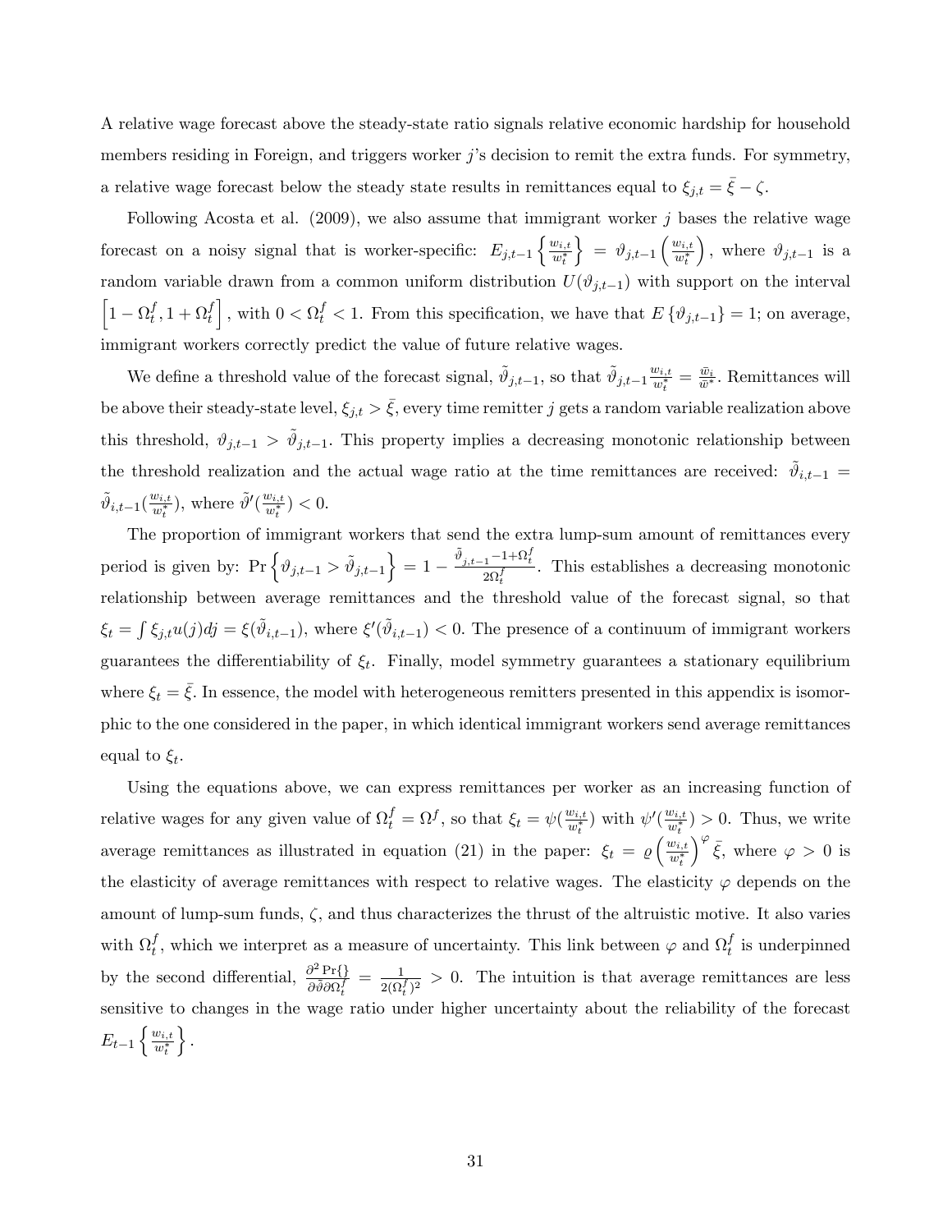A relative wage forecast above the steady-state ratio signals relative economic hardship for household members residing in Foreign, and triggers worker $j$'s decision to remit the extra funds. For symmetry, a relative wage forecast below the steady state results in remittances equal to $\xi_{j,t} = \bar{\xi} - \zeta$.

Following Acosta et al. (2009), we also assume that immigrant worker $j$ bases the relative wage forecast on a noisy signal that is worker-specific: $E_{j,t-1}\left\{\frac{w_{i,t}}{w_t^*}\right\} = \vartheta_{j,t-1}\left(\frac{w_{i,t}}{w_t^*}\right)$, where $\vartheta_{j,t-1}$ is a random variable drawn from a common uniform distribution $U(\vartheta_{j,t-1})$ with support on the interval $\left[1-\Omega_t^f, 1+\Omega_t^f\right]$, with $0 < \Omega_t^f < 1$. From this specification, we have that $E\left\{\vartheta_{j,t-1}\right\} = 1$; on average, immigrant workers correctly predict the value of future relative wages.

We define a threshold value of the forecast signal, $\tilde{\vartheta}_{j,t-1}$, so that $\tilde{\vartheta}_{j,t-1}\frac{w_{i,t}}{w_t^*} = \frac{\bar{w}_i}{\bar{w}^*}$. Remittances will be above their steady-state level, $\xi_{j,t} > \bar{\xi}$, every time remitter $j$ gets a random variable realization above this threshold, $\vartheta_{j,t-1} > \tilde{\vartheta}_{j,t-1}$. This property implies a decreasing monotonic relationship between the threshold realization and the actual wage ratio at the time remittances are received: $\tilde{\vartheta}_{i,t-1} = \tilde{\vartheta}_{i,t-1}(\frac{w_{i,t}}{w_t^*})$, where $\tilde{\vartheta}'(\frac{w_{i,t}}{w_t^*}) < 0$.

The proportion of immigrant workers that send the extra lump-sum amount of remittances every period is given by: $\Pr\left\{\vartheta_{j,t-1} > \tilde{\vartheta}_{j,t-1}\right\} = 1 - \frac{\tilde{\vartheta}_{j,t-1} - 1 + \Omega_t^f}{2\Omega_t^f}$. This establishes a decreasing monotonic relationship between average remittances and the threshold value of the forecast signal, so that $\xi_t = \int \xi_{j,t} u(j) dj = \xi(\tilde{\vartheta}_{i,t-1})$, where $\xi'(\tilde{\vartheta}_{i,t-1}) < 0$. The presence of a continuum of immigrant workers guarantees the differentiability of $\xi_t$. Finally, model symmetry guarantees a stationary equilibrium where $\xi_t = \bar{\xi}$. In essence, the model with heterogeneous remitters presented in this appendix is isomorphic to the one considered in the paper, in which identical immigrant workers send average remittances equal to $\xi_t$.

Using the equations above, we can express remittances per worker as an increasing function of relative wages for any given value of $\Omega_t^f = \Omega^f$, so that $\xi_t = \psi(\frac{w_{i,t}}{w_t^*})$ with $\psi'(\frac{w_{i,t}}{w_t^*}) > 0$. Thus, we write average remittances as illustrated in equation (21) in the paper: $\xi_t = \varrho\left(\frac{w_{i,t}}{w_t^*}\right)^{\varphi}\bar{\xi}$, where $\varphi > 0$ is the elasticity of average remittances with respect to relative wages. The elasticity $\varphi$ depends on the amount of lump-sum funds, $\zeta$, and thus characterizes the thrust of the altruistic motive. It also varies with $\Omega_t^f$, which we interpret as a measure of uncertainty. This link between $\varphi$ and $\Omega_t^f$ is underpinned by the second differential, $\frac{\partial^2 \Pr\{\}}{\partial\tilde{\vartheta}\partial\Omega_t^f} = \frac{1}{2(\Omega_t^f)^2} > 0$. The intuition is that average remittances are less sensitive to changes in the wage ratio under higher uncertainty about the reliability of the forecast $E_{t-1}\left\{\frac{w_{i,t}}{w_t^*}\right\}$.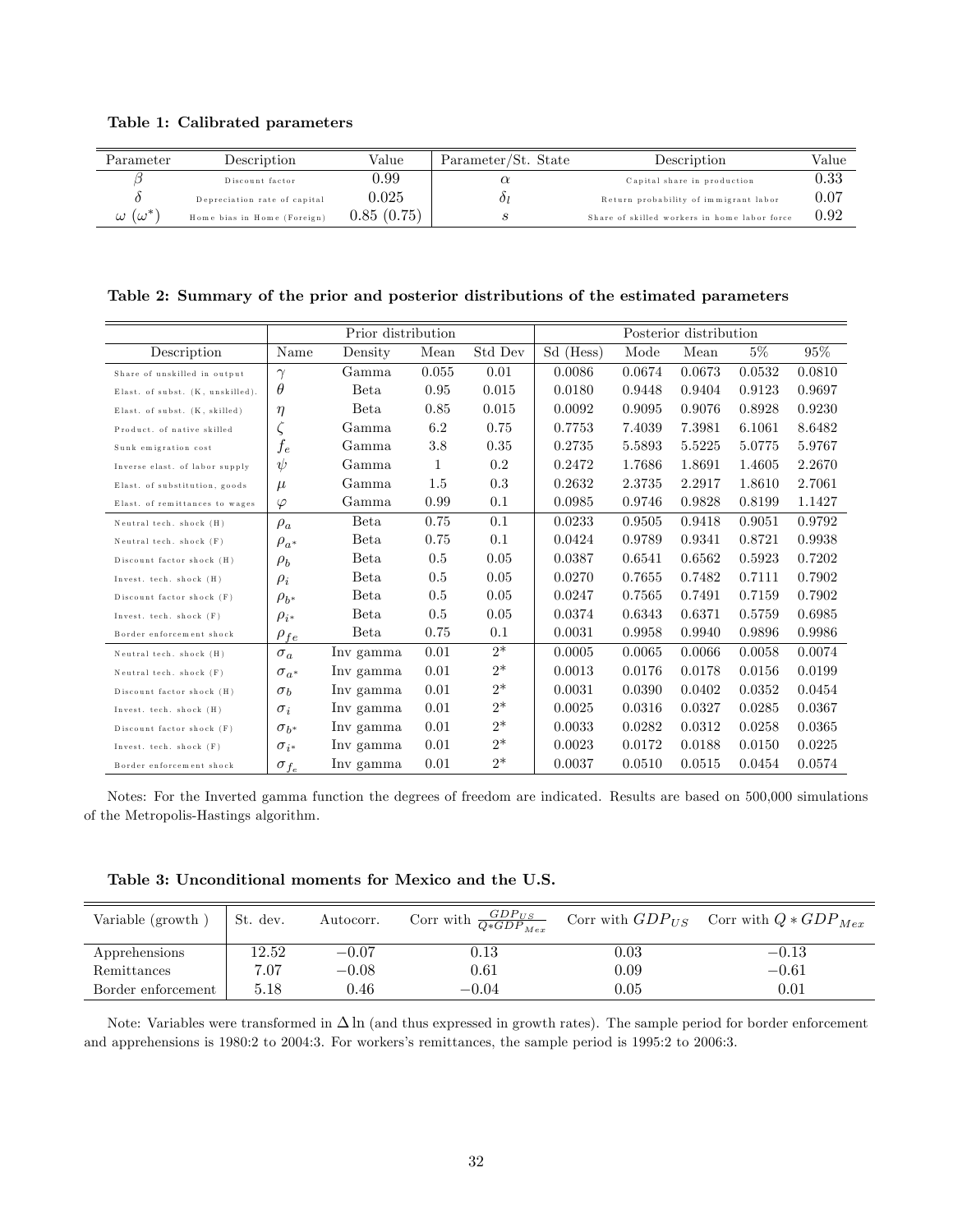**Table 1: Calibrated parameters**

| Parameter | Description | Value | Parameter/St. State | Description | Value |
|---|---|---|---|---|---|
| $\beta$ | Discount factor | 0.99 | $\alpha$ | Capital share in production | 0.33 |
| $\delta$ | Depreciation rate of capital | 0.025 | $\delta_l$ | Return probability of immigrant labor | 0.07 |
| $\omega$ $(\omega^*)$ | Home bias in Home (Foreign) | 0.85 (0.75) | $s$ | Share of skilled workers in home labor force | 0.92 |

**Table 2: Summary of the prior and posterior distributions of the estimated parameters**

| | | Prior distribution | | | Posterior distribution | | | | |
|---|---|---|---|---|---|---|---|---|---|
| Description | Name | Density | Mean | Std Dev | Sd (Hess) | Mode | Mean | 5% | 95% |
| Share of unskilled in output | $\gamma$ | Gamma | 0.055 | 0.01 | 0.0086 | 0.0674 | 0.0673 | 0.0532 | 0.0810 |
| Elast. of subst. (K, unskilled). | $\theta$ | Beta | 0.95 | 0.015 | 0.0180 | 0.9448 | 0.9404 | 0.9123 | 0.9697 |
| Elast. of subst. (K, skilled) | $\eta$ | Beta | 0.85 | 0.015 | 0.0092 | 0.9095 | 0.9076 | 0.8928 | 0.9230 |
| Product. of native skilled | $\zeta$ | Gamma | 6.2 | 0.75 | 0.7753 | 7.4039 | 7.3981 | 6.1061 | 8.6482 |
| Sunk emigration cost | $f_e$ | Gamma | 3.8 | 0.35 | 0.2735 | 5.5893 | 5.5225 | 5.0775 | 5.9767 |
| Inverse elast. of labor supply | $\psi$ | Gamma | 1 | 0.2 | 0.2472 | 1.7686 | 1.8691 | 1.4605 | 2.2670 |
| Elast. of substitution, goods | $\mu$ | Gamma | 1.5 | 0.3 | 0.2632 | 2.3735 | 2.2917 | 1.8610 | 2.7061 |
| Elast. of remittances to wages | $\varphi$ | Gamma | 0.99 | 0.1 | 0.0985 | 0.9746 | 0.9828 | 0.8199 | 1.1427 |
| Neutral tech. shock (H) | $\rho_a$ | Beta | 0.75 | 0.1 | 0.0233 | 0.9505 | 0.9418 | 0.9051 | 0.9792 |
| Neutral tech. shock (F) | $\rho_{a^*}$ | Beta | 0.75 | 0.1 | 0.0424 | 0.9789 | 0.9341 | 0.8721 | 0.9938 |
| Discount factor shock (H) | $\rho_b$ | Beta | 0.5 | 0.05 | 0.0387 | 0.6541 | 0.6562 | 0.5923 | 0.7202 |
| Invest. tech. shock (H) | $\rho_i$ | Beta | 0.5 | 0.05 | 0.0270 | 0.7655 | 0.7482 | 0.7111 | 0.7902 |
| Discount factor shock (F) | $\rho_{b^*}$ | Beta | 0.5 | 0.05 | 0.0247 | 0.7565 | 0.7491 | 0.7159 | 0.7902 |
| Invest. tech. shock (F) | $\rho_{i^*}$ | Beta | 0.5 | 0.05 | 0.0374 | 0.6343 | 0.6371 | 0.5759 | 0.6985 |
| Border enforcement shock | $\rho_{fe}$ | Beta | 0.75 | 0.1 | 0.0031 | 0.9958 | 0.9940 | 0.9896 | 0.9986 |
| Neutral tech. shock (H) | $\sigma_a$ | Inv gamma | 0.01 | 2* | 0.0005 | 0.0065 | 0.0066 | 0.0058 | 0.0074 |
| Neutral tech. shock (F) | $\sigma_{a^*}$ | Inv gamma | 0.01 | 2* | 0.0013 | 0.0176 | 0.0178 | 0.0156 | 0.0199 |
| Discount factor shock (H) | $\sigma_b$ | Inv gamma | 0.01 | 2* | 0.0031 | 0.0390 | 0.0402 | 0.0352 | 0.0454 |
| Invest. tech. shock (H) | $\sigma_i$ | Inv gamma | 0.01 | 2* | 0.0025 | 0.0316 | 0.0327 | 0.0285 | 0.0367 |
| Discount factor shock (F) | $\sigma_{b^*}$ | Inv gamma | 0.01 | 2* | 0.0033 | 0.0282 | 0.0312 | 0.0258 | 0.0365 |
| Invest. tech. shock (F) | $\sigma_{i^*}$ | Inv gamma | 0.01 | 2* | 0.0023 | 0.0172 | 0.0188 | 0.0150 | 0.0225 |
| Border enforcement shock | $\sigma_{f_e}$ | Inv gamma | 0.01 | 2* | 0.0037 | 0.0510 | 0.0515 | 0.0454 | 0.0574 |

Notes: For the Inverted gamma function the degrees of freedom are indicated. Results are based on 500,000 simulations of the Metropolis-Hastings algorithm.

**Table 3: Unconditional moments for Mexico and the U.S.**

| Variable (growth ) | St. dev. | Autocorr. | Corr with $\frac{GDP_{US}}{Q*GDP_{Mex}}$ | Corr with $GDP_{US}$ | Corr with $Q*GDP_{Mex}$ |
|---|---|---|---|---|---|
| Apprehensions | 12.52 | −0.07 | 0.13 | 0.03 | −0.13 |
| Remittances | 7.07 | −0.08 | 0.61 | 0.09 | −0.61 |
| Border enforcement | 5.18 | 0.46 | −0.04 | 0.05 | 0.01 |

Note: Variables were transformed in $\Delta \ln$ (and thus expressed in growth rates). The sample period for border enforcement and apprehensions is 1980:2 to 2004:3. For workers's remittances, the sample period is 1995:2 to 2006:3.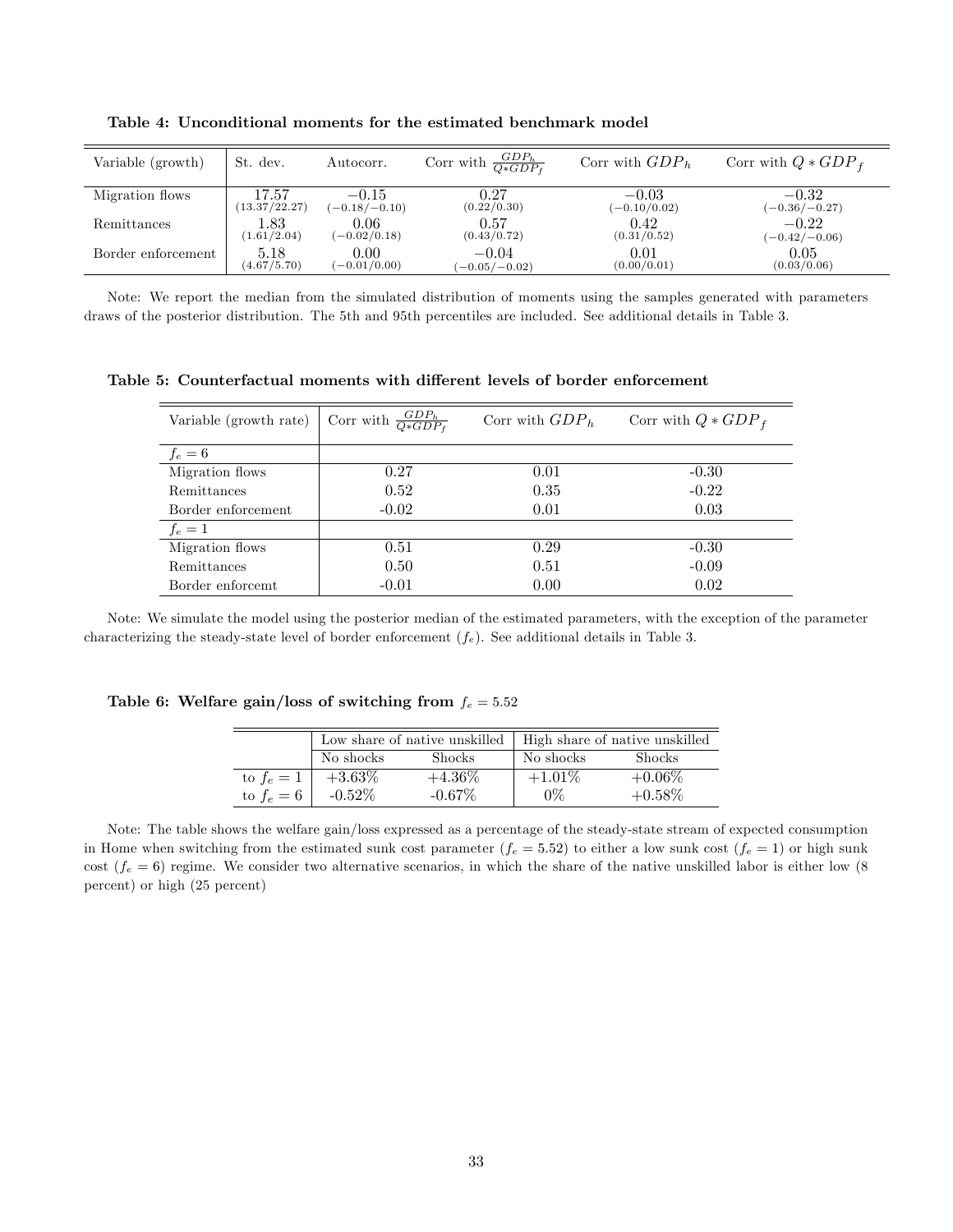**Table 4: Unconditional moments for the estimated benchmark model**

| Variable (growth) | St. dev. | Autocorr. | Corr with $\frac{GDP_h}{Q*GDP_f}$ | Corr with $GDP_h$ | Corr with $Q*GDP_f$ |
|---|---|---|---|---|---|
| Migration flows | 17.57 (13.37/22.27) | −0.15 (−0.18/−0.10) | 0.27 (0.22/0.30) | −0.03 (−0.10/0.02) | −0.32 (−0.36/−0.27) |
| Remittances | 1.83 (1.61/2.04) | 0.06 (−0.02/0.18) | 0.57 (0.43/0.72) | 0.42 (0.31/0.52) | −0.22 (−0.42/−0.06) |
| Border enforcement | 5.18 (4.67/5.70) | 0.00 (−0.01/0.00) | −0.04 (−0.05/−0.02) | 0.01 (0.00/0.01) | 0.05 (0.03/0.06) |

Note: We report the median from the simulated distribution of moments using the samples generated with parameters draws of the posterior distribution. The 5th and 95th percentiles are included. See additional details in Table 3.

**Table 5: Counterfactual moments with different levels of border enforcement**

| Variable (growth rate) | Corr with $\frac{GDP_h}{Q*GDP_f}$ | Corr with $GDP_h$ | Corr with $Q*GDP_f$ |
|---|---|---|---|
| $f_e = 6$ | | | |
| Migration flows | 0.27 | 0.01 | -0.30 |
| Remittances | 0.52 | 0.35 | -0.22 |
| Border enforcement | -0.02 | 0.01 | 0.03 |
| $f_e = 1$ | | | |
| Migration flows | 0.51 | 0.29 | -0.30 |
| Remittances | 0.50 | 0.51 | -0.09 |
| Border enforcemt | -0.01 | 0.00 | 0.02 |

Note: We simulate the model using the posterior median of the estimated parameters, with the exception of the parameter characterizing the steady-state level of border enforcement ($f_e$). See additional details in Table 3.

**Table 6: Welfare gain/loss of switching from $f_e = 5.52$**

| | Low share of native unskilled | | High share of native unskilled | |
|---|---|---|---|---|
| | No shocks | Shocks | No shocks | Shocks |
| to $f_e = 1$ | +3.63% | +4.36% | +1.01% | +0.06% |
| to $f_e = 6$ | -0.52% | -0.67% | 0% | +0.58% |

Note: The table shows the welfare gain/loss expressed as a percentage of the steady-state stream of expected consumption in Home when switching from the estimated sunk cost parameter ($f_e = 5.52$) to either a low sunk cost ($f_e = 1$) or high sunk cost ($f_e = 6$) regime. We consider two alternative scenarios, in which the share of the native unskilled labor is either low (8 percent) or high (25 percent)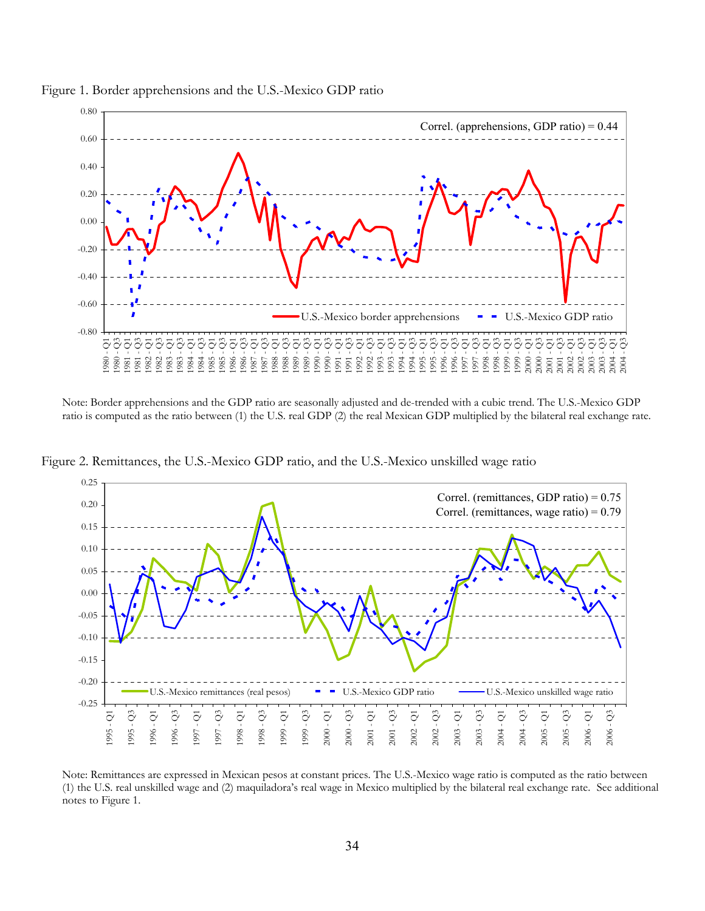Figure 1. Border apprehensions and the U.S.-Mexico GDP ratio

Correl. (apprehensions, GDP ratio) = 0.44

0.80
0.60
0.40
0.20
0.00
-0.20
-0.40
-0.60
-0.80

U.S.-Mexico border apprehensions
U.S.-Mexico GDP ratio

1980 - Q1, 1980 - Q3, 1981 - Q1, 1981 - Q3, 1982 - Q1, 1982 - Q3, 1983 - Q1, 1983 - Q3, 1984 - Q1, 1984 - Q3, 1985 - Q1, 1985 - Q3, 1986 - Q1, 1986 - Q3, 1987 - Q1, 1987 - Q3, 1988 - Q1, 1988 - Q3, 1989 - Q1, 1989 - Q3, 1990 - Q1, 1990 - Q3, 1991 - Q1, 1991 - Q3, 1992 - Q1, 1992 - Q3, 1993 - Q1, 1993 - Q3, 1994 - Q1, 1994 - Q3, 1995 - Q1, 1995 - Q3, 1996 - Q1, 1996 - Q3, 1997 - Q1, 1997 - Q3, 1998 - Q1, 1998 - Q3, 1999 - Q1, 1999 - Q3, 2000 - Q1, 2000 - Q3, 2001 - Q1, 2001 - Q3, 2002 - Q1, 2002 - Q3, 2003 - Q1, 2003 - Q3, 2004 - Q1, 2004 - Q3

Note: Border apprehensions and the GDP ratio are seasonally adjusted and de-trended with a cubic trend. The U.S.-Mexico GDP ratio is computed as the ratio between (1) the U.S. real GDP (2) the real Mexican GDP multiplied by the bilateral real exchange rate.

Figure 2. Remittances, the U.S.-Mexico GDP ratio, and the U.S.-Mexico unskilled wage ratio

Correl. (remittances, GDP ratio) = 0.75
Correl. (remittances, wage ratio) = 0.79

0.25
0.20
0.15
0.10
0.05
0.00
-0.05
-0.10
-0.15
-0.20
-0.25

U.S.-Mexico remittances (real pesos)
U.S.-Mexico GDP ratio
U.S.-Mexico unskilled wage ratio

1995 - Q1, 1995 - Q3, 1996 - Q1, 1996 - Q3, 1997 - Q1, 1997 - Q3, 1998 - Q1, 1998 - Q3, 1999 - Q1, 1999 - Q3, 2000 - Q1, 2000 - Q3, 2001 - Q1, 2001 - Q3, 2002 - Q1, 2002 - Q3, 2003 - Q1, 2003 - Q3, 2004 - Q1, 2004 - Q3, 2005 - Q1, 2005 - Q3, 2006 - Q1, 2006 - Q3

Note: Remittances are expressed in Mexican pesos at constant prices. The U.S.-Mexico wage ratio is computed as the ratio between (1) the U.S. real unskilled wage and (2) maquiladora's real wage in Mexico multiplied by the bilateral real exchange rate. See additional notes to Figure 1.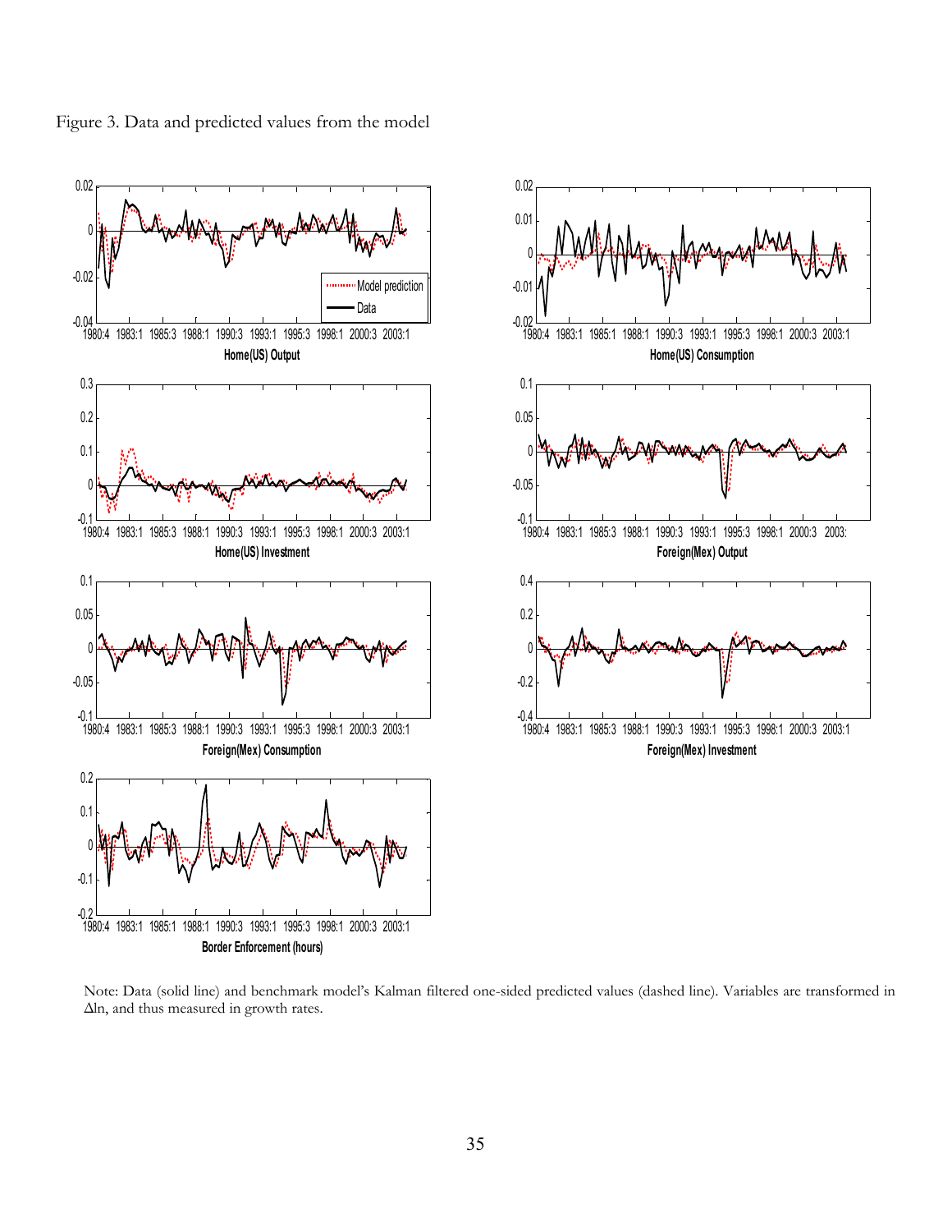Figure 3. Data and predicted values from the model

0.02
0
-0.02
-0.04
1980:4 1983:1 1985:3 1988:1 1990:3 1993:1 1995:3 1998:1 2000:3 2003:1
Model prediction
Data
**Home(US) Output**

0.02
0.01
0
-0.01
-0.02
1980:4 1983:1 1985:1 1988:1 1990:3 1993:1 1995:3 1998:1 2000:3 2003:1
**Home(US) Consumption**

0.3
0.2
0.1
0
-0.1
1980:4 1983:1 1985:3 1988:1 1990:3 1993:1 1995:3 1998:1 2000:3 2003:1
**Home(US) Investment**

0.1
0.05
0
-0.05
-0.1
1980:4 1983:1 1985:3 1988:1 1990:3 1993:1 1995:3 1998:1 2000:3 2003:
**Foreign(Mex) Output**

0.1
0.05
0
-0.05
-0.1
1980:4 1983:1 1985:3 1988:1 1990:3 1993:1 1995:3 1998:1 2000:3 2003:1
**Foreign(Mex) Consumption**

0.4
0.2
0
-0.2
-0.4
1980:4 1983:1 1985:3 1988:1 1990:3 1993:1 1995:3 1998:1 2000:3 2003:1
**Foreign(Mex) Investment**

0.2
0.1
0
-0.1
-0.2
1980:4 1983:1 1985:1 1988:1 1990:3 1993:1 1995:3 1998:1 2000:3 2003:1
**Border Enforcement (hours)**

Note: Data (solid line) and benchmark model's Kalman filtered one-sided predicted values (dashed line). Variables are transformed in Δln, and thus measured in growth rates.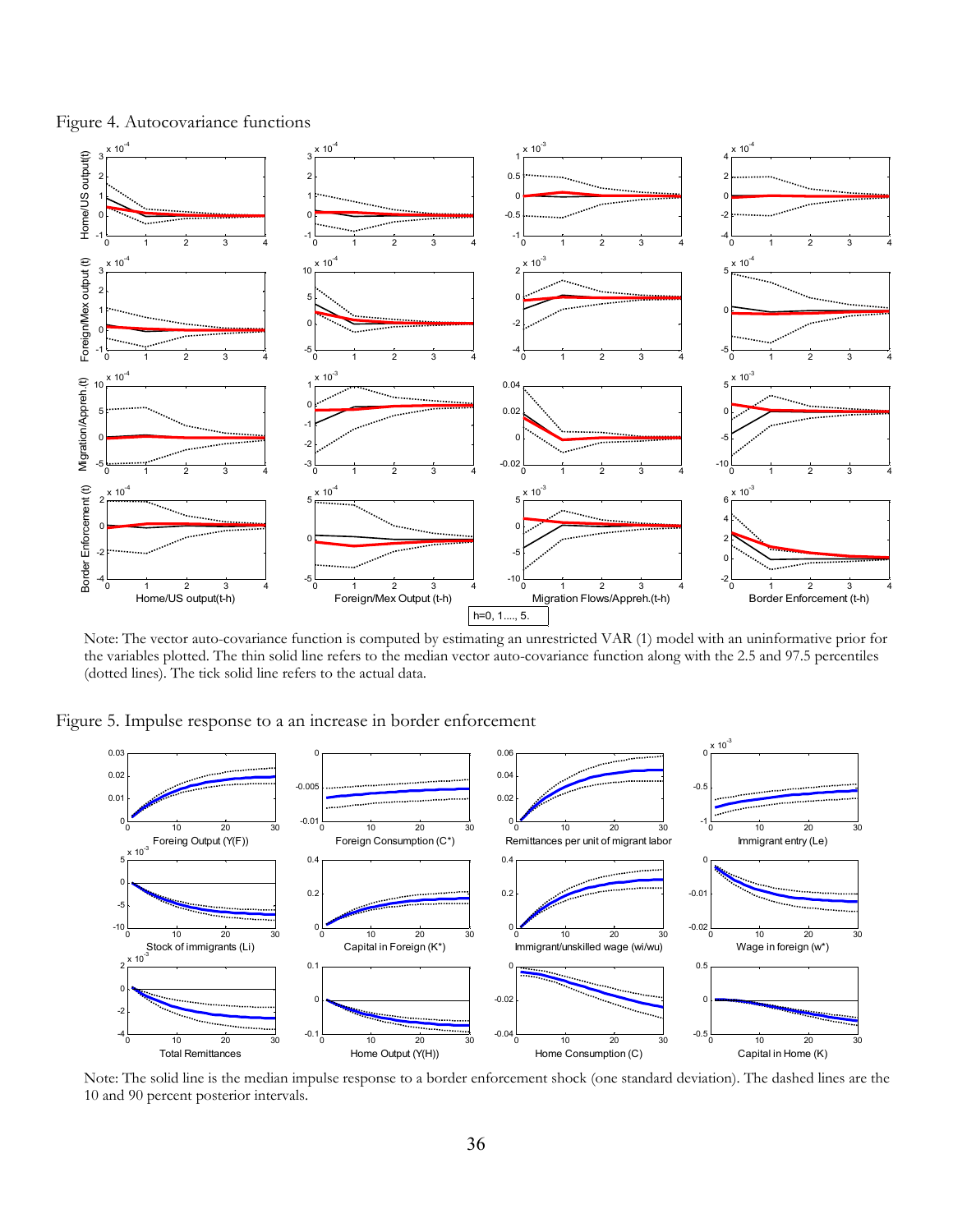Figure 4. Autocovariance functions

Home/US output(t)

Foreign/Mex output (t)

Migration/Appreh.(t)

Border Enforcement (t)

Home/US output(t-h)

Foreign/Mex Output (t-h)

Migration Flows/Appreh.(t-h)

Border Enforcement (t-h)

h=0, 1...., 5.

Note: The vector auto-covariance function is computed by estimating an unrestricted VAR (1) model with an uninformative prior for the variables plotted. The thin solid line refers to the median vector auto-covariance function along with the 2.5 and 97.5 percentiles (dotted lines). The tick solid line refers to the actual data.

Figure 5. Impulse response to a an increase in border enforcement

Foreing Output (Y(F))

Foreign Consumption (C*)

Remittances per unit of migrant labor

Immigrant entry (Le)

Stock of immigrants (Li)

Capital in Foreign (K*)

Immigrant/unskilled wage (wi/wu)

Wage in foreign (w*)

Total Remittances

Home Output (Y(H))

Home Consumption (C)

Capital in Home (K)

Note: The solid line is the median impulse response to a border enforcement shock (one standard deviation). The dashed lines are the 10 and 90 percent posterior intervals.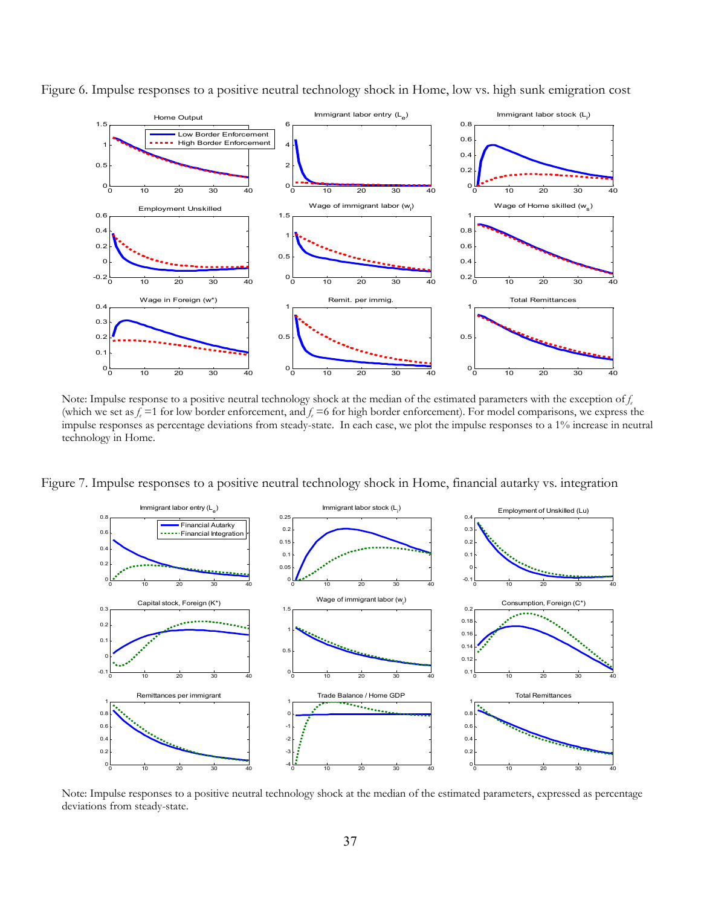Figure 6. Impulse responses to a positive neutral technology shock in Home, low vs. high sunk emigration cost

Home Output

Low Border Enforcement

High Border Enforcement

Immigrant labor entry ($L_e$)

Immigrant labor stock ($L_I$)

Employment Unskilled

Wage of immigrant labor ($w_I$)

Wage of Home skilled ($w_s$)

Wage in Foreign ($w^*$)

Remit. per immig.

Total Remittances

Note: Impulse response to a positive neutral technology shock at the median of the estimated parameters with the exception of $f_e$ (which we set as $f_e = 1$ for low border enforcement, and $f_e = 6$ for high border enforcement). For model comparisons, we express the impulse responses as percentage deviations from steady-state. In each case, we plot the impulse responses to a 1% increase in neutral technology in Home.

Figure 7. Impulse responses to a positive neutral technology shock in Home, financial autarky vs. integration

Immigrant labor entry ($L_e$)

Financial Autarky

Financial Integration

Immigrant labor stock ($L_I$)

Employment of Unskilled (Lu)

Capital stock, Foreign (K*)

Wage of immigrant labor ($w_I$)

Consumption, Foreign (C*)

Remittances per immigrant

Trade Balance / Home GDP

Total Remittances

Note: Impulse responses to a positive neutral technology shock at the median of the estimated parameters, expressed as percentage deviations from steady-state.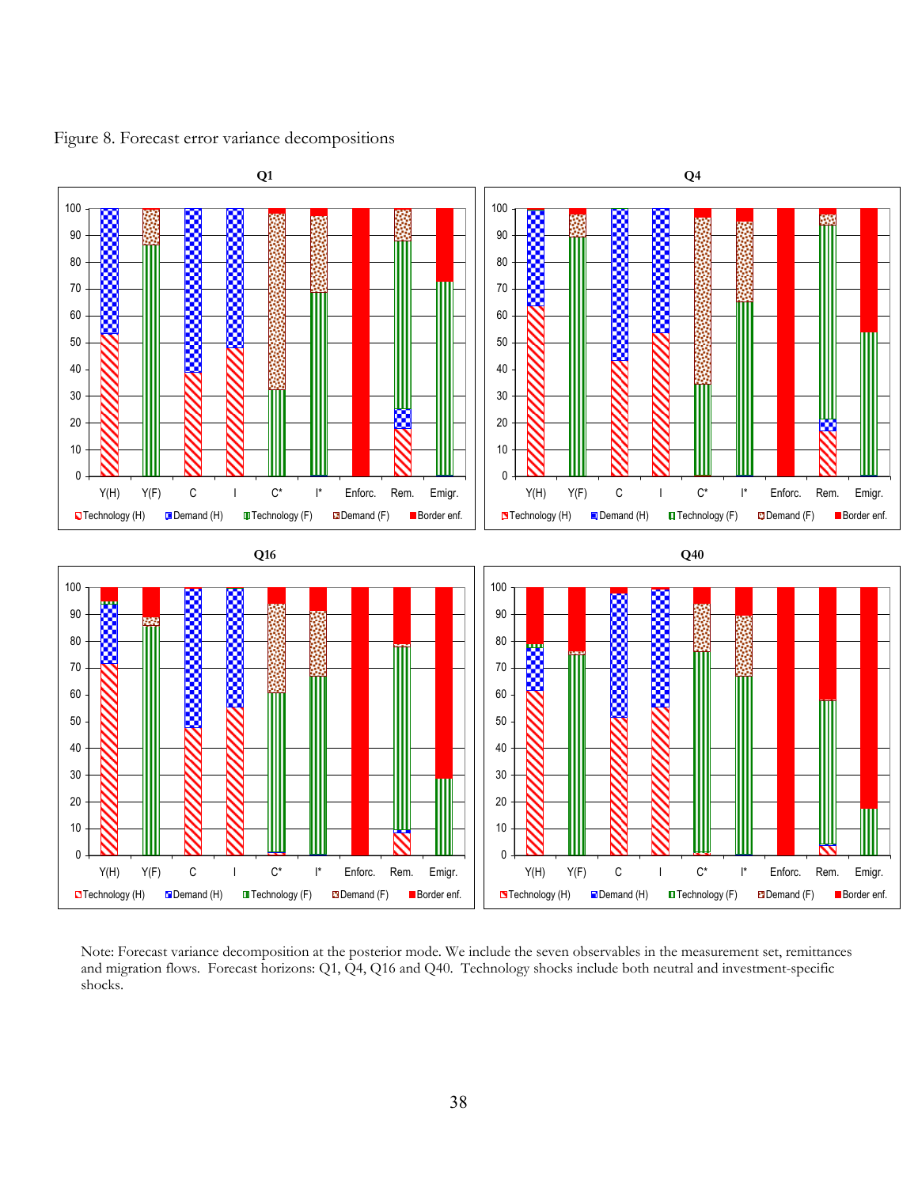Figure 8. Forecast error variance decompositions

Q1

100
90
80
70
60
50
40
30
20
10
0

Y(H) Y(F) C I C* I* Enforc. Rem. Emigr.

Technology (H) Demand (H) Technology (F) Demand (F) Border enf.

Q4

100
90
80
70
60
50
40
30
20
10
0

Y(H) Y(F) C I C* I* Enforc. Rem. Emigr.

Technology (H) Demand (H) Technology (F) Demand (F) Border enf.

Q16

100
90
80
70
60
50
40
30
20
10
0

Y(H) Y(F) C I C* I* Enforc. Rem. Emigr.

Technology (H) Demand (H) Technology (F) Demand (F) Border enf.

Q40

100
90
80
70
60
50
40
30
20
10
0

Y(H) Y(F) C I C* I* Enforc. Rem. Emigr.

Technology (H) Demand (H) Technology (F) Demand (F) Border enf.

Note: Forecast variance decomposition at the posterior mode. We include the seven observables in the measurement set, remittances and migration flows. Forecast horizons: Q1, Q4, Q16 and Q40. Technology shocks include both neutral and investment-specific shocks.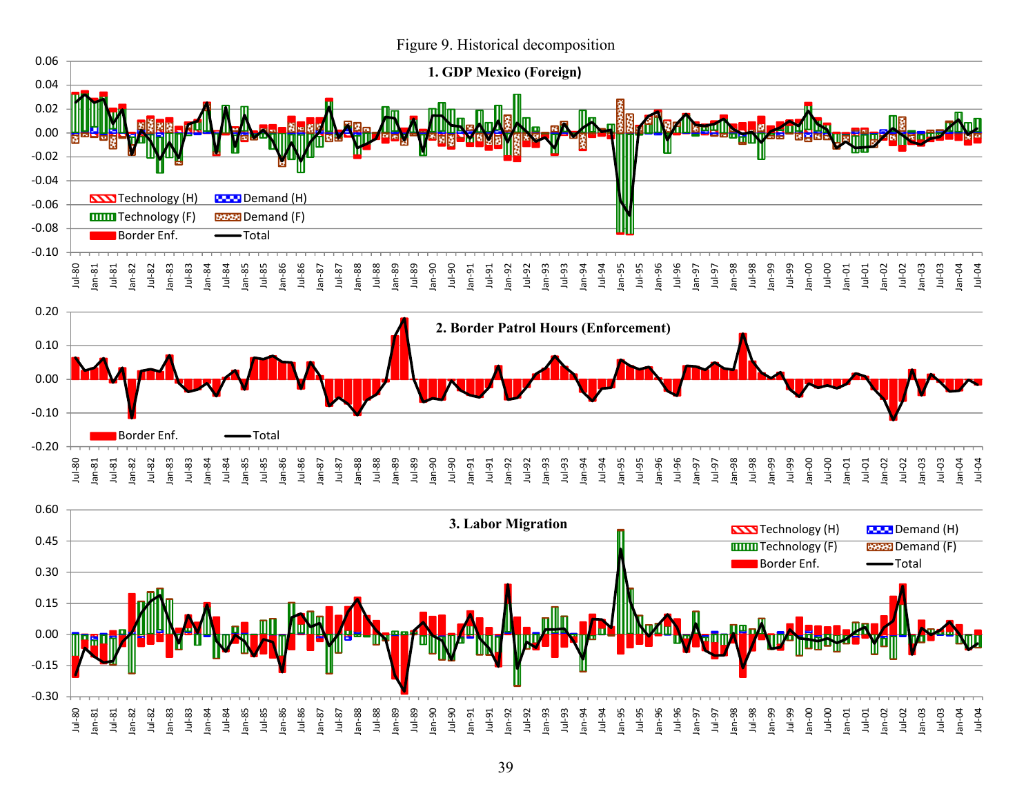Figure 9. Historical decomposition

1. GDP Mexico (Foreign)

0.06
0.04
0.02
0.00
-0.02
-0.04
-0.06
-0.08
-0.10

Technology (H)
Demand (H)
Technology (F)
Demand (F)
Border Enf.
Total

Jul-80 Jan-81 Jul-81 Jan-82 Jul-82 Jan-83 Jul-83 Jan-84 Jul-84 Jan-85 Jul-85 Jan-86 Jul-86 Jan-87 Jul-87 Jan-88 Jul-88 Jan-89 Jul-89 Jan-90 Jul-90 Jan-91 Jul-91 Jan-92 Jul-92 Jan-93 Jul-93 Jan-94 Jul-94 Jan-95 Jul-95 Jan-96 Jul-96 Jan-97 Jul-97 Jan-98 Jul-98 Jan-99 Jul-99 Jan-00 Jul-00 Jan-01 Jul-01 Jan-02 Jul-02 Jan-03 Jul-03 Jan-04 Jul-04

2. Border Patrol Hours (Enforcement)

0.20
0.10
0.00
-0.10
-0.20

Border Enf.
Total

Jul-80 Jan-81 Jul-81 Jan-82 Jul-82 Jan-83 Jul-83 Jan-84 Jul-84 Jan-85 Jul-85 Jan-86 Jul-86 Jan-87 Jul-87 Jan-88 Jul-88 Jan-89 Jul-89 Jan-90 Jul-90 Jan-91 Jul-91 Jan-92 Jul-92 Jan-93 Jul-93 Jan-94 Jul-94 Jan-95 Jul-95 Jan-96 Jul-96 Jan-97 Jul-97 Jan-98 Jul-98 Jan-99 Jul-99 Jan-00 Jul-00 Jan-01 Jul-01 Jan-02 Jul-02 Jan-03 Jul-03 Jan-04 Jul-04

3. Labor Migration

0.60
0.45
0.30
0.15
0.00
-0.15
-0.30

Technology (H)
Demand (H)
Technology (F)
Demand (F)
Border Enf.
Total

Jul-80 Jan-81 Jul-81 Jan-82 Jul-82 Jan-83 Jul-83 Jan-84 Jul-84 Jan-85 Jul-85 Jan-86 Jul-86 Jan-87 Jul-87 Jan-88 Jul-88 Jan-89 Jul-89 Jan-90 Jul-90 Jan-91 Jul-91 Jan-92 Jul-92 Jan-93 Jul-93 Jan-94 Jul-94 Jan-95 Jul-95 Jan-96 Jul-96 Jan-97 Jul-97 Jan-98 Jul-98 Jan-99 Jul-99 Jan-00 Jul-00 Jan-01 Jul-01 Jan-02 Jul-02 Jan-03 Jul-03 Jan-04 Jul-04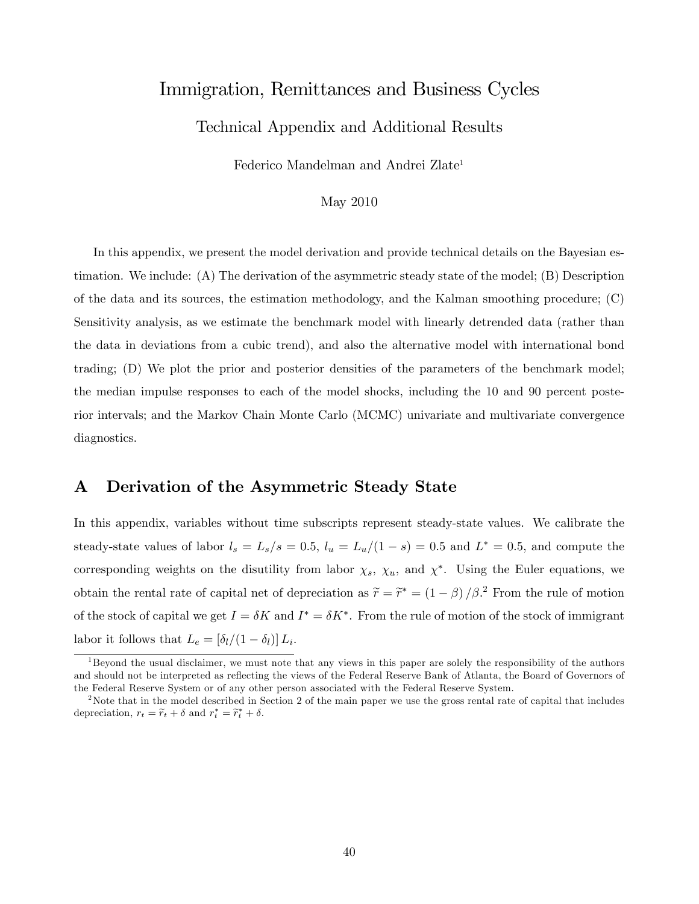# Immigration, Remittances and Business Cycles

## Technical Appendix and Additional Results

Federico Mandelman and Andrei Zlate[1]

May 2010

In this appendix, we present the model derivation and provide technical details on the Bayesian estimation. We include: (A) The derivation of the asymmetric steady state of the model; (B) Description of the data and its sources, the estimation methodology, and the Kalman smoothing procedure; (C) Sensitivity analysis, as we estimate the benchmark model with linearly detrended data (rather than the data in deviations from a cubic trend), and also the alternative model with international bond trading; (D) We plot the prior and posterior densities of the parameters of the benchmark model; the median impulse responses to each of the model shocks, including the 10 and 90 percent posterior intervals; and the Markov Chain Monte Carlo (MCMC) univariate and multivariate convergence diagnostics.

## A Derivation of the Asymmetric Steady State

In this appendix, variables without time subscripts represent steady-state values. We calibrate the steady-state values of labor $l_s = L_s/s = 0.5$, $l_u = L_u/(1-s) = 0.5$ and $L^* = 0.5$, and compute the corresponding weights on the disutility from labor $\chi_s$, $\chi_u$, and $\chi^*$. Using the Euler equations, we obtain the rental rate of capital net of depreciation as $\widetilde{r} = \widetilde{r}^* = (1-\beta)/\beta$.[2] From the rule of motion of the stock of capital we get $I = \delta K$ and $I^* = \delta K^*$. From the rule of motion of the stock of immigrant labor it follows that $L_e = [\delta_l/(1-\delta_l)]\, L_i$.

[1] Beyond the usual disclaimer, we must note that any views in this paper are solely the responsibility of the authors and should not be interpreted as reflecting the views of the Federal Reserve Bank of Atlanta, the Board of Governors of the Federal Reserve System or of any other person associated with the Federal Reserve System.

[2] Note that in the model described in Section 2 of the main paper we use the gross rental rate of capital that includes depreciation, $r_t = \widetilde{r}_t + \delta$ and $r_t^* = \widetilde{r}_t^* + \delta$.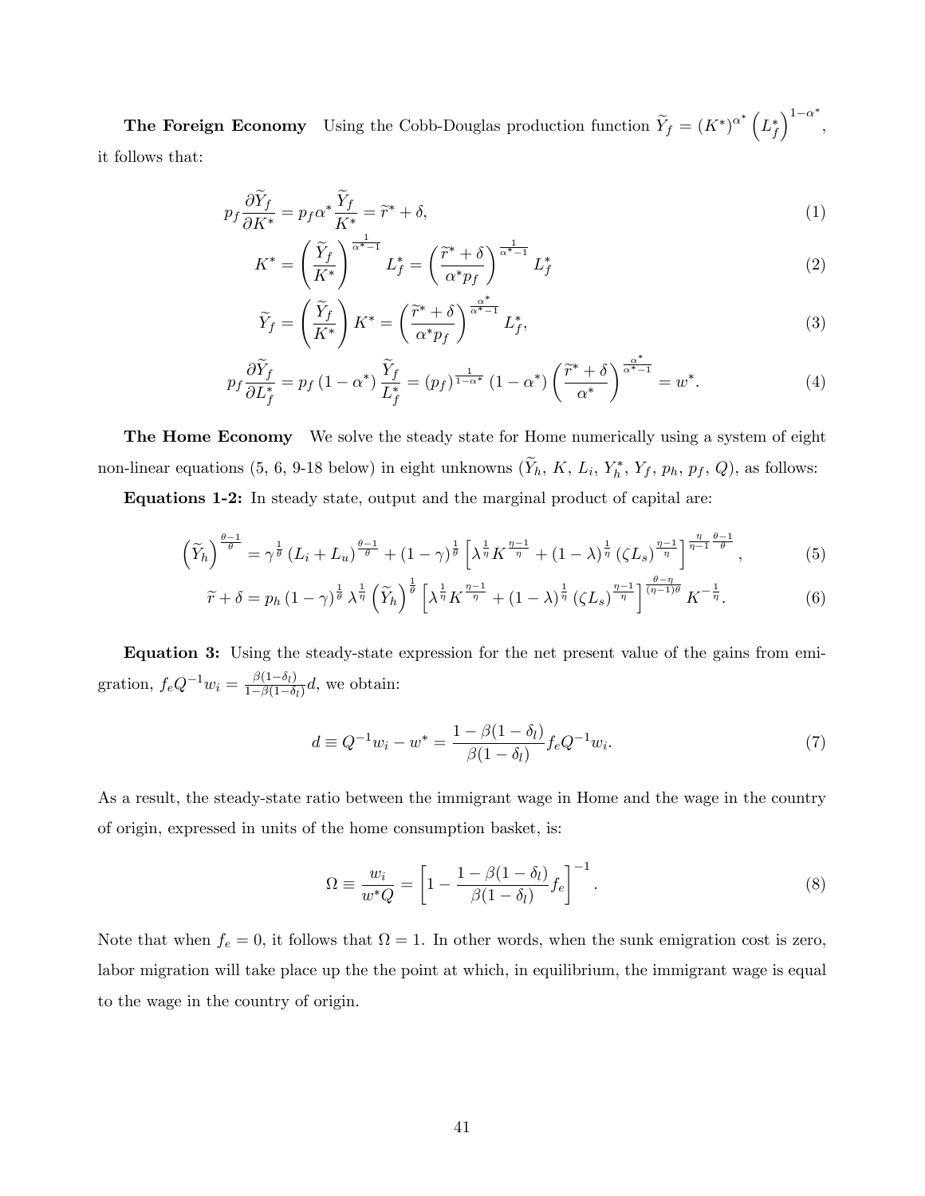**The Foreign Economy** Using the Cobb-Douglas production function $\widetilde{Y}_f = (K^*)^{\alpha^*} \left(L_f^*\right)^{1-\alpha^*}$, it follows that:

$$p_f \frac{\partial \widetilde{Y}_f}{\partial K^*} = p_f \alpha^* \frac{\widetilde{Y}_f}{K^*} = \widetilde{r}^* + \delta, \tag{1}$$

$$K^* = \left(\frac{\widetilde{Y}_f}{K^*}\right)^{\frac{1}{\alpha^*-1}} L_f^* = \left(\frac{\widetilde{r}^* + \delta}{\alpha^* p_f}\right)^{\frac{1}{\alpha^*-1}} L_f^* \tag{2}$$

$$\widetilde{Y}_f = \left(\frac{\widetilde{Y}_f}{K^*}\right) K^* = \left(\frac{\widetilde{r}^* + \delta}{\alpha^* p_f}\right)^{\frac{\alpha^*}{\alpha^*-1}} L_f^*, \tag{3}$$

$$p_f \frac{\partial \widetilde{Y}_f}{\partial L_f^*} = p_f (1-\alpha^*) \frac{\widetilde{Y}_f}{L_f^*} = (p_f)^{\frac{1}{1-\alpha^*}} (1-\alpha^*) \left(\frac{\widetilde{r}^* + \delta}{\alpha^*}\right)^{\frac{\alpha^*}{\alpha^*-1}} = w^*. \tag{4}$$

**The Home Economy** We solve the steady state for Home numerically using a system of eight non-linear equations (5, 6, 9-18 below) in eight unknowns ($\widetilde{Y}_h$, $K$, $L_i$, $Y_h^*$, $Y_f$, $p_h$, $p_f$, $Q$), as follows:

**Equations 1-2:** In steady state, output and the marginal product of capital are:

$$\left(\widetilde{Y}_h\right)^{\frac{\theta-1}{\theta}} = \gamma^{\frac{1}{\theta}} (L_i + L_u)^{\frac{\theta-1}{\theta}} + (1-\gamma)^{\frac{1}{\theta}} \left[\lambda^{\frac{1}{\eta}} K^{\frac{\eta-1}{\eta}} + (1-\lambda)^{\frac{1}{\eta}} (\zeta L_s)^{\frac{\eta-1}{\eta}}\right]^{\frac{\eta}{\eta-1}\frac{\theta-1}{\theta}}, \tag{5}$$

$$\widetilde{r} + \delta = p_h (1-\gamma)^{\frac{1}{\theta}} \lambda^{\frac{1}{\eta}} \left(\widetilde{Y}_h\right)^{\frac{1}{\theta}} \left[\lambda^{\frac{1}{\eta}} K^{\frac{\eta-1}{\eta}} + (1-\lambda)^{\frac{1}{\eta}} (\zeta L_s)^{\frac{\eta-1}{\eta}}\right]^{\frac{\theta-\eta}{(\eta-1)\theta}} K^{-\frac{1}{\eta}}. \tag{6}$$

**Equation 3:** Using the steady-state expression for the net present value of the gains from emigration, $f_e Q^{-1} w_i = \frac{\beta(1-\delta_l)}{1-\beta(1-\delta_l)} d$, we obtain:

$$d \equiv Q^{-1} w_i - w^* = \frac{1-\beta(1-\delta_l)}{\beta(1-\delta_l)} f_e Q^{-1} w_i. \tag{7}$$

As a result, the steady-state ratio between the immigrant wage in Home and the wage in the country of origin, expressed in units of the home consumption basket, is:

$$\Omega \equiv \frac{w_i}{w^* Q} = \left[1 - \frac{1-\beta(1-\delta_l)}{\beta(1-\delta_l)} f_e\right]^{-1}. \tag{8}$$

Note that when $f_e = 0$, it follows that $\Omega = 1$. In other words, when the sunk emigration cost is zero, labor migration will take place up the the point at which, in equilibrium, the immigrant wage is equal to the wage in the country of origin.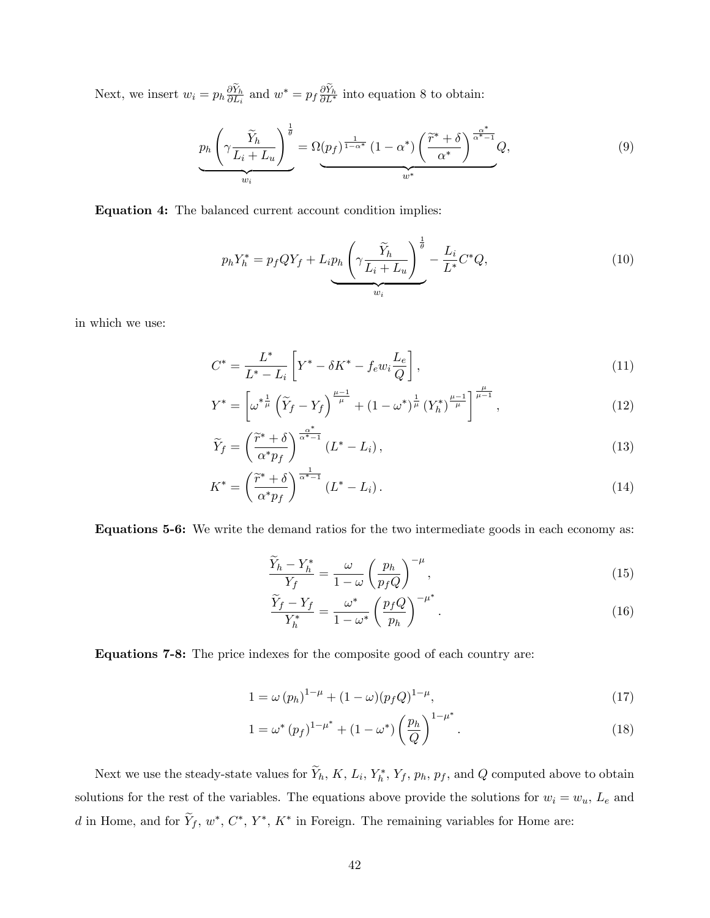Next, we insert $w_i = p_h \frac{\partial \widetilde{Y}_h}{\partial L_i}$ and $w^* = p_f \frac{\partial \widetilde{Y}_h}{\partial L^*}$ into equation 8 to obtain:

$$\underbrace{p_h \left( \gamma \frac{\widetilde{Y}_h}{L_i + L_u} \right)^{\frac{1}{\theta}}}_{w_i} = \underbrace{\Omega (p_f)^{\frac{1}{1-\alpha^*}} (1-\alpha^*) \left( \frac{\widetilde{r}^* + \delta}{\alpha^*} \right)^{\frac{\alpha^*}{\alpha^*-1}} Q}_{w^*}, \tag{9}$$

**Equation 4:** The balanced current account condition implies:

$$p_h Y_h^* = p_f Q Y_f + L_i \underbrace{p_h \left( \gamma \frac{\widetilde{Y}_h}{L_i + L_u} \right)^{\frac{1}{\theta}}}_{w_i} - \frac{L_i}{L^*} C^* Q, \tag{10}$$

in which we use:

$$C^* = \frac{L^*}{L^* - L_i} \left[ Y^* - \delta K^* - f_e w_i \frac{L_e}{Q} \right], \tag{11}$$

$$Y^* = \left[ \omega^{*\frac{1}{\mu}} \left( \widetilde{Y}_f - Y_f \right)^{\frac{\mu-1}{\mu}} + (1-\omega^*)^{\frac{1}{\mu}} \left( Y_h^* \right)^{\frac{\mu-1}{\mu}} \right]^{\frac{\mu}{\mu-1}}, \tag{12}$$

$$\widetilde{Y}_f = \left( \frac{\widetilde{r}^* + \delta}{\alpha^* p_f} \right)^{\frac{\alpha^*}{\alpha^*-1}} (L^* - L_i), \tag{13}$$

$$K^* = \left( \frac{\widetilde{r}^* + \delta}{\alpha^* p_f} \right)^{\frac{1}{\alpha^*-1}} (L^* - L_i). \tag{14}$$

**Equations 5-6:** We write the demand ratios for the two intermediate goods in each economy as:

$$\frac{\widetilde{Y}_h - Y_h^*}{Y_f} = \frac{\omega}{1-\omega} \left( \frac{p_h}{p_f Q} \right)^{-\mu}, \tag{15}$$

$$\frac{\widetilde{Y}_f - Y_f}{Y_h^*} = \frac{\omega^*}{1-\omega^*} \left( \frac{p_f Q}{p_h} \right)^{-\mu^*}. \tag{16}$$

**Equations 7-8:** The price indexes for the composite good of each country are:

$$1 = \omega \left( p_h \right)^{1-\mu} + (1-\omega)(p_f Q)^{1-\mu}, \tag{17}$$

$$1 = \omega^* \left( p_f \right)^{1-\mu^*} + (1-\omega^*) \left( \frac{p_h}{Q} \right)^{1-\mu^*}. \tag{18}$$

Next we use the steady-state values for $\widetilde{Y}_h$, $K$, $L_i$, $Y_h^*$, $Y_f$, $p_h$, $p_f$, and $Q$ computed above to obtain solutions for the rest of the variables. The equations above provide the solutions for $w_i = w_u$, $L_e$ and $d$ in Home, and for $\widetilde{Y}_f$, $w^*$, $C^*$, $Y^*$, $K^*$ in Foreign. The remaining variables for Home are: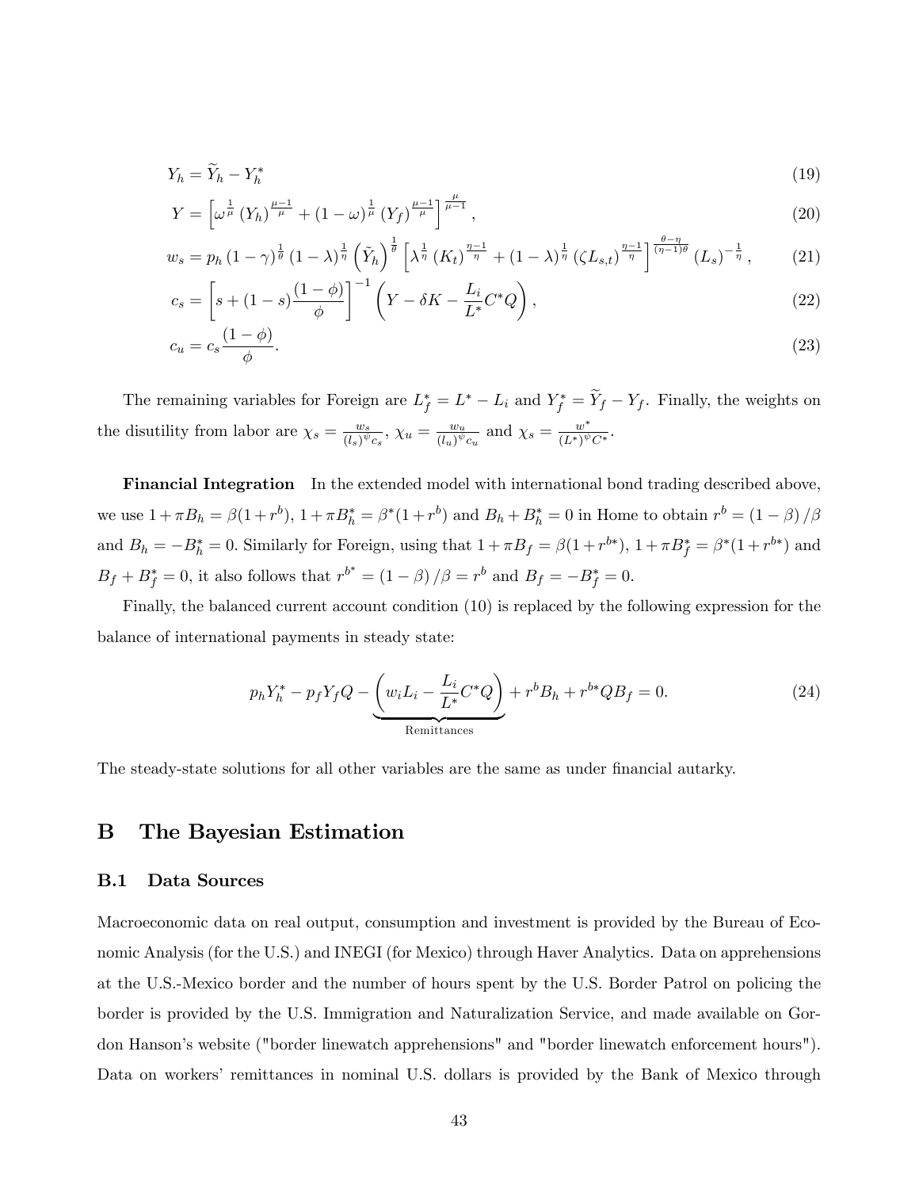$$Y_h = \widetilde{Y}_h - Y_h^* \tag{19}$$

$$Y = \left[\omega^{\frac{1}{\mu}} (Y_h)^{\frac{\mu-1}{\mu}} + (1-\omega)^{\frac{1}{\mu}} (Y_f)^{\frac{\mu-1}{\mu}}\right]^{\frac{\mu}{\mu-1}}, \tag{20}$$

$$w_s = p_h (1-\gamma)^{\frac{1}{\theta}} (1-\lambda)^{\frac{1}{\eta}} \left(\tilde{Y}_h\right)^{\frac{1}{\theta}} \left[\lambda^{\frac{1}{\eta}} (K_t)^{\frac{\eta-1}{\eta}} + (1-\lambda)^{\frac{1}{\eta}} (\zeta L_{s,t})^{\frac{\eta-1}{\eta}}\right]^{\frac{\theta-\eta}{(\eta-1)\theta}} (L_s)^{-\frac{1}{\eta}}, \tag{21}$$

$$c_s = \left[s + (1-s)\frac{(1-\phi)}{\phi}\right]^{-1} \left(Y - \delta K - \frac{L_i}{L^*} C^* Q\right), \tag{22}$$

$$c_u = c_s \frac{(1-\phi)}{\phi}. \tag{23}$$

The remaining variables for Foreign are $L_f^* = L^* - L_i$ and $Y_f^* = \widetilde{Y}_f - Y_f$. Finally, the weights on the disutility from labor are $\chi_s = \frac{w_s}{(l_s)^{\psi} c_s}$, $\chi_u = \frac{w_u}{(l_u)^{\psi} c_u}$ and $\chi_s = \frac{w^*}{(L^*)^{\psi} C^*}$.

**Financial Integration** In the extended model with international bond trading described above, we use $1 + \pi B_h = \beta(1 + r^b)$, $1 + \pi B_h^* = \beta^*(1 + r^b)$ and $B_h + B_h^* = 0$ in Home to obtain $r^b = (1-\beta)/\beta$ and $B_h = -B_h^* = 0$. Similarly for Foreign, using that $1 + \pi B_f = \beta(1 + r^{b*})$, $1 + \pi B_f^* = \beta^*(1 + r^{b*})$ and $B_f + B_f^* = 0$, it also follows that $r^{b^*} = (1-\beta)/\beta = r^b$ and $B_f = -B_f^* = 0$.

Finally, the balanced current account condition (10) is replaced by the following expression for the balance of international payments in steady state:

$$p_h Y_h^* - p_f Y_f Q - \underbrace{\left(w_i L_i - \frac{L_i}{L^*} C^* Q\right)}_{\text{Remittances}} + r^b B_h + r^{b*} Q B_f = 0. \tag{24}$$

The steady-state solutions for all other variables are the same as under financial autarky.

# B The Bayesian Estimation

## B.1 Data Sources

Macroeconomic data on real output, consumption and investment is provided by the Bureau of Economic Analysis (for the U.S.) and INEGI (for Mexico) through Haver Analytics. Data on apprehensions at the U.S.-Mexico border and the number of hours spent by the U.S. Border Patrol on policing the border is provided by the U.S. Immigration and Naturalization Service, and made available on Gordon Hanson's website ("border linewatch apprehensions" and "border linewatch enforcement hours"). Data on workers' remittances in nominal U.S. dollars is provided by the Bank of Mexico through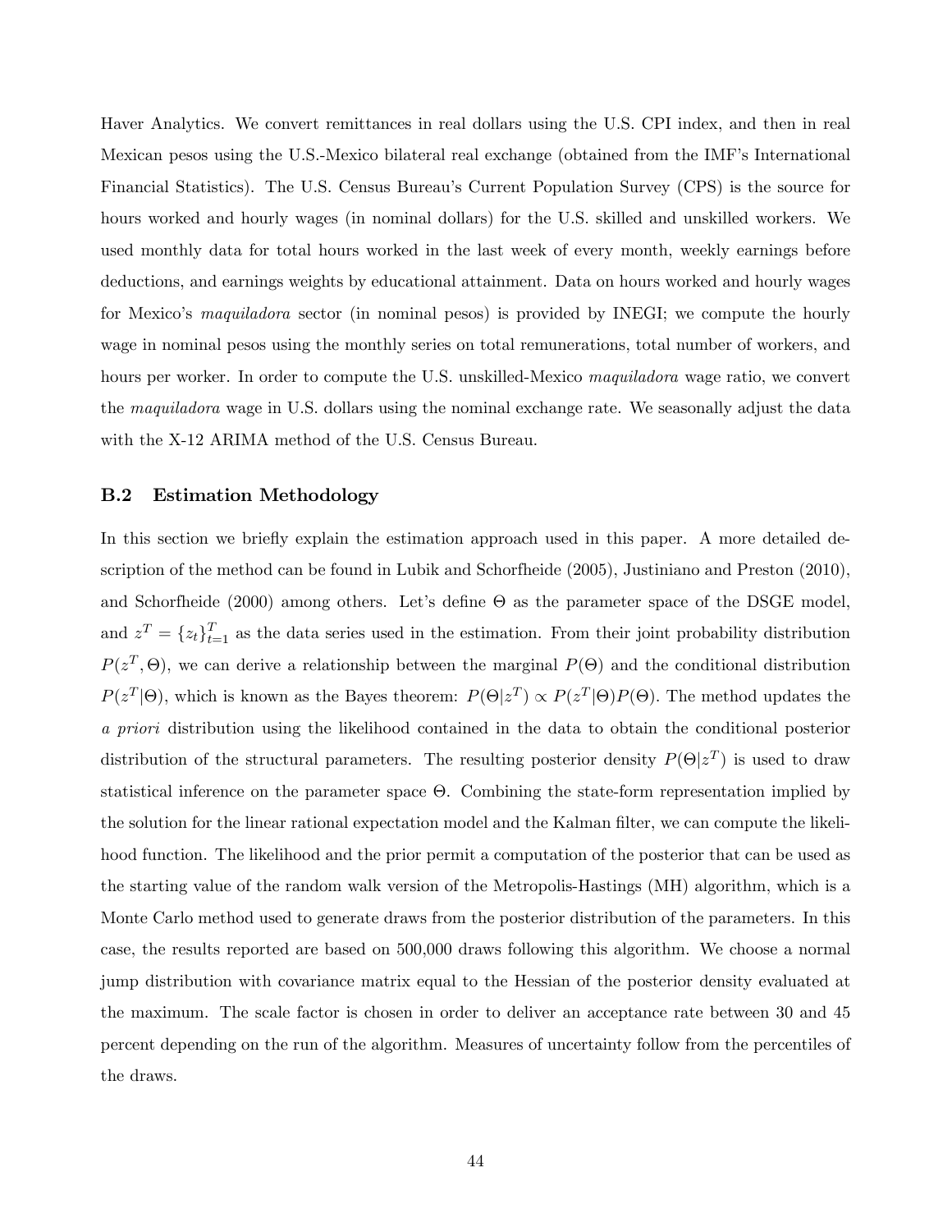Haver Analytics. We convert remittances in real dollars using the U.S. CPI index, and then in real Mexican pesos using the U.S.-Mexico bilateral real exchange (obtained from the IMF's International Financial Statistics). The U.S. Census Bureau's Current Population Survey (CPS) is the source for hours worked and hourly wages (in nominal dollars) for the U.S. skilled and unskilled workers. We used monthly data for total hours worked in the last week of every month, weekly earnings before deductions, and earnings weights by educational attainment. Data on hours worked and hourly wages for Mexico's *maquiladora* sector (in nominal pesos) is provided by INEGI; we compute the hourly wage in nominal pesos using the monthly series on total remunerations, total number of workers, and hours per worker. In order to compute the U.S. unskilled-Mexico *maquiladora* wage ratio, we convert the *maquiladora* wage in U.S. dollars using the nominal exchange rate. We seasonally adjust the data with the X-12 ARIMA method of the U.S. Census Bureau.

### B.2 Estimation Methodology

In this section we briefly explain the estimation approach used in this paper. A more detailed description of the method can be found in Lubik and Schorfheide (2005), Justiniano and Preston (2010), and Schorfheide (2000) among others. Let's define $\Theta$ as the parameter space of the DSGE model, and $z^T = \{z_t\}_{t=1}^T$ as the data series used in the estimation. From their joint probability distribution $P(z^T, \Theta)$, we can derive a relationship between the marginal $P(\Theta)$ and the conditional distribution $P(z^T|\Theta)$, which is known as the Bayes theorem: $P(\Theta|z^T) \propto P(z^T|\Theta)P(\Theta)$. The method updates the *a priori* distribution using the likelihood contained in the data to obtain the conditional posterior distribution of the structural parameters. The resulting posterior density $P(\Theta|z^T)$ is used to draw statistical inference on the parameter space $\Theta$. Combining the state-form representation implied by the solution for the linear rational expectation model and the Kalman filter, we can compute the likelihood function. The likelihood and the prior permit a computation of the posterior that can be used as the starting value of the random walk version of the Metropolis-Hastings (MH) algorithm, which is a Monte Carlo method used to generate draws from the posterior distribution of the parameters. In this case, the results reported are based on 500,000 draws following this algorithm. We choose a normal jump distribution with covariance matrix equal to the Hessian of the posterior density evaluated at the maximum. The scale factor is chosen in order to deliver an acceptance rate between 30 and 45 percent depending on the run of the algorithm. Measures of uncertainty follow from the percentiles of the draws.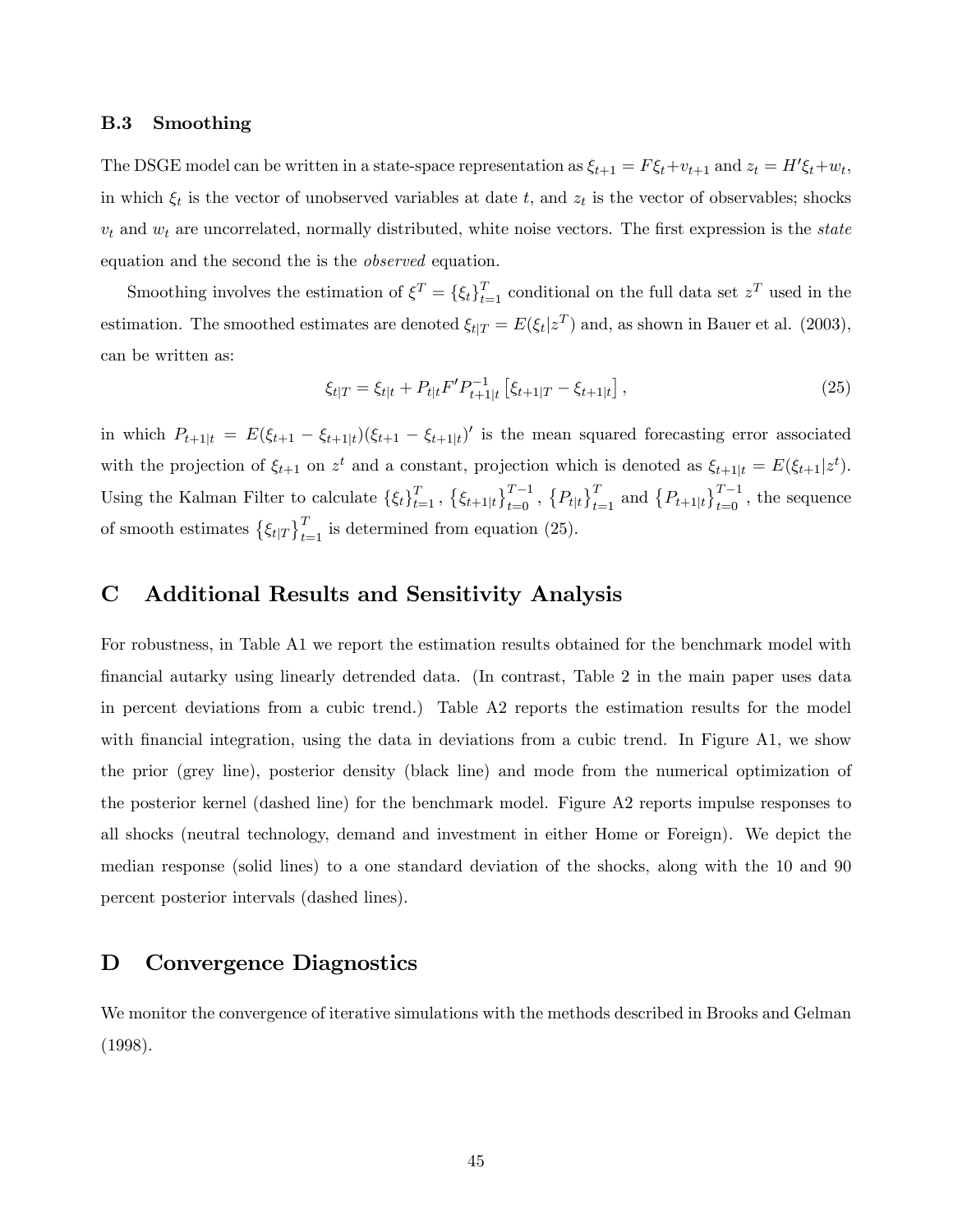### B.3 Smoothing

The DSGE model can be written in a state-space representation as $\xi_{t+1} = F\xi_t + v_{t+1}$ and $z_t = H'\xi_t + w_t$, in which $\xi_t$ is the vector of unobserved variables at date $t$, and $z_t$ is the vector of observables; shocks $v_t$ and $w_t$ are uncorrelated, normally distributed, white noise vectors. The first expression is the *state* equation and the second the is the *observed* equation.

Smoothing involves the estimation of $\xi^T = \{\xi_t\}_{t=1}^T$ conditional on the full data set $z^T$ used in the estimation. The smoothed estimates are denoted $\xi_{t|T} = E(\xi_t|z^T)$ and, as shown in Bauer et al. (2003), can be written as:

$$\xi_{t|T} = \xi_{t|t} + P_{t|t}F'P_{t+1|t}^{-1}\left[\xi_{t+1|T} - \xi_{t+1|t}\right], \tag{25}$$

in which $P_{t+1|t} = E(\xi_{t+1} - \xi_{t+1|t})(\xi_{t+1} - \xi_{t+1|t})'$ is the mean squared forecasting error associated with the projection of $\xi_{t+1}$ on $z^t$ and a constant, projection which is denoted as $\xi_{t+1|t} = E(\xi_{t+1}|z^t)$. Using the Kalman Filter to calculate $\{\xi_t\}_{t=1}^T$, $\{\xi_{t+1|t}\}_{t=0}^{T-1}$, $\{P_{t|t}\}_{t=1}^T$ and $\{P_{t+1|t}\}_{t=0}^{T-1}$, the sequence of smooth estimates $\{\xi_{t|T}\}_{t=1}^T$ is determined from equation (25).

## C Additional Results and Sensitivity Analysis

For robustness, in Table A1 we report the estimation results obtained for the benchmark model with financial autarky using linearly detrended data. (In contrast, Table 2 in the main paper uses data in percent deviations from a cubic trend.) Table A2 reports the estimation results for the model with financial integration, using the data in deviations from a cubic trend. In Figure A1, we show the prior (grey line), posterior density (black line) and mode from the numerical optimization of the posterior kernel (dashed line) for the benchmark model. Figure A2 reports impulse responses to all shocks (neutral technology, demand and investment in either Home or Foreign). We depict the median response (solid lines) to a one standard deviation of the shocks, along with the 10 and 90 percent posterior intervals (dashed lines).

## D Convergence Diagnostics

We monitor the convergence of iterative simulations with the methods described in Brooks and Gelman (1998).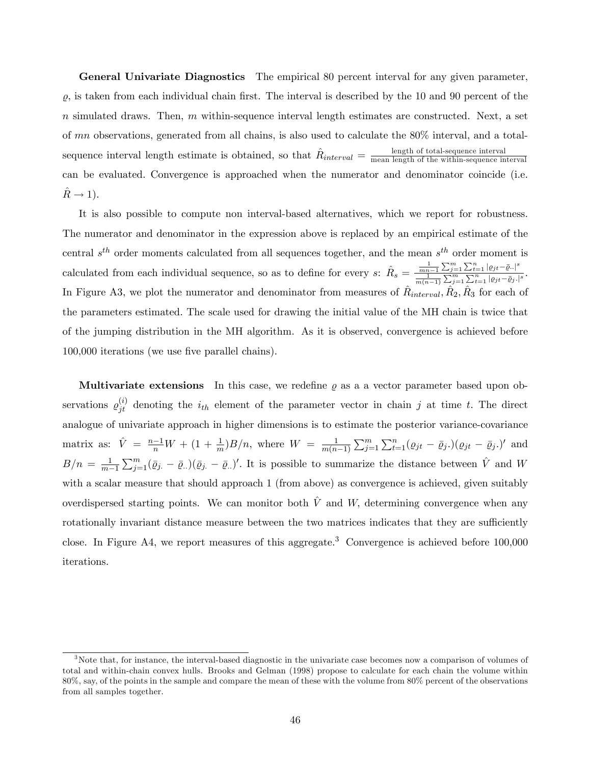**General Univariate Diagnostics** The empirical 80 percent interval for any given parameter, $\varrho$, is taken from each individual chain first. The interval is described by the 10 and 90 percent of the $n$ simulated draws. Then, $m$ within-sequence interval length estimates are constructed. Next, a set of $mn$ observations, generated from all chains, is also used to calculate the 80% interval, and a total-sequence interval length estimate is obtained, so that $\hat{R}_{interval} = \frac{\text{length of total-sequence interval}}{\text{mean length of the within-sequence interval}}$ can be evaluated. Convergence is approached when the numerator and denominator coincide (i.e. $\hat{R} \to 1$).

It is also possible to compute non interval-based alternatives, which we report for robustness. The numerator and denominator in the expression above is replaced by an empirical estimate of the central $s^{th}$ order moments calculated from all sequences together, and the mean $s^{th}$ order moment is calculated from each individual sequence, so as to define for every $s$: $\hat{R}_s = \frac{\frac{1}{mn-1}\sum_{j=1}^{m}\sum_{t=1}^{n}|\varrho_{jt}-\bar{\varrho}_{..}|^s}{\frac{1}{m(n-1)}\sum_{j=1}^{m}\sum_{t=1}^{n}|\varrho_{jt}-\bar{\varrho}_{j.}|^s}$. In Figure A3, we plot the numerator and denominator from measures of $\hat{R}_{interval}, \hat{R}_2, \hat{R}_3$ for each of the parameters estimated. The scale used for drawing the initial value of the MH chain is twice that of the jumping distribution in the MH algorithm. As it is observed, convergence is achieved before 100,000 iterations (we use five parallel chains).

**Multivariate extensions** In this case, we redefine $\varrho$ as a a vector parameter based upon observations $\varrho_{jt}^{(i)}$ denoting the $i_{th}$ element of the parameter vector in chain $j$ at time $t$. The direct analogue of univariate approach in higher dimensions is to estimate the posterior variance-covariance matrix as: $\hat{V} = \frac{n-1}{n}W + (1+\frac{1}{m})B/n$, where $W = \frac{1}{m(n-1)}\sum_{j=1}^{m}\sum_{t=1}^{n}(\varrho_{jt}-\bar{\varrho}_{j.})(\varrho_{jt}-\bar{\varrho}_{j.})'$ and $B/n = \frac{1}{m-1}\sum_{j=1}^{m}(\bar{\varrho}_{j.}-\bar{\varrho}_{..})(\bar{\varrho}_{j.}-\bar{\varrho}_{..})'$. It is possible to summarize the distance between $\hat{V}$ and $W$ with a scalar measure that should approach 1 (from above) as convergence is achieved, given suitably overdispersed starting points. We can monitor both $\hat{V}$ and $W$, determining convergence when any rotationally invariant distance measure between the two matrices indicates that they are sufficiently close. In Figure A4, we report measures of this aggregate.[3] Convergence is achieved before 100,000 iterations.

[3] Note that, for instance, the interval-based diagnostic in the univariate case becomes now a comparison of volumes of total and within-chain convex hulls. Brooks and Gelman (1998) propose to calculate for each chain the volume within 80%, say, of the points in the sample and compare the mean of these with the volume from 80% percent of the observations from all samples together.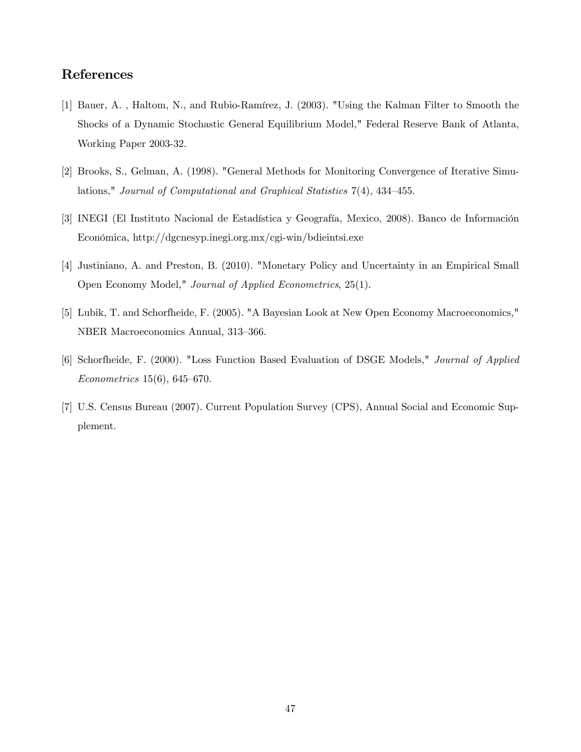## References

[1] Bauer, A. , Haltom, N., and Rubio-Ramírez, J. (2003). "Using the Kalman Filter to Smooth the Shocks of a Dynamic Stochastic General Equilibrium Model," Federal Reserve Bank of Atlanta, Working Paper 2003-32.

[2] Brooks, S., Gelman, A. (1998). "General Methods for Monitoring Convergence of Iterative Simulations," *Journal of Computational and Graphical Statistics* 7(4), 434–455.

[3] INEGI (El Instituto Nacional de Estadística y Geografía, Mexico, 2008). Banco de Información Económica, http://dgcnesyp.inegi.org.mx/cgi-win/bdieintsi.exe

[4] Justiniano, A. and Preston, B. (2010). "Monetary Policy and Uncertainty in an Empirical Small Open Economy Model," *Journal of Applied Econometrics*, 25(1).

[5] Lubik, T. and Schorfheide, F. (2005). "A Bayesian Look at New Open Economy Macroeconomics," NBER Macroeconomics Annual, 313–366.

[6] Schorfheide, F. (2000). "Loss Function Based Evaluation of DSGE Models," *Journal of Applied Econometrics* 15(6), 645–670.

[7] U.S. Census Bureau (2007). Current Population Survey (CPS), Annual Social and Economic Supplement.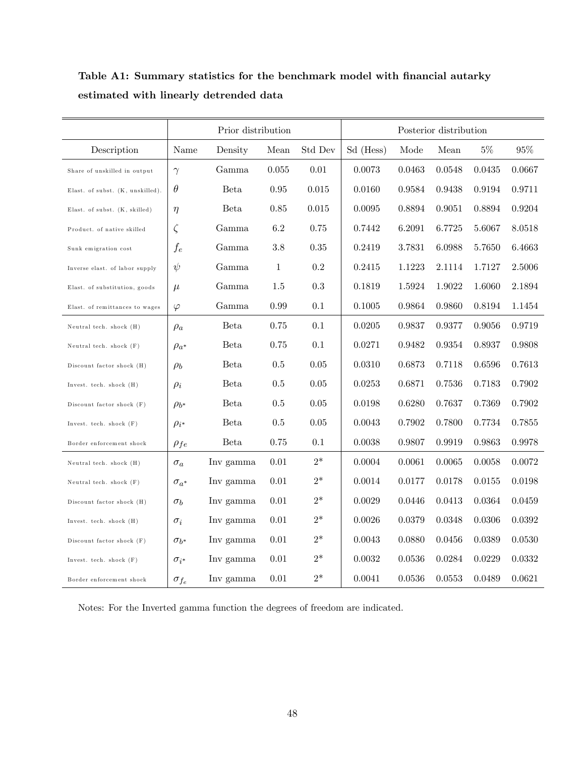**Table A1: Summary statistics for the benchmark model with financial autarky estimated with linearly detrended data**

| | Prior distribution | | | | Posterior distribution | | | | |
|---|---|---|---|---|---|---|---|---|---|
| Description | Name | Density | Mean | Std Dev | Sd (Hess) | Mode | Mean | 5% | 95% |
| Share of unskilled in output | $\gamma$ | Gamma | 0.055 | 0.01 | 0.0073 | 0.0463 | 0.0548 | 0.0435 | 0.0667 |
| Elast. of subst. (K, unskilled). | $\theta$ | Beta | 0.95 | 0.015 | 0.0160 | 0.9584 | 0.9438 | 0.9194 | 0.9711 |
| Elast. of subst. (K, skilled) | $\eta$ | Beta | 0.85 | 0.015 | 0.0095 | 0.8894 | 0.9051 | 0.8894 | 0.9204 |
| Product. of native skilled | $\zeta$ | Gamma | 6.2 | 0.75 | 0.7442 | 6.2091 | 6.7725 | 5.6067 | 8.0518 |
| Sunk emigration cost | $f_e$ | Gamma | 3.8 | 0.35 | 0.2419 | 3.7831 | 6.0988 | 5.7650 | 6.4663 |
| Inverse elast. of labor supply | $\psi$ | Gamma | 1 | 0.2 | 0.2415 | 1.1223 | 2.1114 | 1.7127 | 2.5006 |
| Elast. of substitution, goods | $\mu$ | Gamma | 1.5 | 0.3 | 0.1819 | 1.5924 | 1.9022 | 1.6060 | 2.1894 |
| Elast. of remittances to wages | $\varphi$ | Gamma | 0.99 | 0.1 | 0.1005 | 0.9864 | 0.9860 | 0.8194 | 1.1454 |
| Neutral tech. shock (H) | $\rho_a$ | Beta | 0.75 | 0.1 | 0.0205 | 0.9837 | 0.9377 | 0.9056 | 0.9719 |
| Neutral tech. shock (F) | $\rho_{a^*}$ | Beta | 0.75 | 0.1 | 0.0271 | 0.9482 | 0.9354 | 0.8937 | 0.9808 |
| Discount factor shock (H) | $\rho_b$ | Beta | 0.5 | 0.05 | 0.0310 | 0.6873 | 0.7118 | 0.6596 | 0.7613 |
| Invest. tech. shock (H) | $\rho_i$ | Beta | 0.5 | 0.05 | 0.0253 | 0.6871 | 0.7536 | 0.7183 | 0.7902 |
| Discount factor shock (F) | $\rho_{b^*}$ | Beta | 0.5 | 0.05 | 0.0198 | 0.6280 | 0.7637 | 0.7369 | 0.7902 |
| Invest. tech. shock (F) | $\rho_{i^*}$ | Beta | 0.5 | 0.05 | 0.0043 | 0.7902 | 0.7800 | 0.7734 | 0.7855 |
| Border enforcement shock | $\rho_{fe}$ | Beta | 0.75 | 0.1 | 0.0038 | 0.9807 | 0.9919 | 0.9863 | 0.9978 |
| Neutral tech. shock (H) | $\sigma_a$ | Inv gamma | 0.01 | 2* | 0.0004 | 0.0061 | 0.0065 | 0.0058 | 0.0072 |
| Neutral tech. shock (F) | $\sigma_{a^*}$ | Inv gamma | 0.01 | 2* | 0.0014 | 0.0177 | 0.0178 | 0.0155 | 0.0198 |
| Discount factor shock (H) | $\sigma_b$ | Inv gamma | 0.01 | 2* | 0.0029 | 0.0446 | 0.0413 | 0.0364 | 0.0459 |
| Invest. tech. shock (H) | $\sigma_i$ | Inv gamma | 0.01 | 2* | 0.0026 | 0.0379 | 0.0348 | 0.0306 | 0.0392 |
| Discount factor shock (F) | $\sigma_{b^*}$ | Inv gamma | 0.01 | 2* | 0.0043 | 0.0880 | 0.0456 | 0.0389 | 0.0530 |
| Invest. tech. shock (F) | $\sigma_{i^*}$ | Inv gamma | 0.01 | 2* | 0.0032 | 0.0536 | 0.0284 | 0.0229 | 0.0332 |
| Border enforcement shock | $\sigma_{f_e}$ | Inv gamma | 0.01 | 2* | 0.0041 | 0.0536 | 0.0553 | 0.0489 | 0.0621 |

Notes: For the Inverted gamma function the degrees of freedom are indicated.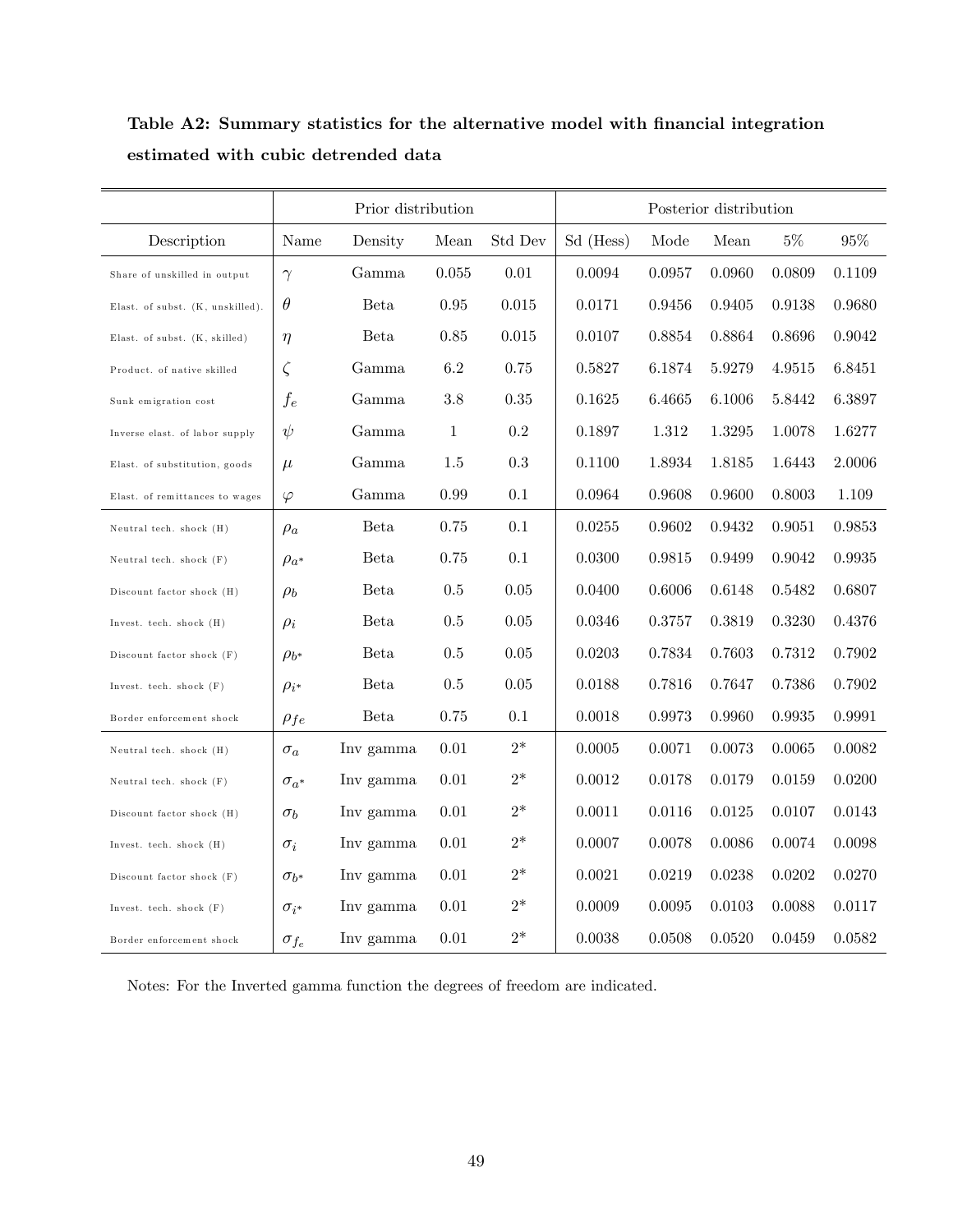**Table A2: Summary statistics for the alternative model with financial integration estimated with cubic detrended data**

| | Prior distribution | | | | Posterior distribution | | | | |
|---|---|---|---|---|---|---|---|---|---|
| Description | Name | Density | Mean | Std Dev | Sd (Hess) | Mode | Mean | 5% | 95% |
| Share of unskilled in output | $\gamma$ | Gamma | 0.055 | 0.01 | 0.0094 | 0.0957 | 0.0960 | 0.0809 | 0.1109 |
| Elast. of subst. (K, unskilled). | $\theta$ | Beta | 0.95 | 0.015 | 0.0171 | 0.9456 | 0.9405 | 0.9138 | 0.9680 |
| Elast. of subst. (K, skilled) | $\eta$ | Beta | 0.85 | 0.015 | 0.0107 | 0.8854 | 0.8864 | 0.8696 | 0.9042 |
| Product. of native skilled | $\zeta$ | Gamma | 6.2 | 0.75 | 0.5827 | 6.1874 | 5.9279 | 4.9515 | 6.8451 |
| Sunk emigration cost | $f_e$ | Gamma | 3.8 | 0.35 | 0.1625 | 6.4665 | 6.1006 | 5.8442 | 6.3897 |
| Inverse elast. of labor supply | $\psi$ | Gamma | 1 | 0.2 | 0.1897 | 1.312 | 1.3295 | 1.0078 | 1.6277 |
| Elast. of substitution, goods | $\mu$ | Gamma | 1.5 | 0.3 | 0.1100 | 1.8934 | 1.8185 | 1.6443 | 2.0006 |
| Elast. of remittances to wages | $\varphi$ | Gamma | 0.99 | 0.1 | 0.0964 | 0.9608 | 0.9600 | 0.8003 | 1.109 |
| Neutral tech. shock (H) | $\rho_a$ | Beta | 0.75 | 0.1 | 0.0255 | 0.9602 | 0.9432 | 0.9051 | 0.9853 |
| Neutral tech. shock (F) | $\rho_{a^*}$ | Beta | 0.75 | 0.1 | 0.0300 | 0.9815 | 0.9499 | 0.9042 | 0.9935 |
| Discount factor shock (H) | $\rho_b$ | Beta | 0.5 | 0.05 | 0.0400 | 0.6006 | 0.6148 | 0.5482 | 0.6807 |
| Invest. tech. shock (H) | $\rho_i$ | Beta | 0.5 | 0.05 | 0.0346 | 0.3757 | 0.3819 | 0.3230 | 0.4376 |
| Discount factor shock (F) | $\rho_{b^*}$ | Beta | 0.5 | 0.05 | 0.0203 | 0.7834 | 0.7603 | 0.7312 | 0.7902 |
| Invest. tech. shock (F) | $\rho_{i^*}$ | Beta | 0.5 | 0.05 | 0.0188 | 0.7816 | 0.7647 | 0.7386 | 0.7902 |
| Border enforcement shock | $\rho_{fe}$ | Beta | 0.75 | 0.1 | 0.0018 | 0.9973 | 0.9960 | 0.9935 | 0.9991 |
| Neutral tech. shock (H) | $\sigma_a$ | Inv gamma | 0.01 | 2* | 0.0005 | 0.0071 | 0.0073 | 0.0065 | 0.0082 |
| Neutral tech. shock (F) | $\sigma_{a^*}$ | Inv gamma | 0.01 | 2* | 0.0012 | 0.0178 | 0.0179 | 0.0159 | 0.0200 |
| Discount factor shock (H) | $\sigma_b$ | Inv gamma | 0.01 | 2* | 0.0011 | 0.0116 | 0.0125 | 0.0107 | 0.0143 |
| Invest. tech. shock (H) | $\sigma_i$ | Inv gamma | 0.01 | 2* | 0.0007 | 0.0078 | 0.0086 | 0.0074 | 0.0098 |
| Discount factor shock (F) | $\sigma_{b^*}$ | Inv gamma | 0.01 | 2* | 0.0021 | 0.0219 | 0.0238 | 0.0202 | 0.0270 |
| Invest. tech. shock (F) | $\sigma_{i^*}$ | Inv gamma | 0.01 | 2* | 0.0009 | 0.0095 | 0.0103 | 0.0088 | 0.0117 |
| Border enforcement shock | $\sigma_{f_e}$ | Inv gamma | 0.01 | 2* | 0.0038 | 0.0508 | 0.0520 | 0.0459 | 0.0582 |

Notes: For the Inverted gamma function the degrees of freedom are indicated.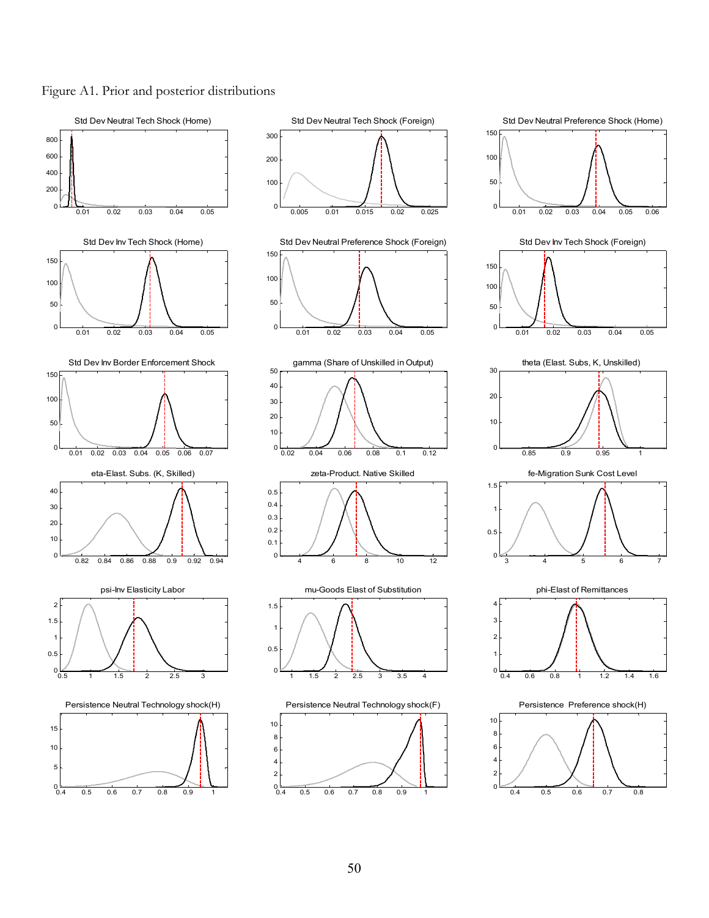Figure A1. Prior and posterior distributions

Std Dev Neutral Tech Shock (Home)

800
600
400
200
0
0.01 0.02 0.03 0.04 0.05

Std Dev Neutral Tech Shock (Foreign)

300
200
100
0
0.005 0.01 0.015 0.02 0.025

Std Dev Neutral Preference Shock (Home)

150
100
50
0
0.01 0.02 0.03 0.04 0.05 0.06

Std Dev Inv Tech Shock (Home)

150
100
50
0
0.01 0.02 0.03 0.04 0.05

Std Dev Neutral Preference Shock (Foreign)

150
100
50
0
0.01 0.02 0.03 0.04 0.05

Std Dev Inv Tech Shock (Foreign)

150
100
50
0
0.01 0.02 0.03 0.04 0.05

Std Dev Inv Border Enforcement Shock

150
100
50
0
0.01 0.02 0.03 0.04 0.05 0.06 0.07

gamma (Share of Unskilled in Output)

50
40
30
20
10
0
0.02 0.04 0.06 0.08 0.1 0.12

theta (Elast. Subs, K, Unskilled)

30
20
10
0
0.85 0.9 0.95 1

eta-Elast. Subs. (K, Skilled)

40
30
20
10
0
0.82 0.84 0.86 0.88 0.9 0.92 0.94

zeta-Product. Native Skilled

0.5
0.4
0.3
0.2
0.1
0
4 6 8 10 12

fe-Migration Sunk Cost Level

1.5
1
0.5
0
3 4 5 6 7

psi-Inv Elasticity Labor

2
1.5
1
0.5
0
0.5 1 1.5 2 2.5 3

mu-Goods Elast of Substitution

1.5
1
0.5
0
1 1.5 2 2.5 3 3.5 4

phi-Elast of Remittances

4
3
2
1
0
0.4 0.6 0.8 1 1.2 1.4 1.6

Persistence Neutral Technology shock(H)

15
10
5
0
0.4 0.5 0.6 0.7 0.8 0.9 1

Persistence Neutral Technology shock(F)

10
8
6
4
2
0
0.4 0.5 0.6 0.7 0.8 0.9 1

Persistence Preference shock(H)

10
8
6
4
2
0
0.4 0.5 0.6 0.7 0.8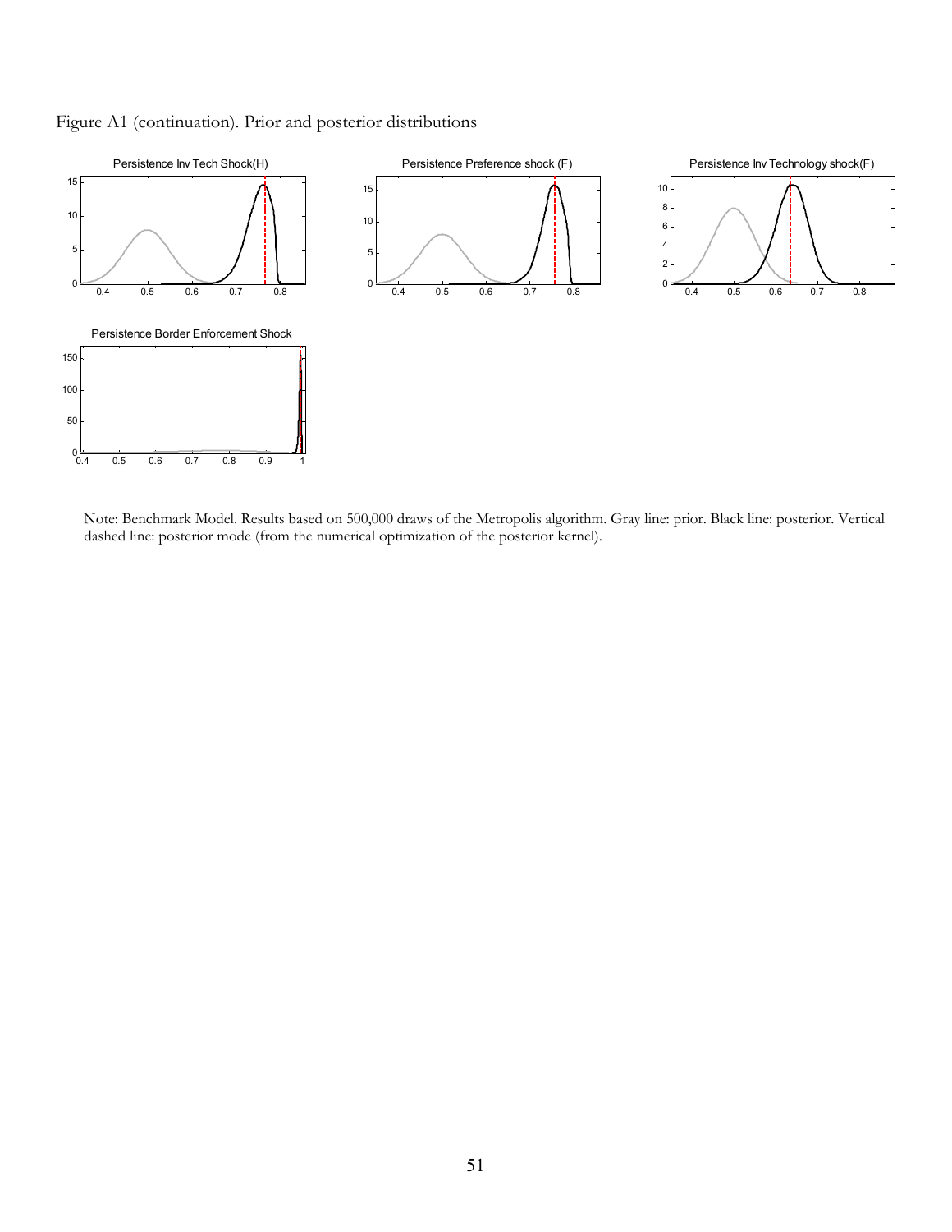Figure A1 (continuation). Prior and posterior distributions

Persistence Inv Tech Shock(H)

15
10
5
0
0.4 0.5 0.6 0.7 0.8

Persistence Preference shock (F)

15
10
5
0
0.4 0.5 0.6 0.7 0.8

Persistence Inv Technology shock(F)

10
8
6
4
2
0
0.4 0.5 0.6 0.7 0.8

Persistence Border Enforcement Shock

150
100
50
0
0.4 0.5 0.6 0.7 0.8 0.9 1

Note: Benchmark Model. Results based on 500,000 draws of the Metropolis algorithm. Gray line: prior. Black line: posterior. Vertical dashed line: posterior mode (from the numerical optimization of the posterior kernel).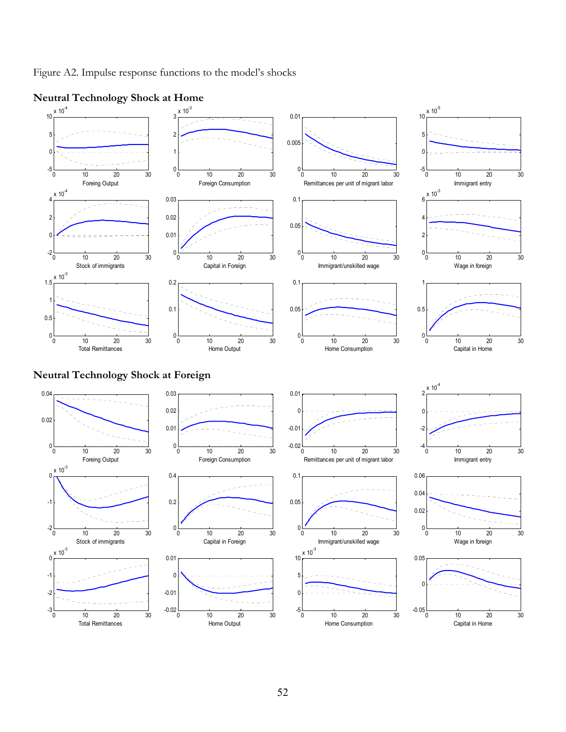Figure A2. Impulse response functions to the model's shocks

## Neutral Technology Shock at Home

x 10^-4
10
5
0
-5
0 10 20 30
Foreing Output

x 10^-3
3
2
1
0
0 10 20 30
Foreign Consumption

0.01
0.005
0
0 10 20 30
Remittances per unit of migrant labor

x 10^-5
10
5
0
-5
0 10 20 30
Immigrant entry

x 10^-4
4
2
0
-2
0 10 20 30
Stock of immigrants

0.03
0.02
0.01
0
0 10 20 30
Capital in Foreign

0.1
0.05
0
0 10 20 30
Immigrant/unskilled wage

x 10^-3
6
4
2
0
0 10 20 30
Wage in foreign

x 10^-3
1.5
1
0.5
0
0 10 20 30
Total Remittances

0.2
0.1
0
0 10 20 30
Home Output

0.1
0.05
0
0 10 20 30
Home Consumption

1
0.5
0
0 10 20 30
Capital in Home

## Neutral Technology Shock at Foreign

0.04
0.02
0
0 10 20 30
Foreing Output

0.03
0.02
0.01
0
0 10 20 30
Foreign Consumption

0.01
0
-0.01
-0.02
0 10 20 30
Remittances per unit of migrant labor

x 10^-4
2
0
-2
-4
0 10 20 30
Immigrant entry

x 10^-3
0
-1
-2
0 10 20 30
Stock of immigrants

0.4
0.2
0
0 10 20 30
Capital in Foreign

0.1
0.05
0
0 10 20 30
Immigrant/unskilled wage

0.06
0.04
0.02
0
0 10 20 30
Wage in foreign

x 10^-3
0
-1
-2
-3
0 10 20 30
Total Remittances

0.01
0
-0.01
-0.02
0 10 20 30
Home Output

x 10^-3
10
5
0
-5
0 10 20 30
Home Consumption

0.05
0
-0.05
0 10 20 30
Capital in Home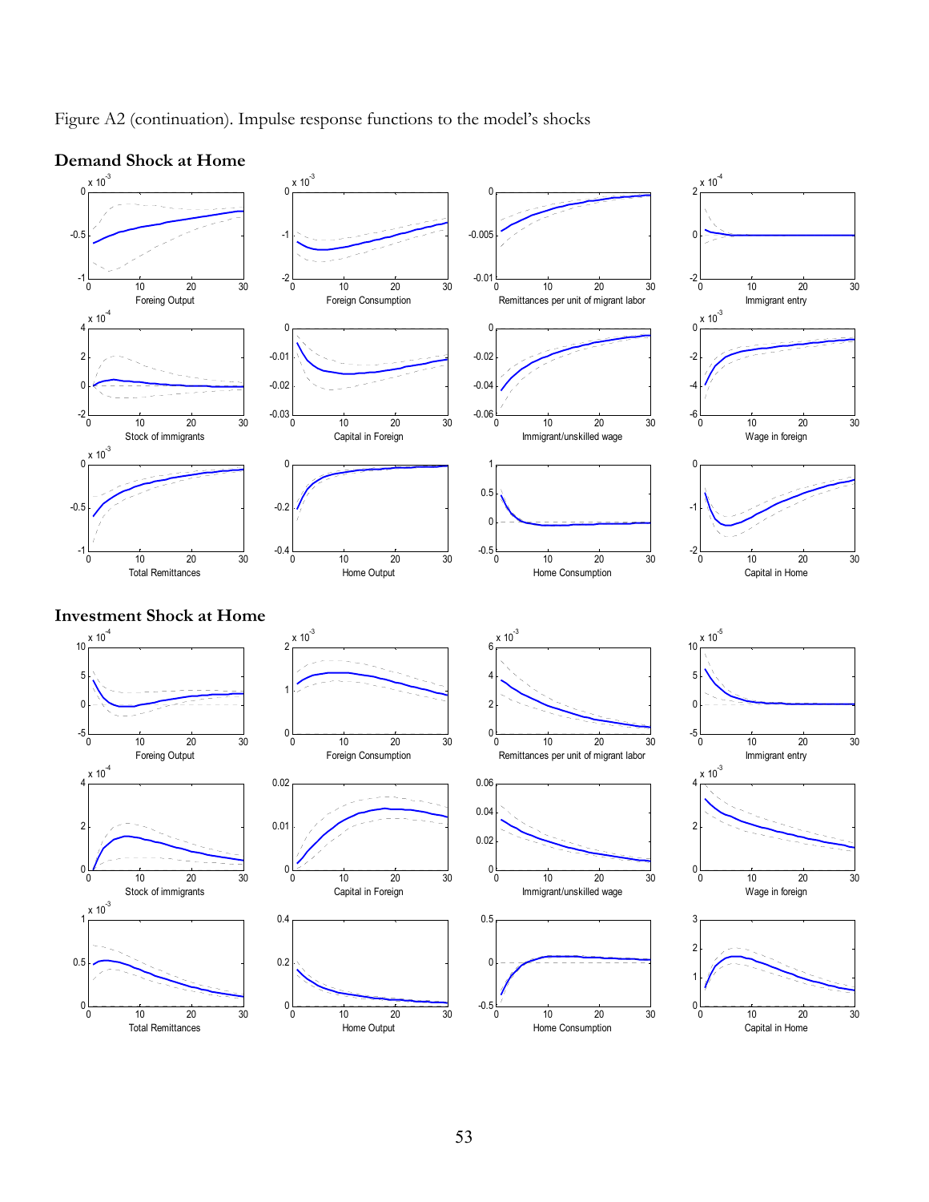Figure A2 (continuation). Impulse response functions to the model's shocks

## Demand Shock at Home

x 10^-3
0
-0.5
-1
0 10 20 30
Foreing Output

x 10^-3
0
-1
-2
0 10 20 30
Foreign Consumption

0
-0.005
-0.01
0 10 20 30
Remittances per unit of migrant labor

x 10^-4
2
0
-2
0 10 20 30
Immigrant entry

x 10^-4
4
2
0
-2
0 10 20 30
Stock of immigrants

0
-0.01
-0.02
-0.03
0 10 20 30
Capital in Foreign

0
-0.02
-0.04
-0.06
0 10 20 30
Immigrant/unskilled wage

x 10^-3
0
-2
-4
-6
0 10 20 30
Wage in foreign

x 10^-3
0
-0.5
-1
0 10 20 30
Total Remittances

0
-0.2
-0.4
0 10 20 30
Home Output

1
0.5
0
-0.5
0 10 20 30
Home Consumption

0
-1
-2
0 10 20 30
Capital in Home

## Investment Shock at Home

x 10^-4
10
5
0
-5
0 10 20 30
Foreing Output

x 10^-3
2
1
0
0 10 20 30
Foreign Consumption

x 10^-3
6
4
2
0
0 10 20 30
Remittances per unit of migrant labor

x 10^-5
10
5
0
-5
0 10 20 30
Immigrant entry

x 10^-4
4
2
0
0 10 20 30
Stock of immigrants

0.02
0.01
0
0 10 20 30
Capital in Foreign

0.06
0.04
0.02
0
0 10 20 30
Immigrant/unskilled wage

x 10^-3
4
2
0
0 10 20 30
Wage in foreign

x 10^-3
1
0.5
0
0 10 20 30
Total Remittances

0.4
0.2
0
0 10 20 30
Home Output

0.5
0
-0.5
0 10 20 30
Home Consumption

3
2
1
0
0 10 20 30
Capital in Home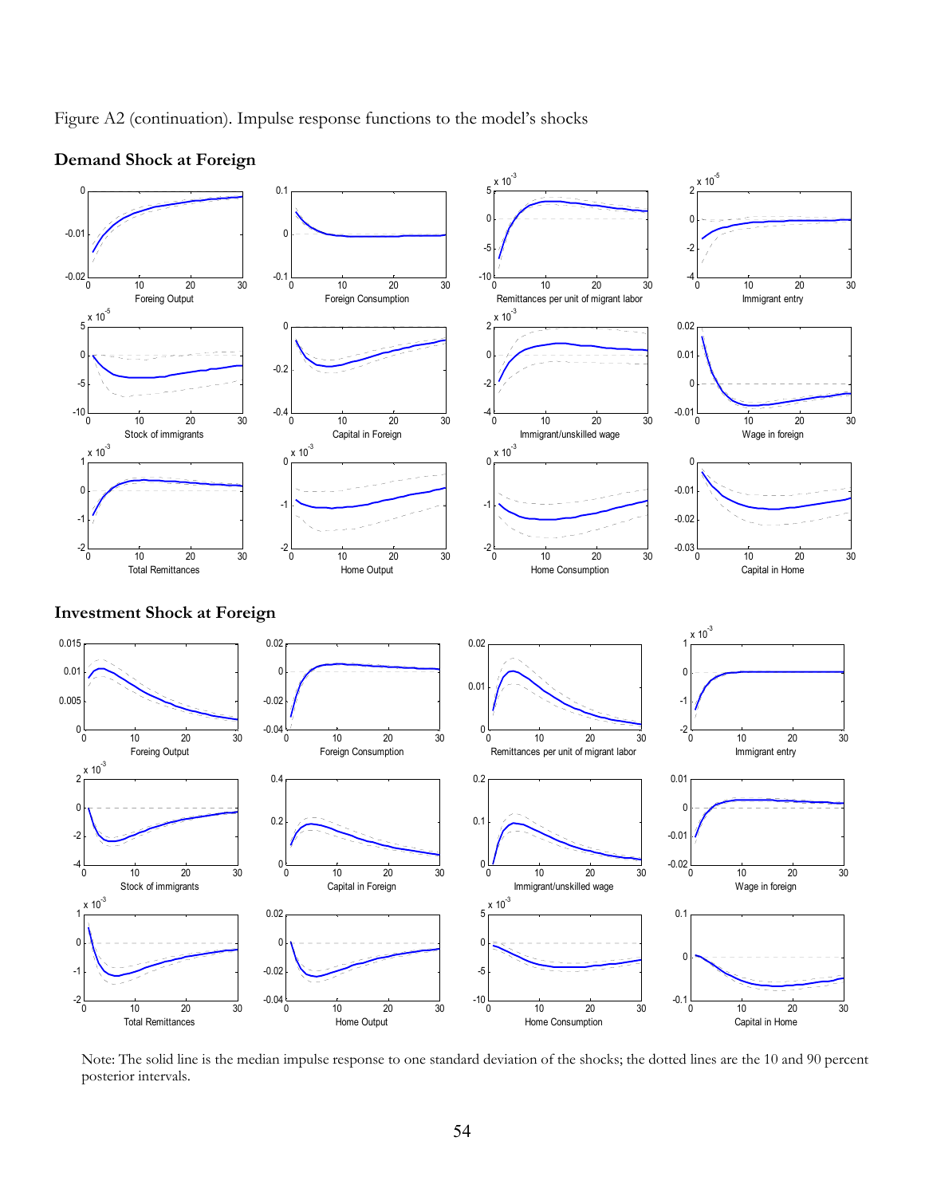Figure A2 (continuation). Impulse response functions to the model's shocks

## Demand Shock at Foreign

Foreing Output

Foreign Consumption

x 10^-3
Remittances per unit of migrant labor

x 10^-5
Immigrant entry

x 10^-5
Stock of immigrants

Capital in Foreign

x 10^-3
Immigrant/unskilled wage

Wage in foreign

x 10^-3
Total Remittances

x 10^-3
Home Output

x 10^-3
Home Consumption

Capital in Home

## Investment Shock at Foreign

Foreing Output

Foreign Consumption

Remittances per unit of migrant labor

x 10^-3
Immigrant entry

x 10^-3
Stock of immigrants

Capital in Foreign

Immigrant/unskilled wage

Wage in foreign

x 10^-3
Total Remittances

Home Output

x 10^-3
Home Consumption

Capital in Home

Note: The solid line is the median impulse response to one standard deviation of the shocks; the dotted lines are the 10 and 90 percent posterior intervals.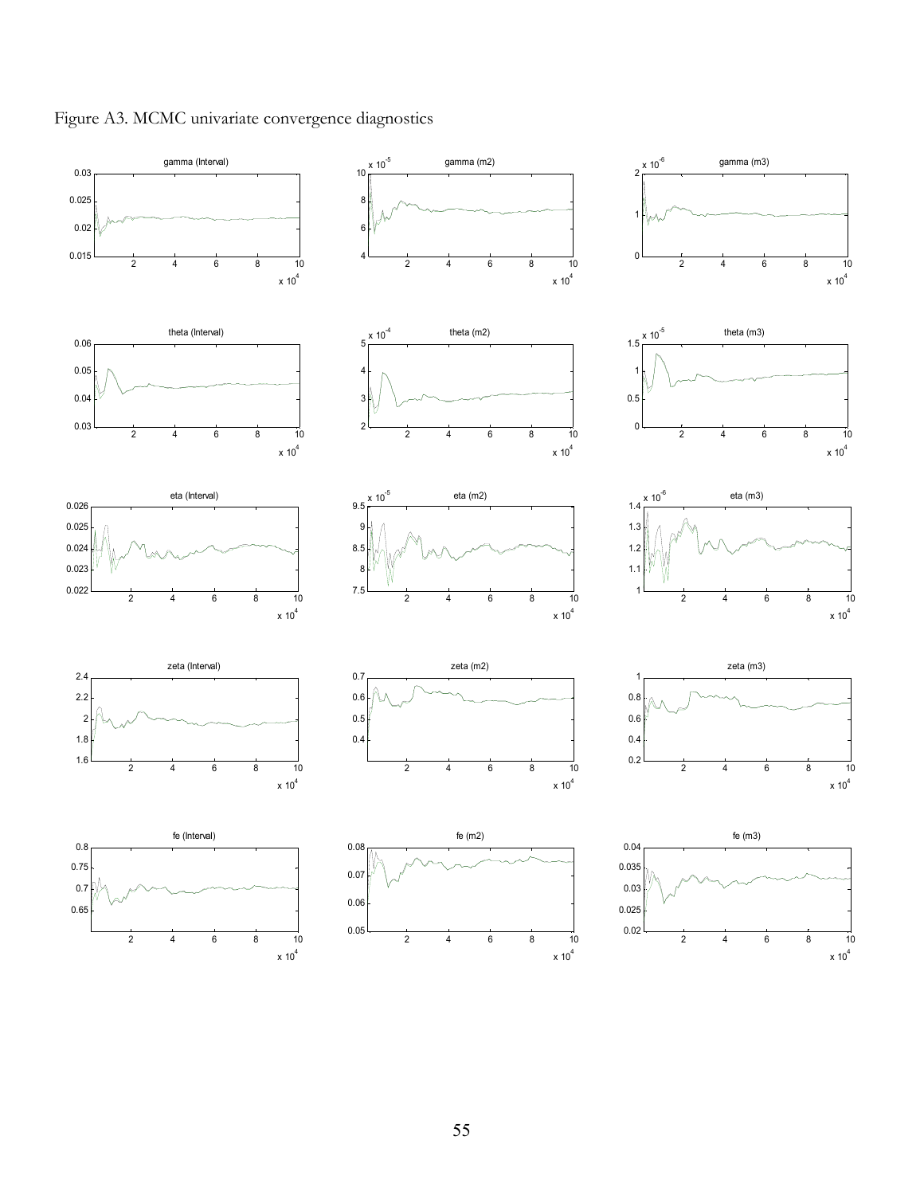Figure A3. MCMC univariate convergence diagnostics

gamma (Interval)
0.03
0.025
0.02
0.015
2 4 6 8 10
x $10^4$

gamma (m2)
x $10^{-5}$
10
8
6
4
2 4 6 8 10
x $10^4$

gamma (m3)
x $10^{-6}$
2
1
0
2 4 6 8 10
x $10^4$

theta (Interval)
0.06
0.05
0.04
0.03
2 4 6 8 10
x $10^4$

theta (m2)
x $10^{-4}$
5
4
3
2
2 4 6 8 10
x $10^4$

theta (m3)
x $10^{-5}$
1.5
1
0.5
0
2 4 6 8 10
x $10^4$

eta (Interval)
0.026
0.025
0.024
0.023
0.022
2 4 6 8 10
x $10^4$

eta (m2)
x $10^{-5}$
9.5
9
8.5
8
7.5
2 4 6 8 10
x $10^4$

eta (m3)
x $10^{-6}$
1.4
1.3
1.2
1.1
1
2 4 6 8 10
x $10^4$

zeta (Interval)
2.4
2.2
2
1.8
1.6
2 4 6 8 10
x $10^4$

zeta (m2)
0.7
0.6
0.5
0.4
2 4 6 8 10
x $10^4$

zeta (m3)
1
0.8
0.6
0.4
0.2
2 4 6 8 10
x $10^4$

fe (Interval)
0.8
0.75
0.7
0.65
2 4 6 8 10
x $10^4$

fe (m2)
0.08
0.07
0.06
0.05
2 4 6 8 10
x $10^4$

fe (m3)
0.04
0.035
0.03
0.025
0.02
2 4 6 8 10
x $10^4$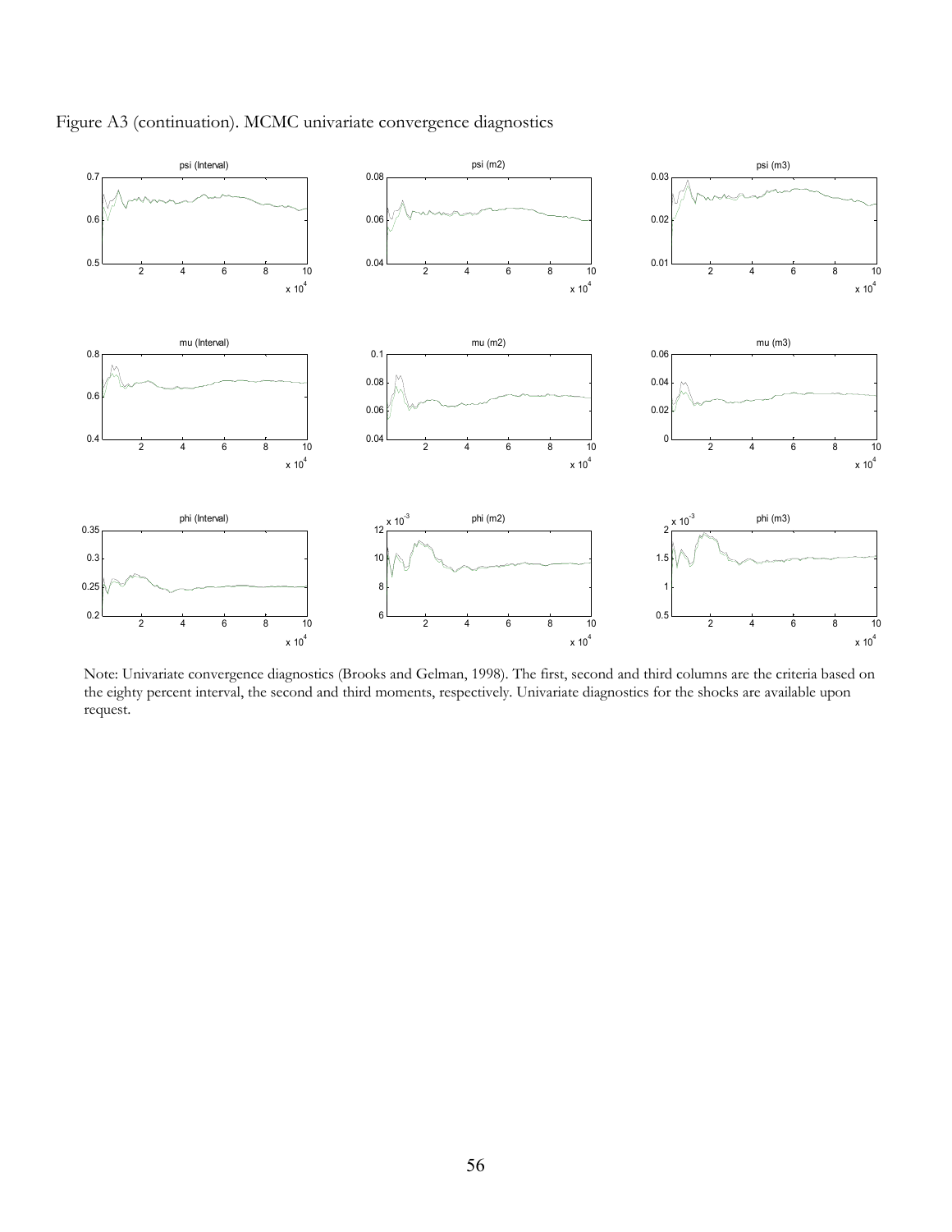Figure A3 (continuation). MCMC univariate convergence diagnostics

psi (Interval)
0.7
0.6
0.5
2 4 6 8 10
x 10^4

psi (m2)
0.08
0.06
0.04
2 4 6 8 10
x 10^4

psi (m3)
0.03
0.02
0.01
2 4 6 8 10
x 10^4

mu (Interval)
0.8
0.6
0.4
2 4 6 8 10
x 10^4

mu (m2)
0.1
0.08
0.06
0.04
2 4 6 8 10
x 10^4

mu (m3)
0.06
0.04
0.02
0
2 4 6 8 10
x 10^4

phi (Interval)
0.35
0.3
0.25
0.2
2 4 6 8 10
x 10^4

phi (m2)
x 10^-3
12
10
8
6
2 4 6 8 10
x 10^4

phi (m3)
x 10^-3
2
1.5
1
0.5
2 4 6 8 10
x 10^4

Note: Univariate convergence diagnostics (Brooks and Gelman, 1998). The first, second and third columns are the criteria based on the eighty percent interval, the second and third moments, respectively. Univariate diagnostics for the shocks are available upon request.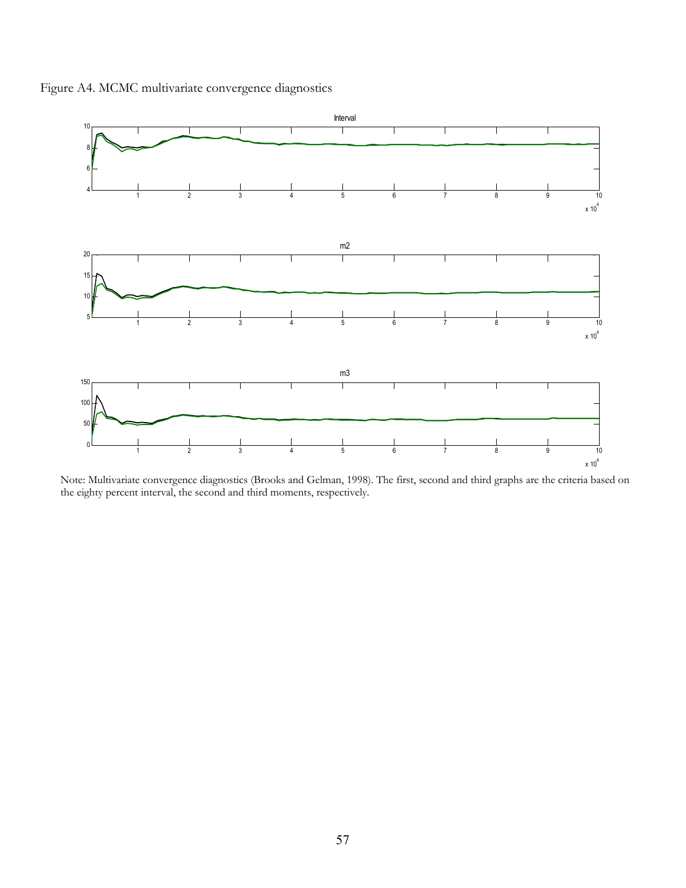Figure A4. MCMC multivariate convergence diagnostics

Interval

10
8
6
4

1 2 3 4 5 6 7 8 9 10

x 10$^4$

m2

20
15
10
5

1 2 3 4 5 6 7 8 9 10

x 10$^4$

m3

150
100
50
0

1 2 3 4 5 6 7 8 9 10

x 10$^4$

Note: Multivariate convergence diagnostics (Brooks and Gelman, 1998). The first, second and third graphs are the criteria based on the eighty percent interval, the second and third moments, respectively.